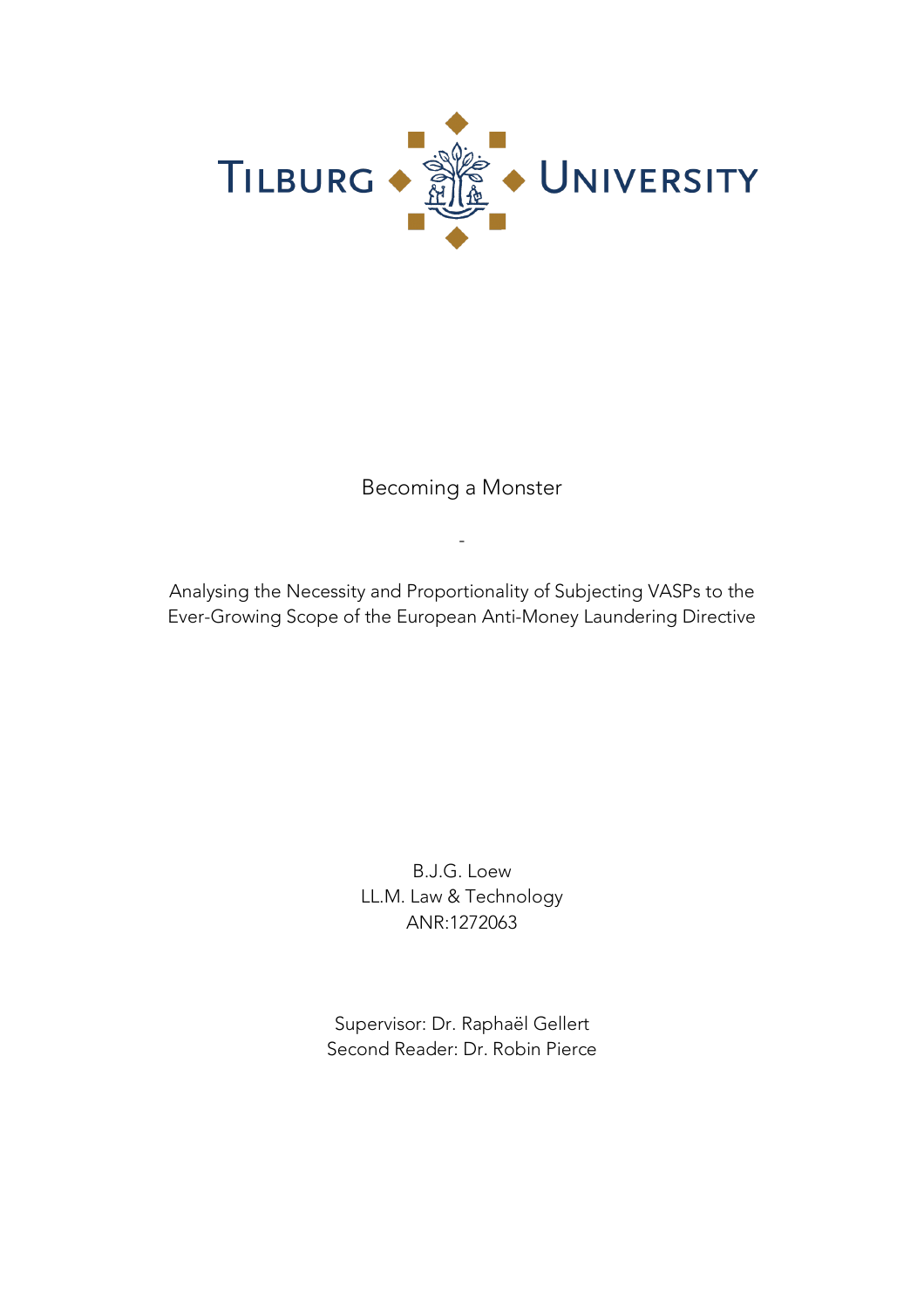TILBURG UNIVERSITY

# Becoming a Monster

-

Analysing the Necessity and Proportionality of Subjecting VASPs to the Ever-Growing Scope of the European Anti-Money Laundering Directive

B.J.G. Loew
LL.M. Law & Technology
ANR:1272063

Supervisor: Dr. Raphaël Gellert
Second Reader: Dr. Robin Pierce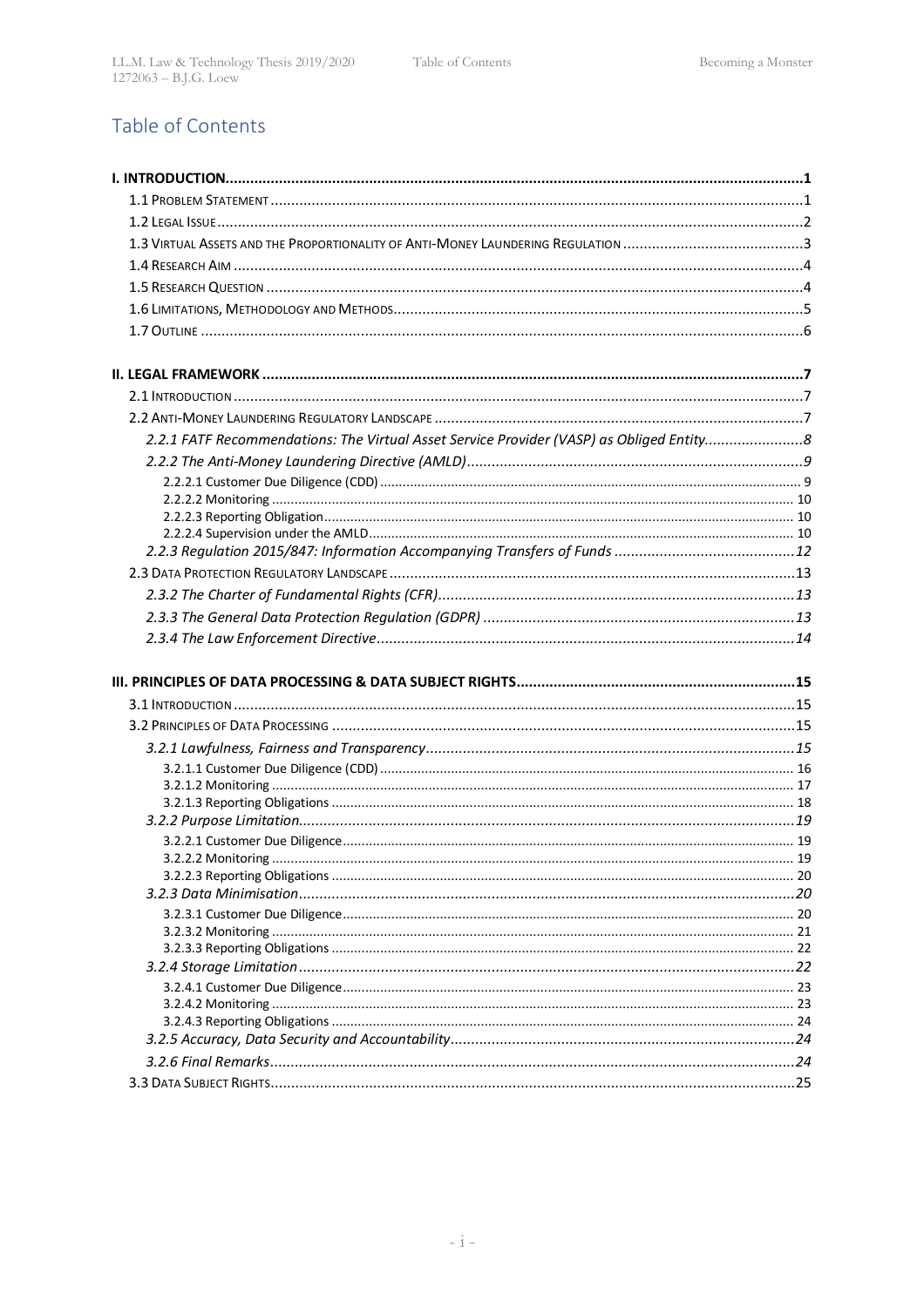# Table of Contents

**I. INTRODUCTION** .......... **1**

1.1 Problem Statement .......... 1

1.2 Legal Issue .......... 2

1.3 Virtual Assets and the Proportionality of Anti-Money Laundering Regulation .......... 3

1.4 Research Aim .......... 4

1.5 Research Question .......... 4

1.6 Limitations, Methodology and Methods .......... 5

1.7 Outline .......... 6

**II. LEGAL FRAMEWORK** .......... **7**

2.1 Introduction .......... 7

2.2 Anti-Money Laundering Regulatory Landscape .......... 7

*2.2.1 FATF Recommendations: The Virtual Asset Service Provider (VASP) as Obliged Entity* .......... *8*

*2.2.2 The Anti-Money Laundering Directive (AMLD)* .......... *9*

2.2.2.1 Customer Due Diligence (CDD) .......... 9

2.2.2.2 Monitoring .......... 10

2.2.2.3 Reporting Obligation .......... 10

2.2.2.4 Supervision under the AMLD .......... 10

*2.2.3 Regulation 2015/847: Information Accompanying Transfers of Funds* .......... *12*

2.3 Data Protection Regulatory Landscape .......... 13

*2.3.2 The Charter of Fundamental Rights (CFR)* .......... *13*

*2.3.3 The General Data Protection Regulation (GDPR)* .......... *13*

*2.3.4 The Law Enforcement Directive* .......... *14*

**III. PRINCIPLES OF DATA PROCESSING & DATA SUBJECT RIGHTS** .......... **15**

3.1 Introduction .......... 15

3.2 Principles of Data Processing .......... 15

*3.2.1 Lawfulness, Fairness and Transparency* .......... *15*

3.2.1.1 Customer Due Diligence (CDD) .......... 16

3.2.1.2 Monitoring .......... 17

3.2.1.3 Reporting Obligations .......... 18

*3.2.2 Purpose Limitation* .......... *19*

3.2.2.1 Customer Due Diligence .......... 19

3.2.2.2 Monitoring .......... 19

3.2.2.3 Reporting Obligations .......... 20

*3.2.3 Data Minimisation* .......... *20*

3.2.3.1 Customer Due Diligence .......... 20

3.2.3.2 Monitoring .......... 21

3.2.3.3 Reporting Obligations .......... 22

*3.2.4 Storage Limitation* .......... *22*

3.2.4.1 Customer Due Diligence .......... 23

3.2.4.2 Monitoring .......... 23

3.2.4.3 Reporting Obligations .......... 24

*3.2.5 Accuracy, Data Security and Accountability* .......... *24*

*3.2.6 Final Remarks* .......... *24*

3.3 Data Subject Rights .......... 25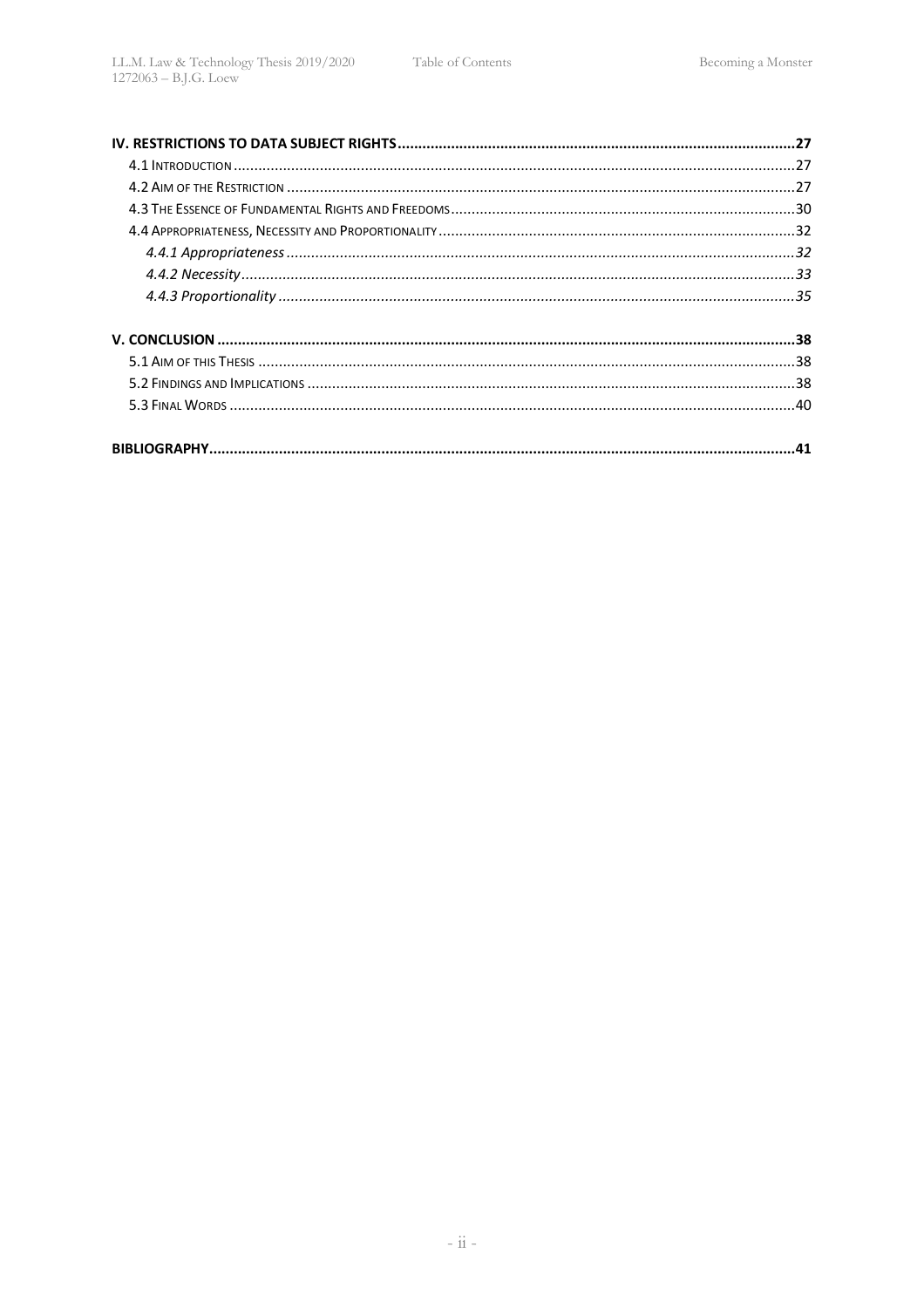**IV. RESTRICTIONS TO DATA SUBJECT RIGHTS** ..................................................................................................**27**

4.1 INTRODUCTION .......................................................................................................................................27

4.2 AIM OF THE RESTRICTION ...........................................................................................................................27

4.3 THE ESSENCE OF FUNDAMENTAL RIGHTS AND FREEDOMS...................................................................................30

4.4 APPROPRIATENESS, NECESSITY AND PROPORTIONALITY ......................................................................................32

*4.4.1 Appropriateness ............................................................................................................................32*

*4.4.2 Necessity.......................................................................................................................................33*

*4.4.3 Proportionality .............................................................................................................................35*

**V. CONCLUSION** ..........................................................................................................................................**38**

5.1 AIM OF THIS THESIS ..................................................................................................................................38

5.2 FINDINGS AND IMPLICATIONS ......................................................................................................................38

5.3 FINAL WORDS .........................................................................................................................................40

**BIBLIOGRAPHY**............................................................................................................................................**41**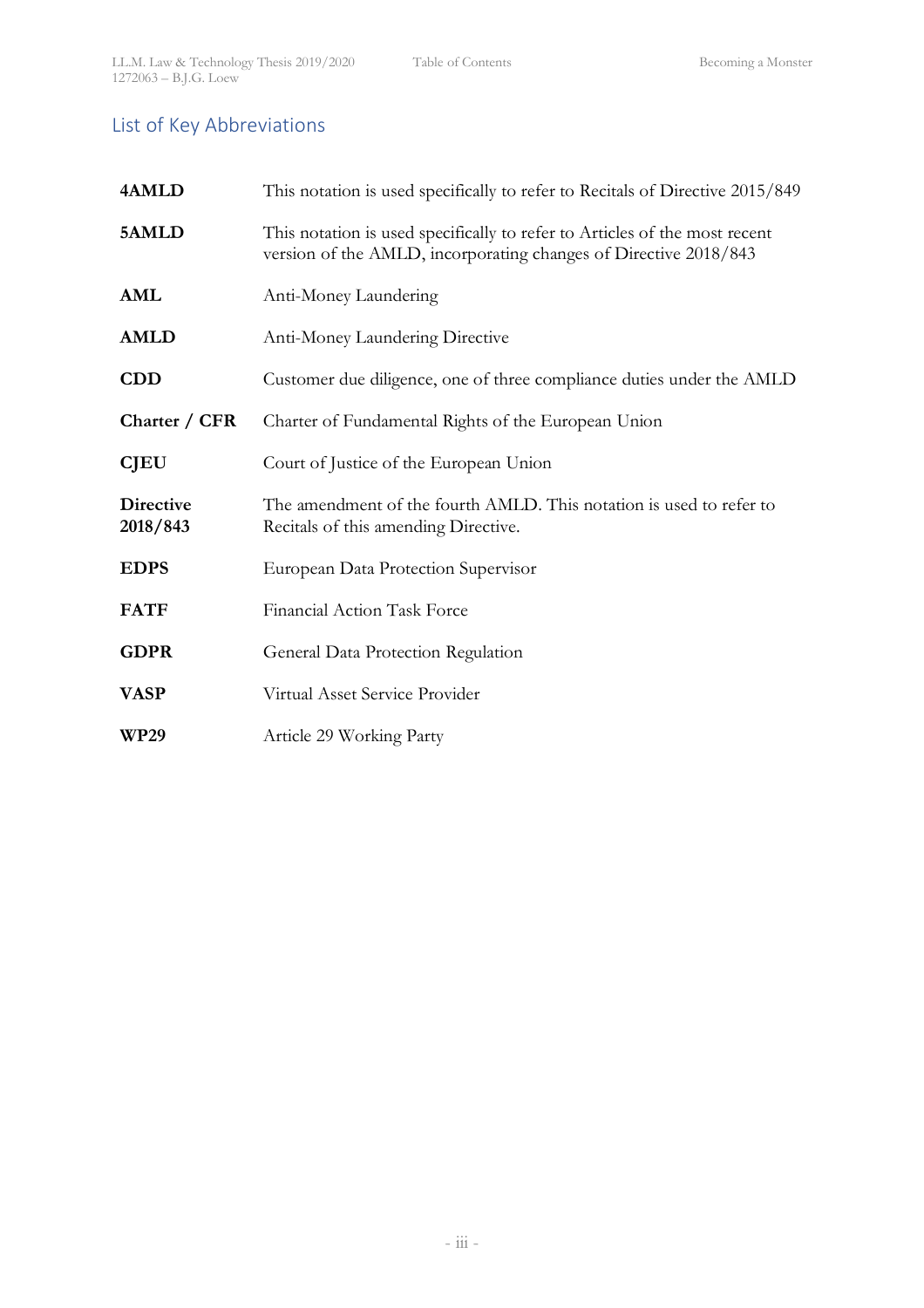## List of Key Abbreviations

| | |
|---|---|
| **4AMLD** | This notation is used specifically to refer to Recitals of Directive 2015/849 |
| **5AMLD** | This notation is used specifically to refer to Articles of the most recent version of the AMLD, incorporating changes of Directive 2018/843 |
| **AML** | Anti-Money Laundering |
| **AMLD** | Anti-Money Laundering Directive |
| **CDD** | Customer due diligence, one of three compliance duties under the AMLD |
| **Charter / CFR** | Charter of Fundamental Rights of the European Union |
| **CJEU** | Court of Justice of the European Union |
| **Directive 2018/843** | The amendment of the fourth AMLD. This notation is used to refer to Recitals of this amending Directive. |
| **EDPS** | European Data Protection Supervisor |
| **FATF** | Financial Action Task Force |
| **GDPR** | General Data Protection Regulation |
| **VASP** | Virtual Asset Service Provider |
| **WP29** | Article 29 Working Party |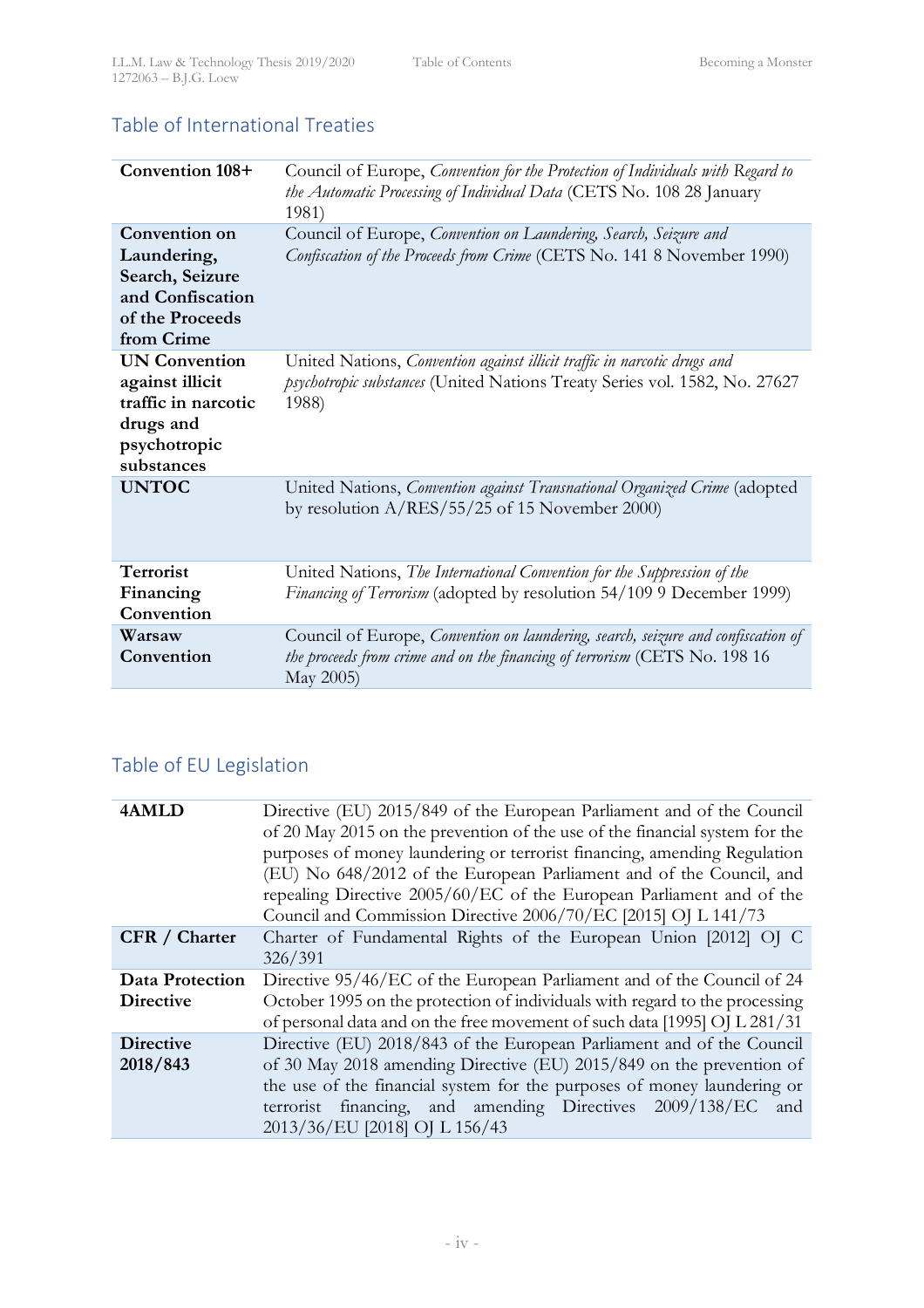## Table of International Treaties

| | |
|---|---|
| **Convention 108+** | Council of Europe, *Convention for the Protection of Individuals with Regard to the Automatic Processing of Individual Data* (CETS No. 108 28 January 1981) |
| **Convention on Laundering, Search, Seizure and Confiscation of the Proceeds from Crime** | Council of Europe, *Convention on Laundering, Search, Seizure and Confiscation of the Proceeds from Crime* (CETS No. 141 8 November 1990) |
| **UN Convention against illicit traffic in narcotic drugs and psychotropic substances** | United Nations, *Convention against illicit traffic in narcotic drugs and psychotropic substances* (United Nations Treaty Series vol. 1582, No. 27627 1988) |
| **UNTOC** | United Nations, *Convention against Transnational Organized Crime* (adopted by resolution A/RES/55/25 of 15 November 2000) |
| **Terrorist Financing Convention** | United Nations, *The International Convention for the Suppression of the Financing of Terrorism* (adopted by resolution 54/109 9 December 1999) |
| **Warsaw Convention** | Council of Europe, *Convention on laundering, search, seizure and confiscation of the proceeds from crime and on the financing of terrorism* (CETS No. 198 16 May 2005) |

## Table of EU Legislation

| | |
|---|---|
| **4AMLD** | Directive (EU) 2015/849 of the European Parliament and of the Council of 20 May 2015 on the prevention of the use of the financial system for the purposes of money laundering or terrorist financing, amending Regulation (EU) No 648/2012 of the European Parliament and of the Council, and repealing Directive 2005/60/EC of the European Parliament and of the Council and Commission Directive 2006/70/EC [2015] OJ L 141/73 |
| **CFR / Charter** | Charter of Fundamental Rights of the European Union [2012] OJ C 326/391 |
| **Data Protection Directive** | Directive 95/46/EC of the European Parliament and of the Council of 24 October 1995 on the protection of individuals with regard to the processing of personal data and on the free movement of such data [1995] OJ L 281/31 |
| **Directive 2018/843** | Directive (EU) 2018/843 of the European Parliament and of the Council of 30 May 2018 amending Directive (EU) 2015/849 on the prevention of the use of the financial system for the purposes of money laundering or terrorist financing, and amending Directives 2009/138/EC and 2013/36/EU [2018] OJ L 156/43 |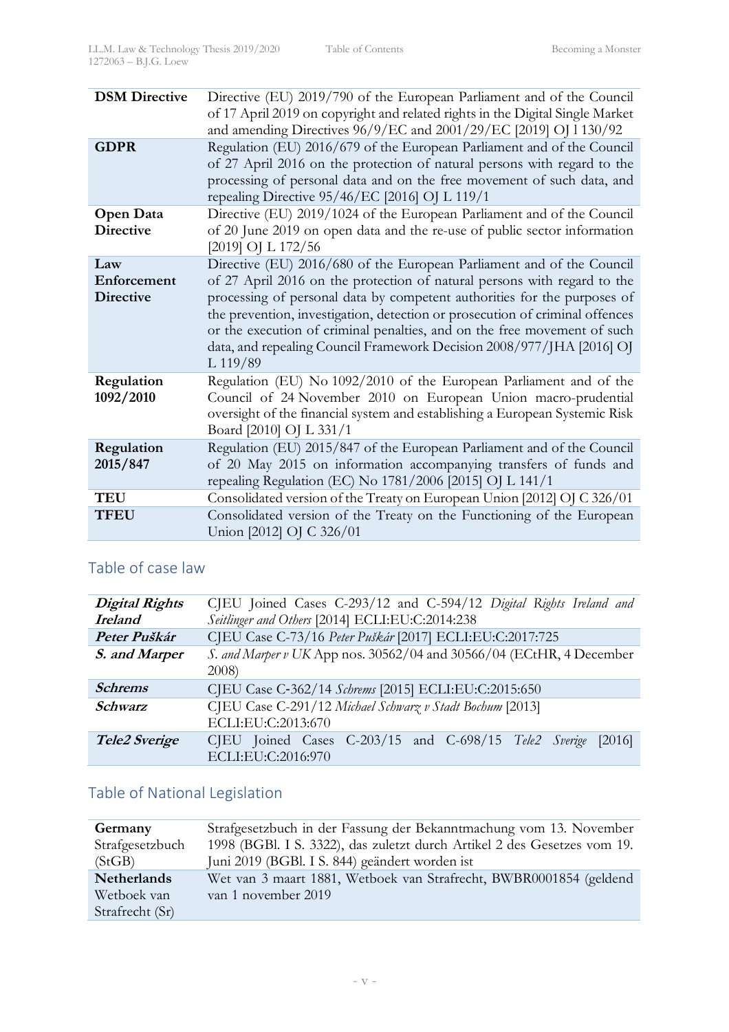| | |
|---|---|
| **DSM Directive** | Directive (EU) 2019/790 of the European Parliament and of the Council of 17 April 2019 on copyright and related rights in the Digital Single Market and amending Directives 96/9/EC and 2001/29/EC [2019] OJ l 130/92 |
| **GDPR** | Regulation (EU) 2016/679 of the European Parliament and of the Council of 27 April 2016 on the protection of natural persons with regard to the processing of personal data and on the free movement of such data, and repealing Directive 95/46/EC [2016] OJ L 119/1 |
| **Open Data Directive** | Directive (EU) 2019/1024 of the European Parliament and of the Council of 20 June 2019 on open data and the re-use of public sector information [2019] OJ L 172/56 |
| **Law Enforcement Directive** | Directive (EU) 2016/680 of the European Parliament and of the Council of 27 April 2016 on the protection of natural persons with regard to the processing of personal data by competent authorities for the purposes of the prevention, investigation, detection or prosecution of criminal offences or the execution of criminal penalties, and on the free movement of such data, and repealing Council Framework Decision 2008/977/JHA [2016] OJ L 119/89 |
| **Regulation 1092/2010** | Regulation (EU) No 1092/2010 of the European Parliament and of the Council of 24 November 2010 on European Union macro-prudential oversight of the financial system and establishing a European Systemic Risk Board [2010] OJ L 331/1 |
| **Regulation 2015/847** | Regulation (EU) 2015/847 of the European Parliament and of the Council of 20 May 2015 on information accompanying transfers of funds and repealing Regulation (EC) No 1781/2006 [2015] OJ L 141/1 |
| **TEU** | Consolidated version of the Treaty on European Union [2012] OJ C 326/01 |
| **TFEU** | Consolidated version of the Treaty on the Functioning of the European Union [2012] OJ C 326/01 |

## Table of case law

| | |
|---|---|
| ***Digital Rights Ireland*** | CJEU Joined Cases C-293/12 and C-594/12 *Digital Rights Ireland and Seitlinger and Others* [2014] ECLI:EU:C:2014:238 |
| ***Peter Puškár*** | CJEU Case C-73/16 *Peter Puškár* [2017] ECLI:EU:C:2017:725 |
| ***S. and Marper*** | *S. and Marper v UK* App nos. 30562/04 and 30566/04 (ECtHR, 4 December 2008) |
| ***Schrems*** | CJEU Case C-362/14 *Schrems* [2015] ECLI:EU:C:2015:650 |
| ***Schwarz*** | CJEU Case C-291/12 *Michael Schwarz v Stadt Bochum* [2013] ECLI:EU:C:2013:670 |
| ***Tele2 Sverige*** | CJEU Joined Cases C-203/15 and C-698/15 *Tele2 Sverige* [2016] ECLI:EU:C:2016:970 |

## Table of National Legislation

| | |
|---|---|
| **Germany** Strafgesetzbuch (StGB) | Strafgesetzbuch in der Fassung der Bekanntmachung vom 13. November 1998 (BGBl. I S. 3322), das zuletzt durch Artikel 2 des Gesetzes vom 19. Juni 2019 (BGBl. I S. 844) geändert worden ist |
| **Netherlands** Wetboek van Strafrecht (Sr) | Wet van 3 maart 1881, Wetboek van Strafrecht, BWBR0001854 (geldend van 1 november 2019 |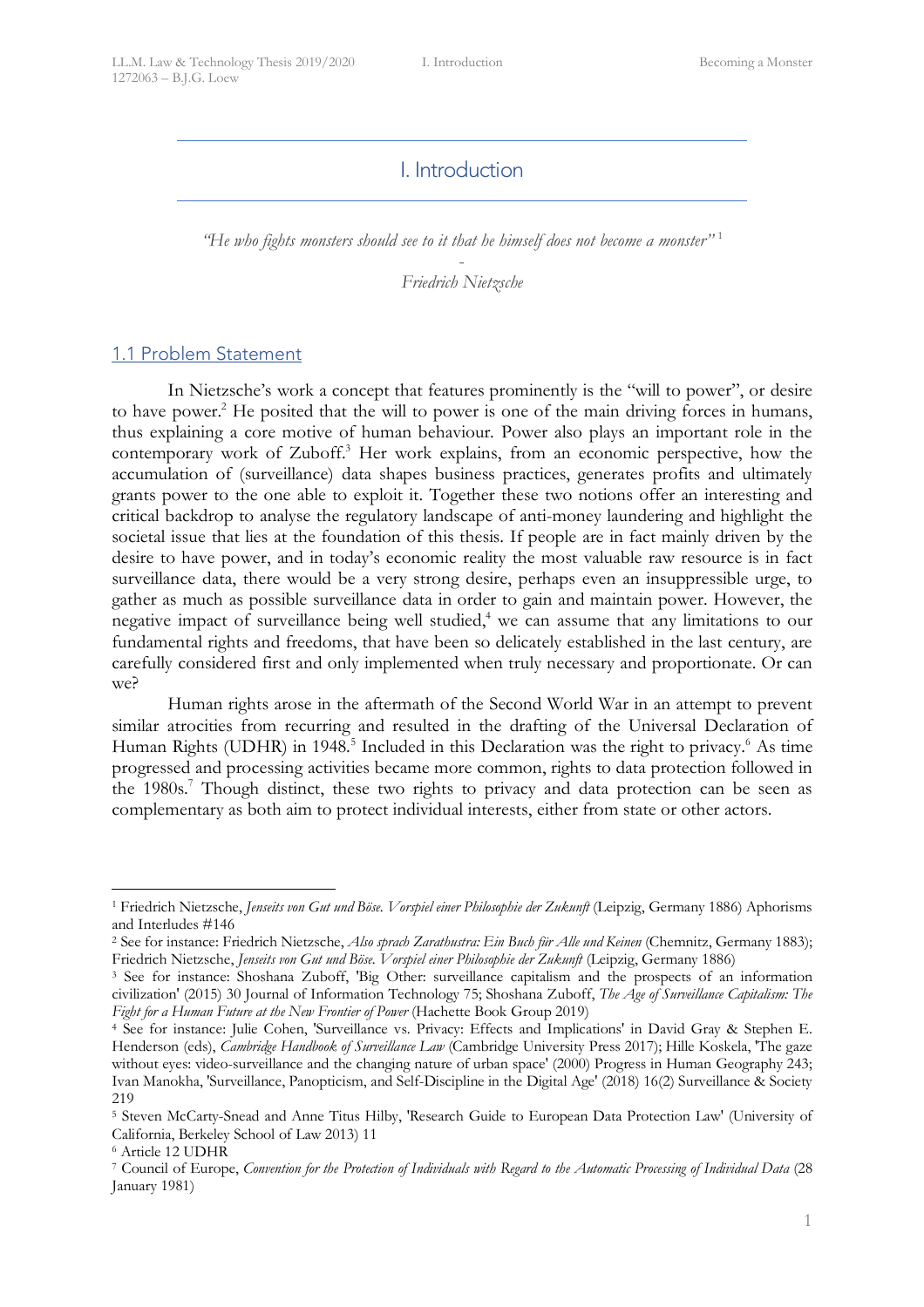# I. Introduction

*"He who fights monsters should see to it that he himself does not become a monster"* [1]

\-

*Friedrich Nietzsche*

## 1.1 Problem Statement

In Nietzsche's work a concept that features prominently is the "will to power", or desire to have power.[2] He posited that the will to power is one of the main driving forces in humans, thus explaining a core motive of human behaviour. Power also plays an important role in the contemporary work of Zuboff.[3] Her work explains, from an economic perspective, how the accumulation of (surveillance) data shapes business practices, generates profits and ultimately grants power to the one able to exploit it. Together these two notions offer an interesting and critical backdrop to analyse the regulatory landscape of anti-money laundering and highlight the societal issue that lies at the foundation of this thesis. If people are in fact mainly driven by the desire to have power, and in today's economic reality the most valuable raw resource is in fact surveillance data, there would be a very strong desire, perhaps even an insuppressible urge, to gather as much as possible surveillance data in order to gain and maintain power. However, the negative impact of surveillance being well studied,[4] we can assume that any limitations to our fundamental rights and freedoms, that have been so delicately established in the last century, are carefully considered first and only implemented when truly necessary and proportionate. Or can we?

Human rights arose in the aftermath of the Second World War in an attempt to prevent similar atrocities from recurring and resulted in the drafting of the Universal Declaration of Human Rights (UDHR) in 1948.[5] Included in this Declaration was the right to privacy.[6] As time progressed and processing activities became more common, rights to data protection followed in the 1980s.[7] Though distinct, these two rights to privacy and data protection can be seen as complementary as both aim to protect individual interests, either from state or other actors.

---

[1] Friedrich Nietzsche, *Jenseits von Gut und Böse. Vorspiel einer Philosophie der Zukunft* (Leipzig, Germany 1886) Aphorisms and Interludes #146

[2] See for instance: Friedrich Nietzsche, *Also sprach Zarathustra: Ein Buch für Alle und Keinen* (Chemnitz, Germany 1883); Friedrich Nietzsche, *Jenseits von Gut und Böse. Vorspiel einer Philosophie der Zukunft* (Leipzig, Germany 1886)

[3] See for instance: Shoshana Zuboff, 'Big Other: surveillance capitalism and the prospects of an information civilization' (2015) 30 Journal of Information Technology 75; Shoshana Zuboff, *The Age of Surveillance Capitalism: The Fight for a Human Future at the New Frontier of Power* (Hachette Book Group 2019)

[4] See for instance: Julie Cohen, 'Surveillance vs. Privacy: Effects and Implications' in David Gray & Stephen E. Henderson (eds), *Cambridge Handbook of Surveillance Law* (Cambridge University Press 2017); Hille Koskela, 'The gaze without eyes: video-surveillance and the changing nature of urban space' (2000) Progress in Human Geography 243; Ivan Manokha, 'Surveillance, Panopticism, and Self-Discipline in the Digital Age' (2018) 16(2) Surveillance & Society 219

[5] Steven McCarty-Snead and Anne Titus Hilby, 'Research Guide to European Data Protection Law' (University of California, Berkeley School of Law 2013) 11

[6] Article 12 UDHR

[7] Council of Europe, *Convention for the Protection of Individuals with Regard to the Automatic Processing of Individual Data* (28 January 1981)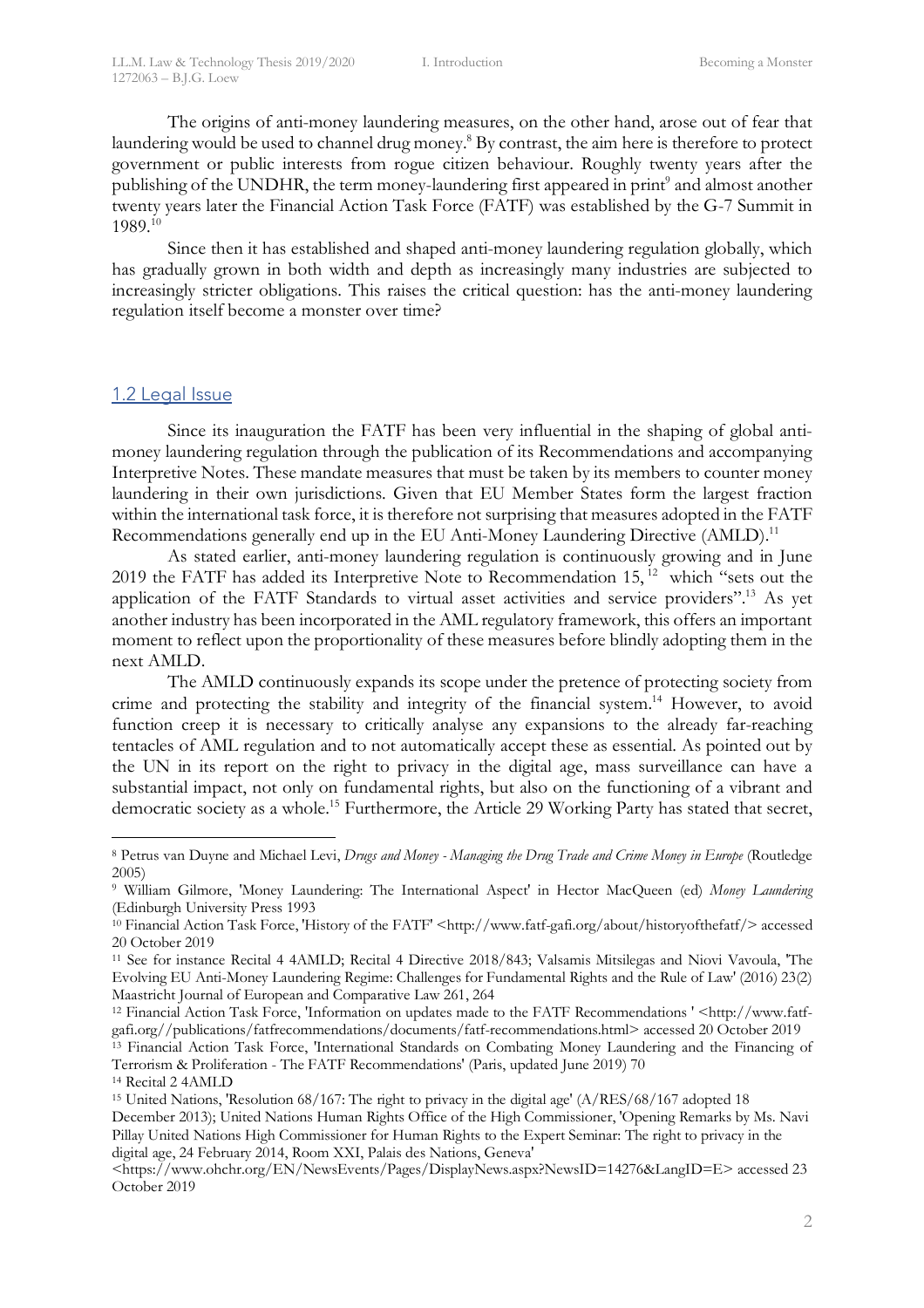The origins of anti-money laundering measures, on the other hand, arose out of fear that laundering would be used to channel drug money.[8] By contrast, the aim here is therefore to protect government or public interests from rogue citizen behaviour. Roughly twenty years after the publishing of the UNDHR, the term money-laundering first appeared in print[9] and almost another twenty years later the Financial Action Task Force (FATF) was established by the G-7 Summit in 1989.[10]

Since then it has established and shaped anti-money laundering regulation globally, which has gradually grown in both width and depth as increasingly many industries are subjected to increasingly stricter obligations. This raises the critical question: has the anti-money laundering regulation itself become a monster over time?

## 1.2 Legal Issue

Since its inauguration the FATF has been very influential in the shaping of global anti-money laundering regulation through the publication of its Recommendations and accompanying Interpretive Notes. These mandate measures that must be taken by its members to counter money laundering in their own jurisdictions. Given that EU Member States form the largest fraction within the international task force, it is therefore not surprising that measures adopted in the FATF Recommendations generally end up in the EU Anti-Money Laundering Directive (AMLD).[11]

As stated earlier, anti-money laundering regulation is continuously growing and in June 2019 the FATF has added its Interpretive Note to Recommendation 15,[12] which "sets out the application of the FATF Standards to virtual asset activities and service providers".[13] As yet another industry has been incorporated in the AML regulatory framework, this offers an important moment to reflect upon the proportionality of these measures before blindly adopting them in the next AMLD.

The AMLD continuously expands its scope under the pretence of protecting society from crime and protecting the stability and integrity of the financial system.[14] However, to avoid function creep it is necessary to critically analyse any expansions to the already far-reaching tentacles of AML regulation and to not automatically accept these as essential. As pointed out by the UN in its report on the right to privacy in the digital age, mass surveillance can have a substantial impact, not only on fundamental rights, but also on the functioning of a vibrant and democratic society as a whole.[15] Furthermore, the Article 29 Working Party has stated that secret,

---

[8] Petrus van Duyne and Michael Levi, *Drugs and Money - Managing the Drug Trade and Crime Money in Europe* (Routledge 2005)

[9] William Gilmore, 'Money Laundering: The International Aspect' in Hector MacQueen (ed) *Money Laundering* (Edinburgh University Press 1993

[10] Financial Action Task Force, 'History of the FATF' <http://www.fatf-gafi.org/about/historyofthefatf/> accessed 20 October 2019

[11] See for instance Recital 4 4AMLD; Recital 4 Directive 2018/843; Valsamis Mitsilegas and Niovi Vavoula, 'The Evolving EU Anti-Money Laundering Regime: Challenges for Fundamental Rights and the Rule of Law' (2016) 23(2) Maastricht Journal of European and Comparative Law 261, 264

[12] Financial Action Task Force, 'Information on updates made to the FATF Recommendations ' <http://www.fatf-gafi.org//publications/fatfrecommendations/documents/fatf-recommendations.html> accessed 20 October 2019

[13] Financial Action Task Force, 'International Standards on Combating Money Laundering and the Financing of Terrorism & Proliferation - The FATF Recommendations' (Paris, updated June 2019) 70

[14] Recital 2 4AMLD

[15] United Nations, 'Resolution 68/167: The right to privacy in the digital age' (A/RES/68/167 adopted 18 December 2013); United Nations Human Rights Office of the High Commissioner, 'Opening Remarks by Ms. Navi Pillay United Nations High Commissioner for Human Rights to the Expert Seminar: The right to privacy in the digital age, 24 February 2014, Room XXI, Palais des Nations, Geneva' <https://www.ohchr.org/EN/NewsEvents/Pages/DisplayNews.aspx?NewsID=14276&LangID=E> accessed 23 October 2019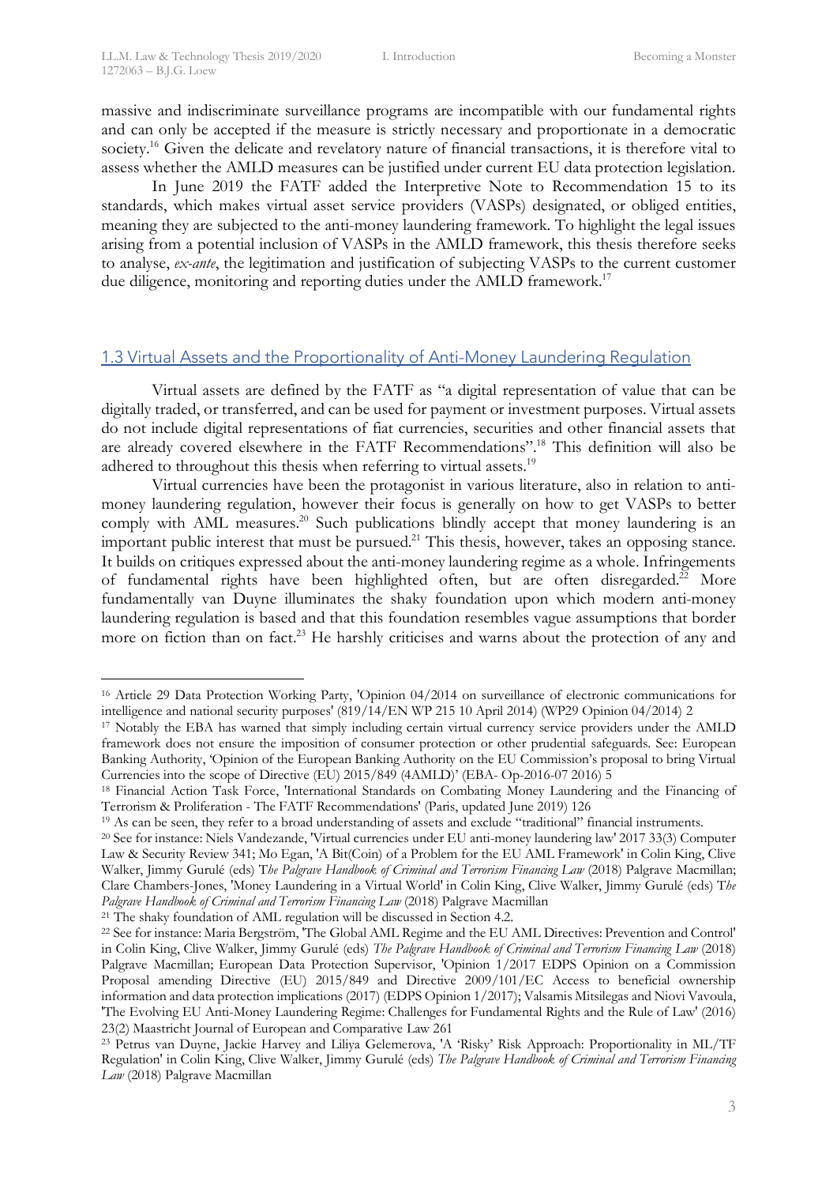massive and indiscriminate surveillance programs are incompatible with our fundamental rights and can only be accepted if the measure is strictly necessary and proportionate in a democratic society.[16] Given the delicate and revelatory nature of financial transactions, it is therefore vital to assess whether the AMLD measures can be justified under current EU data protection legislation.

In June 2019 the FATF added the Interpretive Note to Recommendation 15 to its standards, which makes virtual asset service providers (VASPs) designated, or obliged entities, meaning they are subjected to the anti-money laundering framework. To highlight the legal issues arising from a potential inclusion of VASPs in the AMLD framework, this thesis therefore seeks to analyse, *ex-ante*, the legitimation and justification of subjecting VASPs to the current customer due diligence, monitoring and reporting duties under the AMLD framework.[17]

## 1.3 Virtual Assets and the Proportionality of Anti-Money Laundering Regulation

Virtual assets are defined by the FATF as "a digital representation of value that can be digitally traded, or transferred, and can be used for payment or investment purposes. Virtual assets do not include digital representations of fiat currencies, securities and other financial assets that are already covered elsewhere in the FATF Recommendations".[18] This definition will also be adhered to throughout this thesis when referring to virtual assets.[19]

Virtual currencies have been the protagonist in various literature, also in relation to anti-money laundering regulation, however their focus is generally on how to get VASPs to better comply with AML measures.[20] Such publications blindly accept that money laundering is an important public interest that must be pursued.[21] This thesis, however, takes an opposing stance. It builds on critiques expressed about the anti-money laundering regime as a whole. Infringements of fundamental rights have been highlighted often, but are often disregarded.[22] More fundamentally van Duyne illuminates the shaky foundation upon which modern anti-money laundering regulation is based and that this foundation resembles vague assumptions that border more on fiction than on fact.[23] He harshly criticises and warns about the protection of any and

---

[16] Article 29 Data Protection Working Party, 'Opinion 04/2014 on surveillance of electronic communications for intelligence and national security purposes' (819/14/EN WP 215 10 April 2014) (WP29 Opinion 04/2014) 2

[17] Notably the EBA has warned that simply including certain virtual currency service providers under the AMLD framework does not ensure the imposition of consumer protection or other prudential safeguards. See: European Banking Authority, 'Opinion of the European Banking Authority on the EU Commission's proposal to bring Virtual Currencies into the scope of Directive (EU) 2015/849 (4AMLD)' (EBA- Op-2016-07 2016) 5

[18] Financial Action Task Force, 'International Standards on Combating Money Laundering and the Financing of Terrorism & Proliferation - The FATF Recommendations' (Paris, updated June 2019) 126

[19] As can be seen, they refer to a broad understanding of assets and exclude "traditional" financial instruments.

[20] See for instance: Niels Vandezande, 'Virtual currencies under EU anti-money laundering law' 2017 33(3) Computer Law & Security Review 341; Mo Egan, 'A Bit(Coin) of a Problem for the EU AML Framework' in Colin King, Clive Walker, Jimmy Gurulé (eds) *The Palgrave Handbook of Criminal and Terrorism Financing Law* (2018) Palgrave Macmillan; Clare Chambers-Jones, 'Money Laundering in a Virtual World' in Colin King, Clive Walker, Jimmy Gurulé (eds) *The Palgrave Handbook of Criminal and Terrorism Financing Law* (2018) Palgrave Macmillan

[21] The shaky foundation of AML regulation will be discussed in Section 4.2.

[22] See for instance: Maria Bergström, 'The Global AML Regime and the EU AML Directives: Prevention and Control' in Colin King, Clive Walker, Jimmy Gurulé (eds) *The Palgrave Handbook of Criminal and Terrorism Financing Law* (2018) Palgrave Macmillan; European Data Protection Supervisor, 'Opinion 1/2017 EDPS Opinion on a Commission Proposal amending Directive (EU) 2015/849 and Directive 2009/101/EC Access to beneficial ownership information and data protection implications (2017) (EDPS Opinion 1/2017); Valsamis Mitsilegas and Niovi Vavoula, 'The Evolving EU Anti-Money Laundering Regime: Challenges for Fundamental Rights and the Rule of Law' (2016) 23(2) Maastricht Journal of European and Comparative Law 261

[23] Petrus van Duyne, Jackie Harvey and Liliya Gelemerova, 'A 'Risky' Risk Approach: Proportionality in ML/TF Regulation' in Colin King, Clive Walker, Jimmy Gurulé (eds) *The Palgrave Handbook of Criminal and Terrorism Financing Law* (2018) Palgrave Macmillan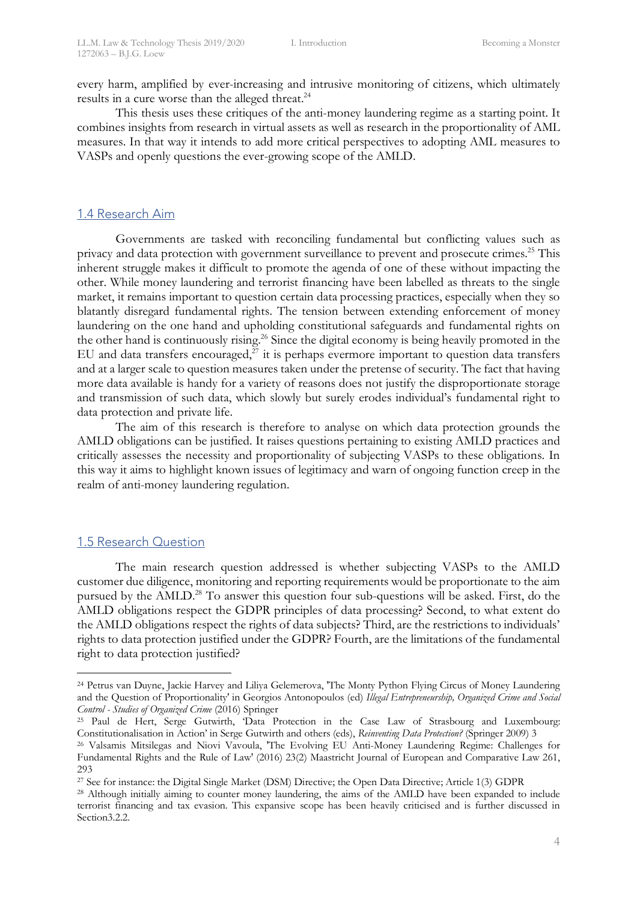every harm, amplified by ever-increasing and intrusive monitoring of citizens, which ultimately results in a cure worse than the alleged threat.[24]

This thesis uses these critiques of the anti-money laundering regime as a starting point. It combines insights from research in virtual assets as well as research in the proportionality of AML measures. In that way it intends to add more critical perspectives to adopting AML measures to VASPs and openly questions the ever-growing scope of the AMLD.

## 1.4 Research Aim

Governments are tasked with reconciling fundamental but conflicting values such as privacy and data protection with government surveillance to prevent and prosecute crimes.[25] This inherent struggle makes it difficult to promote the agenda of one of these without impacting the other. While money laundering and terrorist financing have been labelled as threats to the single market, it remains important to question certain data processing practices, especially when they so blatantly disregard fundamental rights. The tension between extending enforcement of money laundering on the one hand and upholding constitutional safeguards and fundamental rights on the other hand is continuously rising.[26] Since the digital economy is being heavily promoted in the EU and data transfers encouraged,[27] it is perhaps evermore important to question data transfers and at a larger scale to question measures taken under the pretense of security. The fact that having more data available is handy for a variety of reasons does not justify the disproportionate storage and transmission of such data, which slowly but surely erodes individual's fundamental right to data protection and private life.

The aim of this research is therefore to analyse on which data protection grounds the AMLD obligations can be justified. It raises questions pertaining to existing AMLD practices and critically assesses the necessity and proportionality of subjecting VASPs to these obligations. In this way it aims to highlight known issues of legitimacy and warn of ongoing function creep in the realm of anti-money laundering regulation.

## 1.5 Research Question

The main research question addressed is whether subjecting VASPs to the AMLD customer due diligence, monitoring and reporting requirements would be proportionate to the aim pursued by the AMLD.[28] To answer this question four sub-questions will be asked. First, do the AMLD obligations respect the GDPR principles of data processing? Second, to what extent do the AMLD obligations respect the rights of data subjects? Third, are the restrictions to individuals' rights to data protection justified under the GDPR? Fourth, are the limitations of the fundamental right to data protection justified?

---

[24] Petrus van Duyne, Jackie Harvey and Liliya Gelemerova, 'The Monty Python Flying Circus of Money Laundering and the Question of Proportionality' in Georgios Antonopoulos (ed) *Illegal Entrepreneurship, Organized Crime and Social Control - Studies of Organized Crime* (2016) Springer

[25] Paul de Hert, Serge Gutwirth, 'Data Protection in the Case Law of Strasbourg and Luxembourg: Constitutionalisation in Action' in Serge Gutwirth and others (eds), *Reinventing Data Protection?* (Springer 2009) 3

[26] Valsamis Mitsilegas and Niovi Vavoula, 'The Evolving EU Anti-Money Laundering Regime: Challenges for Fundamental Rights and the Rule of Law' (2016) 23(2) Maastricht Journal of European and Comparative Law 261, 293

[27] See for instance: the Digital Single Market (DSM) Directive; the Open Data Directive; Article 1(3) GDPR

[28] Although initially aiming to counter money laundering, the aims of the AMLD have been expanded to include terrorist financing and tax evasion. This expansive scope has been heavily criticised and is further discussed in Section3.2.2.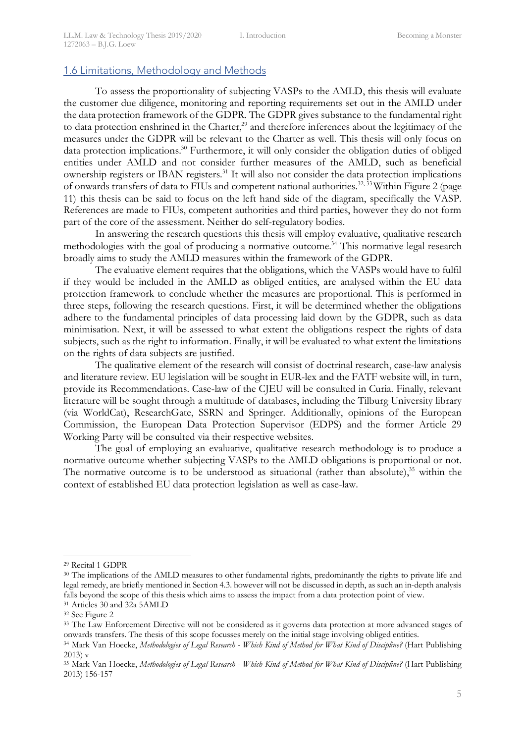## 1.6 Limitations, Methodology and Methods

To assess the proportionality of subjecting VASPs to the AMLD, this thesis will evaluate the customer due diligence, monitoring and reporting requirements set out in the AMLD under the data protection framework of the GDPR. The GDPR gives substance to the fundamental right to data protection enshrined in the Charter,[29] and therefore inferences about the legitimacy of the measures under the GDPR will be relevant to the Charter as well. This thesis will only focus on data protection implications.[30] Furthermore, it will only consider the obligation duties of obliged entities under AMLD and not consider further measures of the AMLD, such as beneficial ownership registers or IBAN registers.[31] It will also not consider the data protection implications of onwards transfers of data to FIUs and competent national authorities.[32, 33] Within Figure 2 (page 11) this thesis can be said to focus on the left hand side of the diagram, specifically the VASP. References are made to FIUs, competent authorities and third parties, however they do not form part of the core of the assessment. Neither do self-regulatory bodies.

In answering the research questions this thesis will employ evaluative, qualitative research methodologies with the goal of producing a normative outcome.[34] This normative legal research broadly aims to study the AMLD measures within the framework of the GDPR.

The evaluative element requires that the obligations, which the VASPs would have to fulfil if they would be included in the AMLD as obliged entities, are analysed within the EU data protection framework to conclude whether the measures are proportional. This is performed in three steps, following the research questions. First, it will be determined whether the obligations adhere to the fundamental principles of data processing laid down by the GDPR, such as data minimisation. Next, it will be assessed to what extent the obligations respect the rights of data subjects, such as the right to information. Finally, it will be evaluated to what extent the limitations on the rights of data subjects are justified.

The qualitative element of the research will consist of doctrinal research, case-law analysis and literature review. EU legislation will be sought in EUR-lex and the FATF website will, in turn, provide its Recommendations. Case-law of the CJEU will be consulted in Curia. Finally, relevant literature will be sought through a multitude of databases, including the Tilburg University library (via WorldCat), ResearchGate, SSRN and Springer. Additionally, opinions of the European Commission, the European Data Protection Supervisor (EDPS) and the former Article 29 Working Party will be consulted via their respective websites.

The goal of employing an evaluative, qualitative research methodology is to produce a normative outcome whether subjecting VASPs to the AMLD obligations is proportional or not. The normative outcome is to be understood as situational (rather than absolute),[35] within the context of established EU data protection legislation as well as case-law.

---

[29] Recital 1 GDPR

[30] The implications of the AMLD measures to other fundamental rights, predominantly the rights to private life and legal remedy, are briefly mentioned in Section 4.3. however will not be discussed in depth, as such an in-depth analysis falls beyond the scope of this thesis which aims to assess the impact from a data protection point of view.

[31] Articles 30 and 32a 5AMLD

[32] See Figure 2

[33] The Law Enforcement Directive will not be considered as it governs data protection at more advanced stages of onwards transfers. The thesis of this scope focusses merely on the initial stage involving obliged entities.

[34] Mark Van Hoecke, *Methodologies of Legal Research - Which Kind of Method for What Kind of Discipline?* (Hart Publishing 2013) v

[35] Mark Van Hoecke, *Methodologies of Legal Research - Which Kind of Method for What Kind of Discipline?* (Hart Publishing 2013) 156-157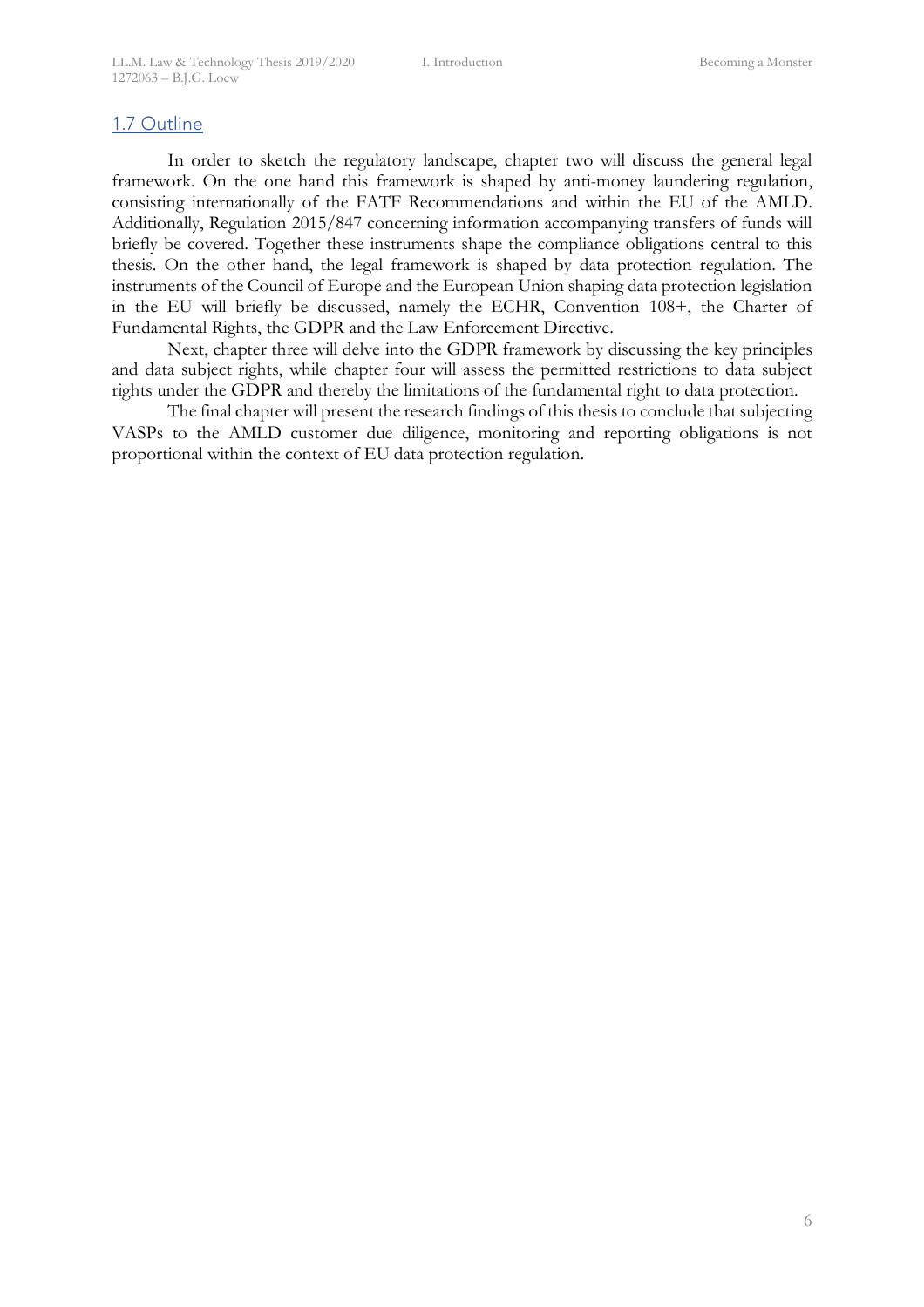## 1.7 Outline

In order to sketch the regulatory landscape, chapter two will discuss the general legal framework. On the one hand this framework is shaped by anti-money laundering regulation, consisting internationally of the FATF Recommendations and within the EU of the AMLD. Additionally, Regulation 2015/847 concerning information accompanying transfers of funds will briefly be covered. Together these instruments shape the compliance obligations central to this thesis. On the other hand, the legal framework is shaped by data protection regulation. The instruments of the Council of Europe and the European Union shaping data protection legislation in the EU will briefly be discussed, namely the ECHR, Convention 108+, the Charter of Fundamental Rights, the GDPR and the Law Enforcement Directive.

Next, chapter three will delve into the GDPR framework by discussing the key principles and data subject rights, while chapter four will assess the permitted restrictions to data subject rights under the GDPR and thereby the limitations of the fundamental right to data protection.

The final chapter will present the research findings of this thesis to conclude that subjecting VASPs to the AMLD customer due diligence, monitoring and reporting obligations is not proportional within the context of EU data protection regulation.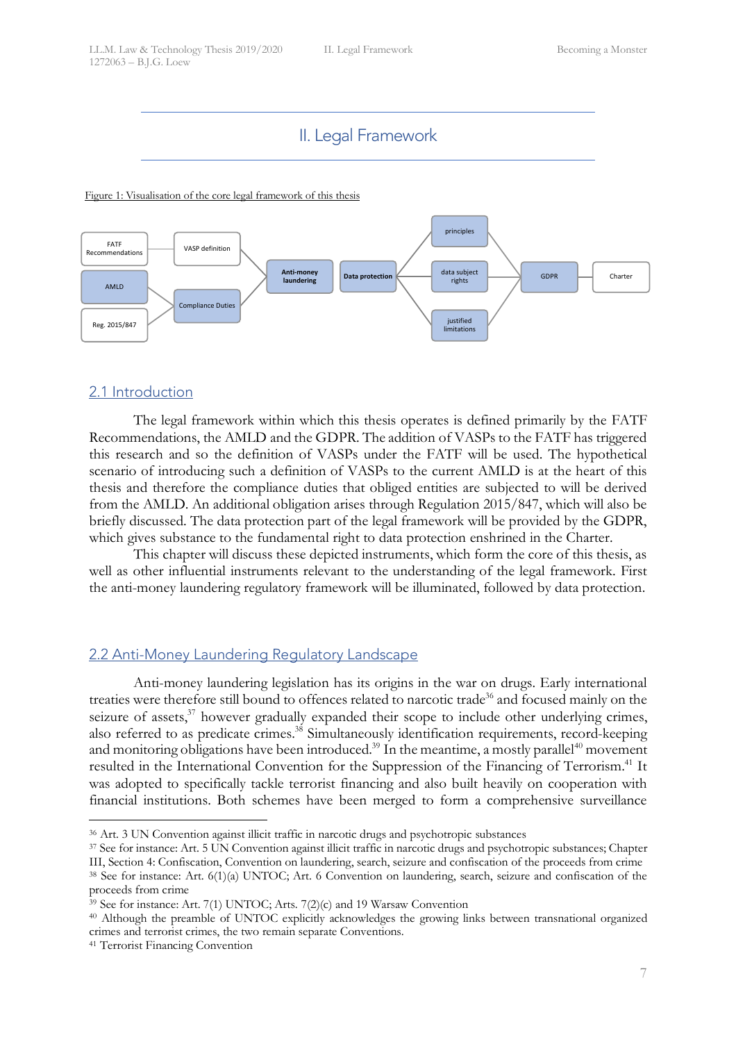# II. Legal Framework

Figure 1: Visualisation of the core legal framework of this thesis

FATF Recommendations | VASP definition | AMLD | Compliance Duties | Reg. 2015/847 | Anti-money laundering | Data protection | principles | data subject rights | justified limitations | GDPR | Charter

## 2.1 Introduction

The legal framework within which this thesis operates is defined primarily by the FATF Recommendations, the AMLD and the GDPR. The addition of VASPs to the FATF has triggered this research and so the definition of VASPs under the FATF will be used. The hypothetical scenario of introducing such a definition of VASPs to the current AMLD is at the heart of this thesis and therefore the compliance duties that obliged entities are subjected to will be derived from the AMLD. An additional obligation arises through Regulation 2015/847, which will also be briefly discussed. The data protection part of the legal framework will be provided by the GDPR, which gives substance to the fundamental right to data protection enshrined in the Charter.

This chapter will discuss these depicted instruments, which form the core of this thesis, as well as other influential instruments relevant to the understanding of the legal framework. First the anti-money laundering regulatory framework will be illuminated, followed by data protection.

## 2.2 Anti-Money Laundering Regulatory Landscape

Anti-money laundering legislation has its origins in the war on drugs. Early international treaties were therefore still bound to offences related to narcotic trade[36] and focused mainly on the seizure of assets,[37] however gradually expanded their scope to include other underlying crimes, also referred to as predicate crimes.[38] Simultaneously identification requirements, record-keeping and monitoring obligations have been introduced.[39] In the meantime, a mostly parallel[40] movement resulted in the International Convention for the Suppression of the Financing of Terrorism.[41] It was adopted to specifically tackle terrorist financing and also built heavily on cooperation with financial institutions. Both schemes have been merged to form a comprehensive surveillance

---

[36] Art. 3 UN Convention against illicit traffic in narcotic drugs and psychotropic substances

[37] See for instance: Art. 5 UN Convention against illicit traffic in narcotic drugs and psychotropic substances; Chapter III, Section 4: Confiscation, Convention on laundering, search, seizure and confiscation of the proceeds from crime

[38] See for instance: Art. 6(1)(a) UNTOC; Art. 6 Convention on laundering, search, seizure and confiscation of the proceeds from crime

[39] See for instance: Art. 7(1) UNTOC; Arts. 7(2)(c) and 19 Warsaw Convention

[40] Although the preamble of UNTOC explicitly acknowledges the growing links between transnational organized crimes and terrorist crimes, the two remain separate Conventions.

[41] Terrorist Financing Convention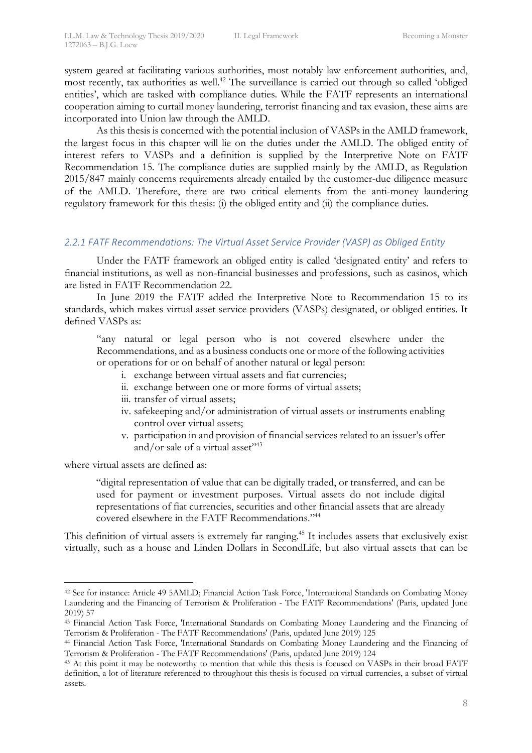system geared at facilitating various authorities, most notably law enforcement authorities, and, most recently, tax authorities as well.[42] The surveillance is carried out through so called 'obliged entities', which are tasked with compliance duties. While the FATF represents an international cooperation aiming to curtail money laundering, terrorist financing and tax evasion, these aims are incorporated into Union law through the AMLD.

As this thesis is concerned with the potential inclusion of VASPs in the AMLD framework, the largest focus in this chapter will lie on the duties under the AMLD. The obliged entity of interest refers to VASPs and a definition is supplied by the Interpretive Note on FATF Recommendation 15. The compliance duties are supplied mainly by the AMLD, as Regulation 2015/847 mainly concerns requirements already entailed by the customer-due diligence measure of the AMLD. Therefore, there are two critical elements from the anti-money laundering regulatory framework for this thesis: (i) the obliged entity and (ii) the compliance duties.

### *2.2.1 FATF Recommendations: The Virtual Asset Service Provider (VASP) as Obliged Entity*

Under the FATF framework an obliged entity is called 'designated entity' and refers to financial institutions, as well as non-financial businesses and professions, such as casinos, which are listed in FATF Recommendation 22.

In June 2019 the FATF added the Interpretive Note to Recommendation 15 to its standards, which makes virtual asset service providers (VASPs) designated, or obliged entities. It defined VASPs as:

> "any natural or legal person who is not covered elsewhere under the Recommendations, and as a business conducts one or more of the following activities or operations for or on behalf of another natural or legal person:
> 
> i. exchange between virtual assets and fiat currencies;
> ii. exchange between one or more forms of virtual assets;
> iii. transfer of virtual assets;
> iv. safekeeping and/or administration of virtual assets or instruments enabling control over virtual assets;
> v. participation in and provision of financial services related to an issuer's offer and/or sale of a virtual asset"[43]

where virtual assets are defined as:

> "digital representation of value that can be digitally traded, or transferred, and can be used for payment or investment purposes. Virtual assets do not include digital representations of fiat currencies, securities and other financial assets that are already covered elsewhere in the FATF Recommendations."[44]

This definition of virtual assets is extremely far ranging.[45] It includes assets that exclusively exist virtually, such as a house and Linden Dollars in SecondLife, but also virtual assets that can be

---

[42] See for instance: Article 49 5AMLD; Financial Action Task Force, 'International Standards on Combating Money Laundering and the Financing of Terrorism & Proliferation - The FATF Recommendations' (Paris, updated June 2019) 57

[43] Financial Action Task Force, 'International Standards on Combating Money Laundering and the Financing of Terrorism & Proliferation - The FATF Recommendations' (Paris, updated June 2019) 125

[44] Financial Action Task Force, 'International Standards on Combating Money Laundering and the Financing of Terrorism & Proliferation - The FATF Recommendations' (Paris, updated June 2019) 124

[45] At this point it may be noteworthy to mention that while this thesis is focused on VASPs in their broad FATF definition, a lot of literature referenced to throughout this thesis is focused on virtual currencies, a subset of virtual assets.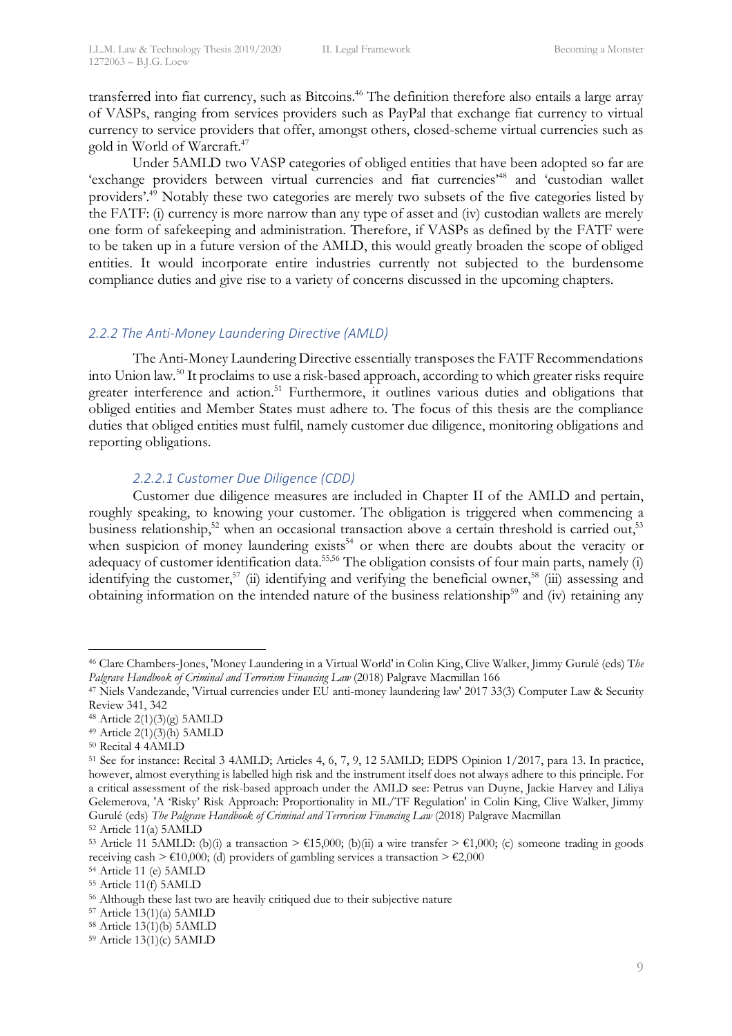transferred into fiat currency, such as Bitcoins.[46] The definition therefore also entails a large array of VASPs, ranging from services providers such as PayPal that exchange fiat currency to virtual currency to service providers that offer, amongst others, closed-scheme virtual currencies such as gold in World of Warcraft.[47]

Under 5AMLD two VASP categories of obliged entities that have been adopted so far are 'exchange providers between virtual currencies and fiat currencies'[48] and 'custodian wallet providers'.[49] Notably these two categories are merely two subsets of the five categories listed by the FATF: (i) currency is more narrow than any type of asset and (iv) custodian wallets are merely one form of safekeeping and administration. Therefore, if VASPs as defined by the FATF were to be taken up in a future version of the AMLD, this would greatly broaden the scope of obliged entities. It would incorporate entire industries currently not subjected to the burdensome compliance duties and give rise to a variety of concerns discussed in the upcoming chapters.

### *2.2.2 The Anti-Money Laundering Directive (AMLD)*

The Anti-Money Laundering Directive essentially transposes the FATF Recommendations into Union law.[50] It proclaims to use a risk-based approach, according to which greater risks require greater interference and action.[51] Furthermore, it outlines various duties and obligations that obliged entities and Member States must adhere to. The focus of this thesis are the compliance duties that obliged entities must fulfil, namely customer due diligence, monitoring obligations and reporting obligations.

#### *2.2.2.1 Customer Due Diligence (CDD)*

Customer due diligence measures are included in Chapter II of the AMLD and pertain, roughly speaking, to knowing your customer. The obligation is triggered when commencing a business relationship,[52] when an occasional transaction above a certain threshold is carried out,[53] when suspicion of money laundering exists[54] or when there are doubts about the veracity or adequacy of customer identification data.[55,56] The obligation consists of four main parts, namely (i) identifying the customer,[57] (ii) identifying and verifying the beneficial owner,[58] (iii) assessing and obtaining information on the intended nature of the business relationship[59] and (iv) retaining any

---

[46] Clare Chambers-Jones, 'Money Laundering in a Virtual World' in Colin King, Clive Walker, Jimmy Gurulé (eds) T*he Palgrave Handbook of Criminal and Terrorism Financing Law* (2018) Palgrave Macmillan 166

[47] Niels Vandezande, 'Virtual currencies under EU anti-money laundering law' 2017 33(3) Computer Law & Security Review 341, 342

[48] Article 2(1)(3)(g) 5AMLD

[49] Article 2(1)(3)(h) 5AMLD

[50] Recital 4 4AMLD

[51] See for instance: Recital 3 4AMLD; Articles 4, 6, 7, 9, 12 5AMLD; EDPS Opinion 1/2017, para 13. In practice, however, almost everything is labelled high risk and the instrument itself does not always adhere to this principle. For a critical assessment of the risk-based approach under the AMLD see: Petrus van Duyne, Jackie Harvey and Liliya Gelemerova, 'A 'Risky' Risk Approach: Proportionality in ML/TF Regulation' in Colin King, Clive Walker, Jimmy Gurulé (eds) *The Palgrave Handbook of Criminal and Terrorism Financing Law* (2018) Palgrave Macmillan

[52] Article 11(a) 5AMLD

[53] Article 11 5AMLD: (b)(i) a transaction > €15,000; (b)(ii) a wire transfer > €1,000; (c) someone trading in goods receiving cash > €10,000; (d) providers of gambling services a transaction > €2,000

[54] Article 11 (e) 5AMLD

[55] Article 11(f) 5AMLD

[56] Although these last two are heavily critiqued due to their subjective nature

[57] Article 13(1)(a) 5AMLD

[58] Article 13(1)(b) 5AMLD

[59] Article 13(1)(c) 5AMLD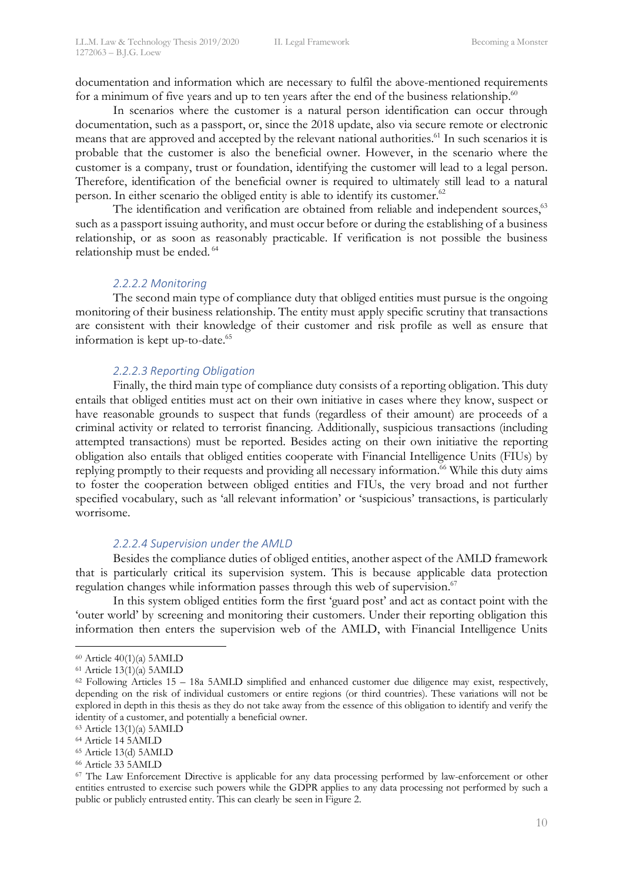documentation and information which are necessary to fulfil the above-mentioned requirements for a minimum of five years and up to ten years after the end of the business relationship.[60]

In scenarios where the customer is a natural person identification can occur through documentation, such as a passport, or, since the 2018 update, also via secure remote or electronic means that are approved and accepted by the relevant national authorities.[61] In such scenarios it is probable that the customer is also the beneficial owner. However, in the scenario where the customer is a company, trust or foundation, identifying the customer will lead to a legal person. Therefore, identification of the beneficial owner is required to ultimately still lead to a natural person. In either scenario the obliged entity is able to identify its customer.[62]

The identification and verification are obtained from reliable and independent sources,[63] such as a passport issuing authority, and must occur before or during the establishing of a business relationship, or as soon as reasonably practicable. If verification is not possible the business relationship must be ended.[64]

#### *2.2.2.2 Monitoring*

The second main type of compliance duty that obliged entities must pursue is the ongoing monitoring of their business relationship. The entity must apply specific scrutiny that transactions are consistent with their knowledge of their customer and risk profile as well as ensure that information is kept up-to-date.[65]

#### *2.2.2.3 Reporting Obligation*

Finally, the third main type of compliance duty consists of a reporting obligation. This duty entails that obliged entities must act on their own initiative in cases where they know, suspect or have reasonable grounds to suspect that funds (regardless of their amount) are proceeds of a criminal activity or related to terrorist financing. Additionally, suspicious transactions (including attempted transactions) must be reported. Besides acting on their own initiative the reporting obligation also entails that obliged entities cooperate with Financial Intelligence Units (FIUs) by replying promptly to their requests and providing all necessary information.[66] While this duty aims to foster the cooperation between obliged entities and FIUs, the very broad and not further specified vocabulary, such as 'all relevant information' or 'suspicious' transactions, is particularly worrisome.

#### *2.2.2.4 Supervision under the AMLD*

Besides the compliance duties of obliged entities, another aspect of the AMLD framework that is particularly critical its supervision system. This is because applicable data protection regulation changes while information passes through this web of supervision.[67]

In this system obliged entities form the first 'guard post' and act as contact point with the 'outer world' by screening and monitoring their customers. Under their reporting obligation this information then enters the supervision web of the AMLD, with Financial Intelligence Units

---

[60] Article 40(1)(a) 5AMLD

[61] Article 13(1)(a) 5AMLD

[62] Following Articles 15 – 18a 5AMLD simplified and enhanced customer due diligence may exist, respectively, depending on the risk of individual customers or entire regions (or third countries). These variations will not be explored in depth in this thesis as they do not take away from the essence of this obligation to identify and verify the identity of a customer, and potentially a beneficial owner.

[63] Article 13(1)(a) 5AMLD

[64] Article 14 5AMLD

[65] Article 13(d) 5AMLD

[66] Article 33 5AMLD

[67] The Law Enforcement Directive is applicable for any data processing performed by law-enforcement or other entities entrusted to exercise such powers while the GDPR applies to any data processing not performed by such a public or publicly entrusted entity. This can clearly be seen in Figure 2.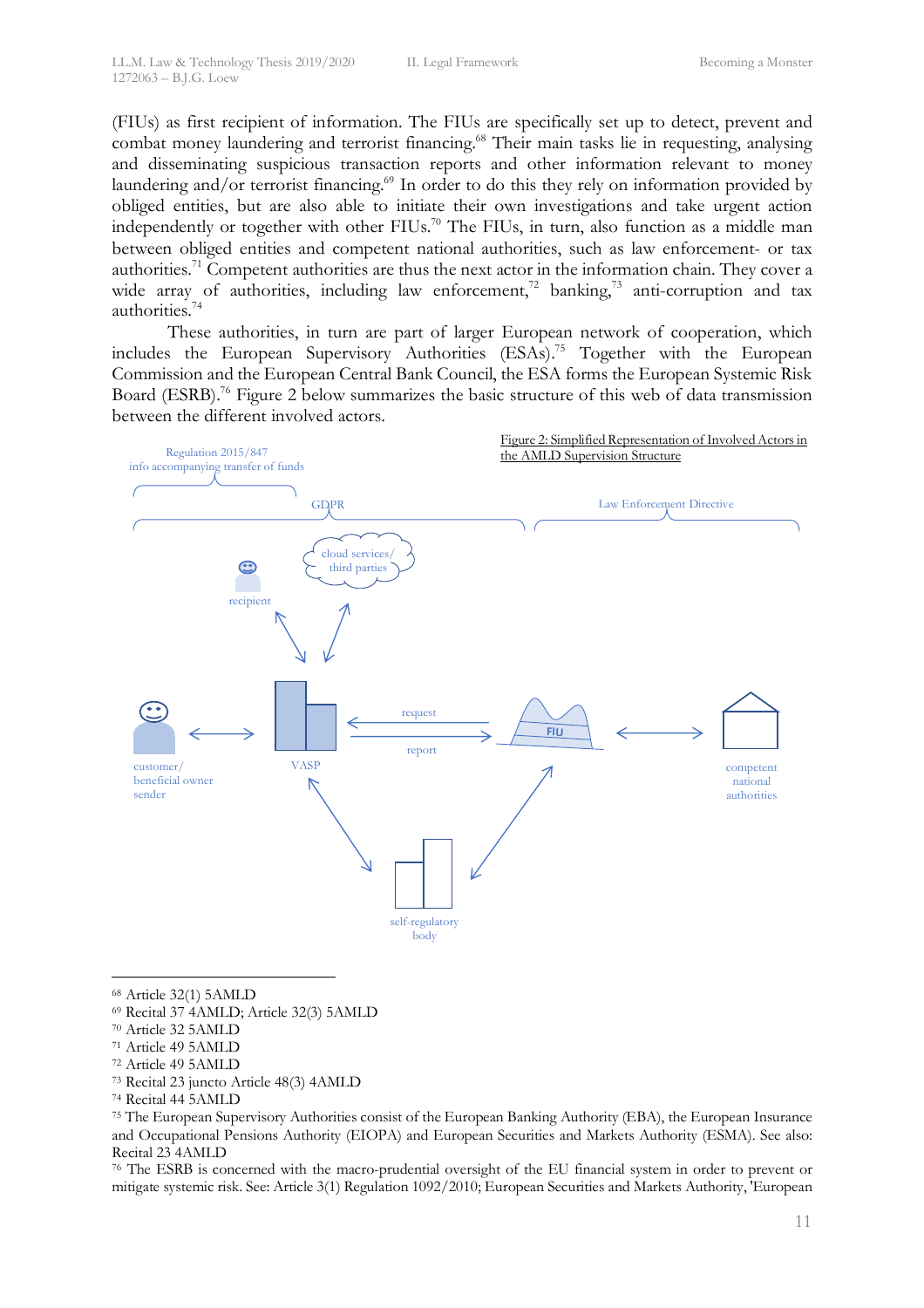(FIUs) as first recipient of information. The FIUs are specifically set up to detect, prevent and combat money laundering and terrorist financing.[68] Their main tasks lie in requesting, analysing and disseminating suspicious transaction reports and other information relevant to money laundering and/or terrorist financing.[69] In order to do this they rely on information provided by obliged entities, but are also able to initiate their own investigations and take urgent action independently or together with other FIUs.[70] The FIUs, in turn, also function as a middle man between obliged entities and competent national authorities, such as law enforcement- or tax authorities.[71] Competent authorities are thus the next actor in the information chain. They cover a wide array of authorities, including law enforcement,[72] banking,[73] anti-corruption and tax authorities.[74]

These authorities, in turn are part of larger European network of cooperation, which includes the European Supervisory Authorities (ESAs).[75] Together with the European Commission and the European Central Bank Council, the ESA forms the European Systemic Risk Board (ESRB).[76] Figure 2 below summarizes the basic structure of this web of data transmission between the different involved actors.

Figure 2: Simplified Representation of Involved Actors in the AMLD Supervision Structure

Regulation 2015/847 info accompanying transfer of funds

GDPR

Law Enforcement Directive

cloud services/ third parties

recipient

customer/ beneficial owner sender

VASP

request

report

FIU

competent national authorities

self-regulatory body

---

[68] Article 32(1) 5AMLD

[69] Recital 37 4AMLD; Article 32(3) 5AMLD

[70] Article 32 5AMLD

[71] Article 49 5AMLD

[72] Article 49 5AMLD

[73] Recital 23 juncto Article 48(3) 4AMLD

[74] Recital 44 5AMLD

[75] The European Supervisory Authorities consist of the European Banking Authority (EBA), the European Insurance and Occupational Pensions Authority (EIOPA) and European Securities and Markets Authority (ESMA). See also: Recital 23 4AMLD

[76] The ESRB is concerned with the macro-prudential oversight of the EU financial system in order to prevent or mitigate systemic risk. See: Article 3(1) Regulation 1092/2010; European Securities and Markets Authority, 'European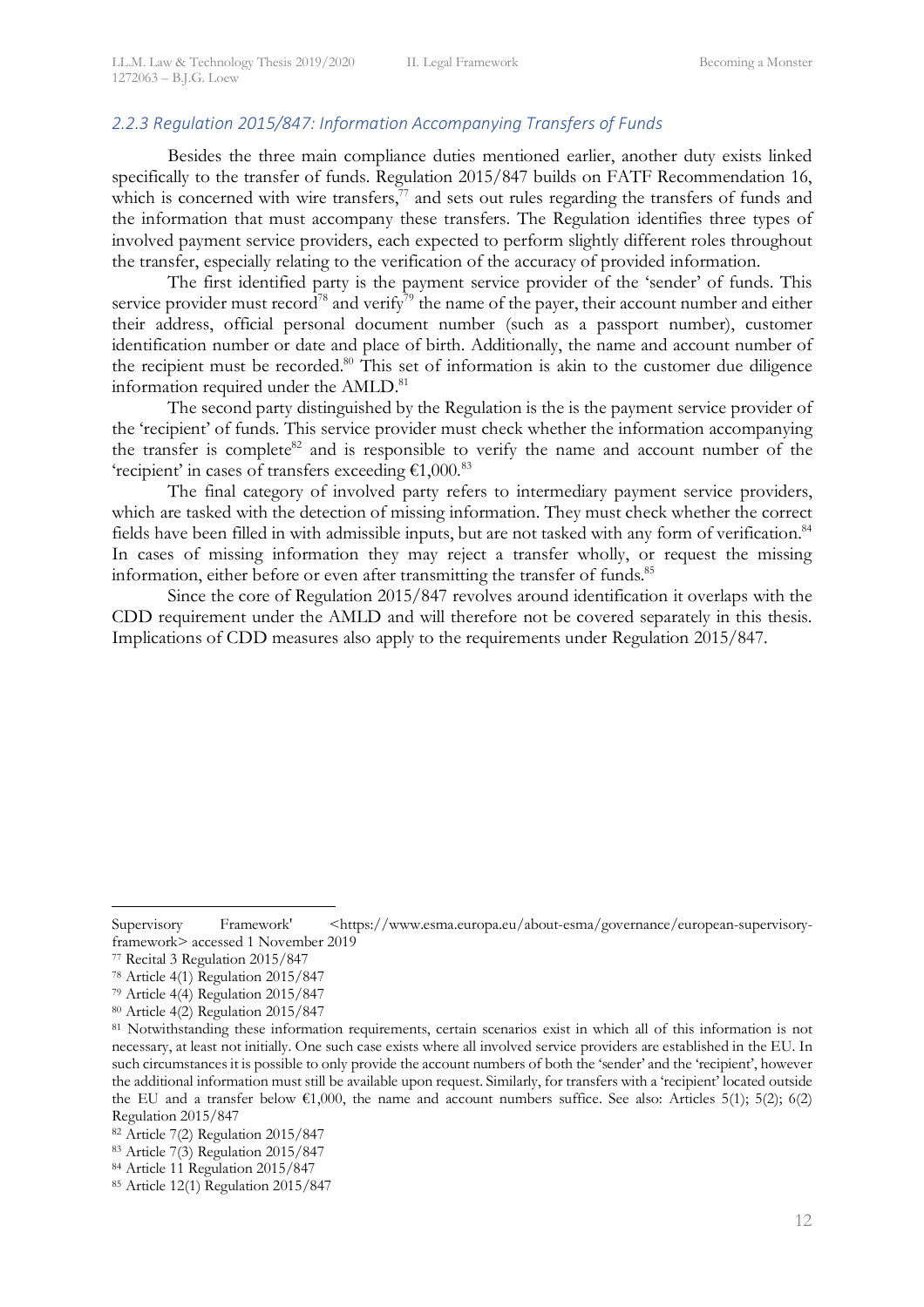### *2.2.3 Regulation 2015/847: Information Accompanying Transfers of Funds*

Besides the three main compliance duties mentioned earlier, another duty exists linked specifically to the transfer of funds. Regulation 2015/847 builds on FATF Recommendation 16, which is concerned with wire transfers,[77] and sets out rules regarding the transfers of funds and the information that must accompany these transfers. The Regulation identifies three types of involved payment service providers, each expected to perform slightly different roles throughout the transfer, especially relating to the verification of the accuracy of provided information.

The first identified party is the payment service provider of the 'sender' of funds. This service provider must record[78] and verify[79] the name of the payer, their account number and either their address, official personal document number (such as a passport number), customer identification number or date and place of birth. Additionally, the name and account number of the recipient must be recorded.[80] This set of information is akin to the customer due diligence information required under the AMLD.[81]

The second party distinguished by the Regulation is the is the payment service provider of the 'recipient' of funds. This service provider must check whether the information accompanying the transfer is complete[82] and is responsible to verify the name and account number of the 'recipient' in cases of transfers exceeding €1,000.[83]

The final category of involved party refers to intermediary payment service providers, which are tasked with the detection of missing information. They must check whether the correct fields have been filled in with admissible inputs, but are not tasked with any form of verification.[84] In cases of missing information they may reject a transfer wholly, or request the missing information, either before or even after transmitting the transfer of funds.[85]

Since the core of Regulation 2015/847 revolves around identification it overlaps with the CDD requirement under the AMLD and will therefore not be covered separately in this thesis. Implications of CDD measures also apply to the requirements under Regulation 2015/847.

---

Supervisory Framework' <https://www.esma.europa.eu/about-esma/governance/european-supervisory-framework> accessed 1 November 2019

[77] Recital 3 Regulation 2015/847

[78] Article 4(1) Regulation 2015/847

[79] Article 4(4) Regulation 2015/847

[80] Article 4(2) Regulation 2015/847

[81] Notwithstanding these information requirements, certain scenarios exist in which all of this information is not necessary, at least not initially. One such case exists where all involved service providers are established in the EU. In such circumstances it is possible to only provide the account numbers of both the 'sender' and the 'recipient', however the additional information must still be available upon request. Similarly, for transfers with a 'recipient' located outside the EU and a transfer below €1,000, the name and account numbers suffice. See also: Articles 5(1); 5(2); 6(2) Regulation 2015/847

[82] Article 7(2) Regulation 2015/847

[83] Article 7(3) Regulation 2015/847

[84] Article 11 Regulation 2015/847

[85] Article 12(1) Regulation 2015/847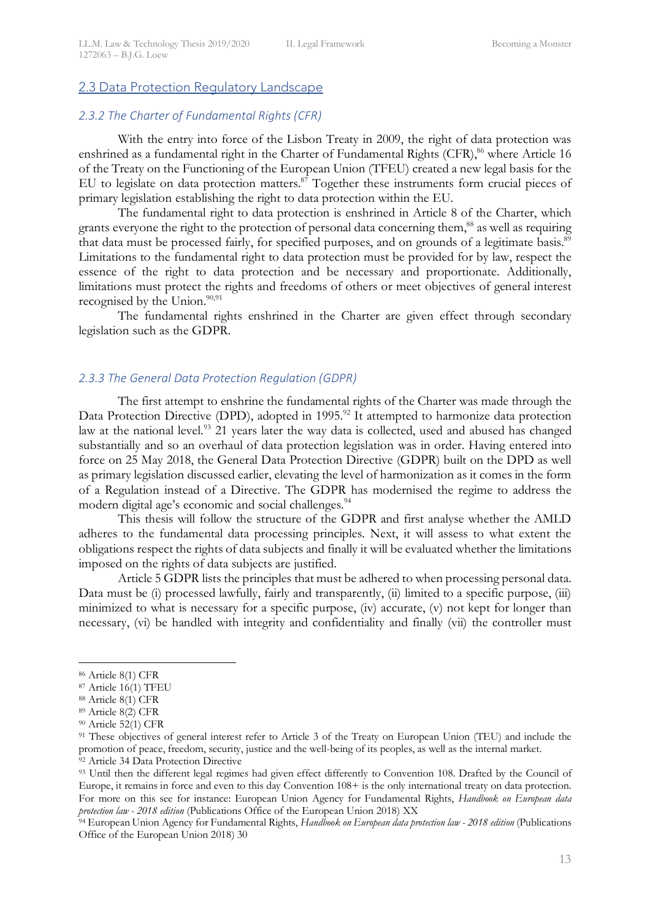## 2.3 Data Protection Regulatory Landscape

### *2.3.2 The Charter of Fundamental Rights (CFR)*

With the entry into force of the Lisbon Treaty in 2009, the right of data protection was enshrined as a fundamental right in the Charter of Fundamental Rights (CFR),[86] where Article 16 of the Treaty on the Functioning of the European Union (TFEU) created a new legal basis for the EU to legislate on data protection matters.[87] Together these instruments form crucial pieces of primary legislation establishing the right to data protection within the EU.

The fundamental right to data protection is enshrined in Article 8 of the Charter, which grants everyone the right to the protection of personal data concerning them,[88] as well as requiring that data must be processed fairly, for specified purposes, and on grounds of a legitimate basis.[89] Limitations to the fundamental right to data protection must be provided for by law, respect the essence of the right to data protection and be necessary and proportionate. Additionally, limitations must protect the rights and freedoms of others or meet objectives of general interest recognised by the Union.[90,91]

The fundamental rights enshrined in the Charter are given effect through secondary legislation such as the GDPR.

### *2.3.3 The General Data Protection Regulation (GDPR)*

The first attempt to enshrine the fundamental rights of the Charter was made through the Data Protection Directive (DPD), adopted in 1995.[92] It attempted to harmonize data protection law at the national level.[93] 21 years later the way data is collected, used and abused has changed substantially and so an overhaul of data protection legislation was in order. Having entered into force on 25 May 2018, the General Data Protection Directive (GDPR) built on the DPD as well as primary legislation discussed earlier, elevating the level of harmonization as it comes in the form of a Regulation instead of a Directive. The GDPR has modernised the regime to address the modern digital age's economic and social challenges.[94]

This thesis will follow the structure of the GDPR and first analyse whether the AMLD adheres to the fundamental data processing principles. Next, it will assess to what extent the obligations respect the rights of data subjects and finally it will be evaluated whether the limitations imposed on the rights of data subjects are justified.

Article 5 GDPR lists the principles that must be adhered to when processing personal data. Data must be (i) processed lawfully, fairly and transparently, (ii) limited to a specific purpose, (iii) minimized to what is necessary for a specific purpose, (iv) accurate, (v) not kept for longer than necessary, (vi) be handled with integrity and confidentiality and finally (vii) the controller must

---

[86] Article 8(1) CFR

[87] Article 16(1) TFEU

[88] Article 8(1) CFR

[89] Article 8(2) CFR

[90] Article 52(1) CFR

[91] These objectives of general interest refer to Article 3 of the Treaty on European Union (TEU) and include the promotion of peace, freedom, security, justice and the well-being of its peoples, as well as the internal market.

[92] Article 34 Data Protection Directive

[93] Until then the different legal regimes had given effect differently to Convention 108. Drafted by the Council of Europe, it remains in force and even to this day Convention 108+ is the only international treaty on data protection. For more on this see for instance: European Union Agency for Fundamental Rights, *Handbook on European data protection law - 2018 edition* (Publications Office of the European Union 2018) XX

[94] European Union Agency for Fundamental Rights, *Handbook on European data protection law - 2018 edition* (Publications Office of the European Union 2018) 30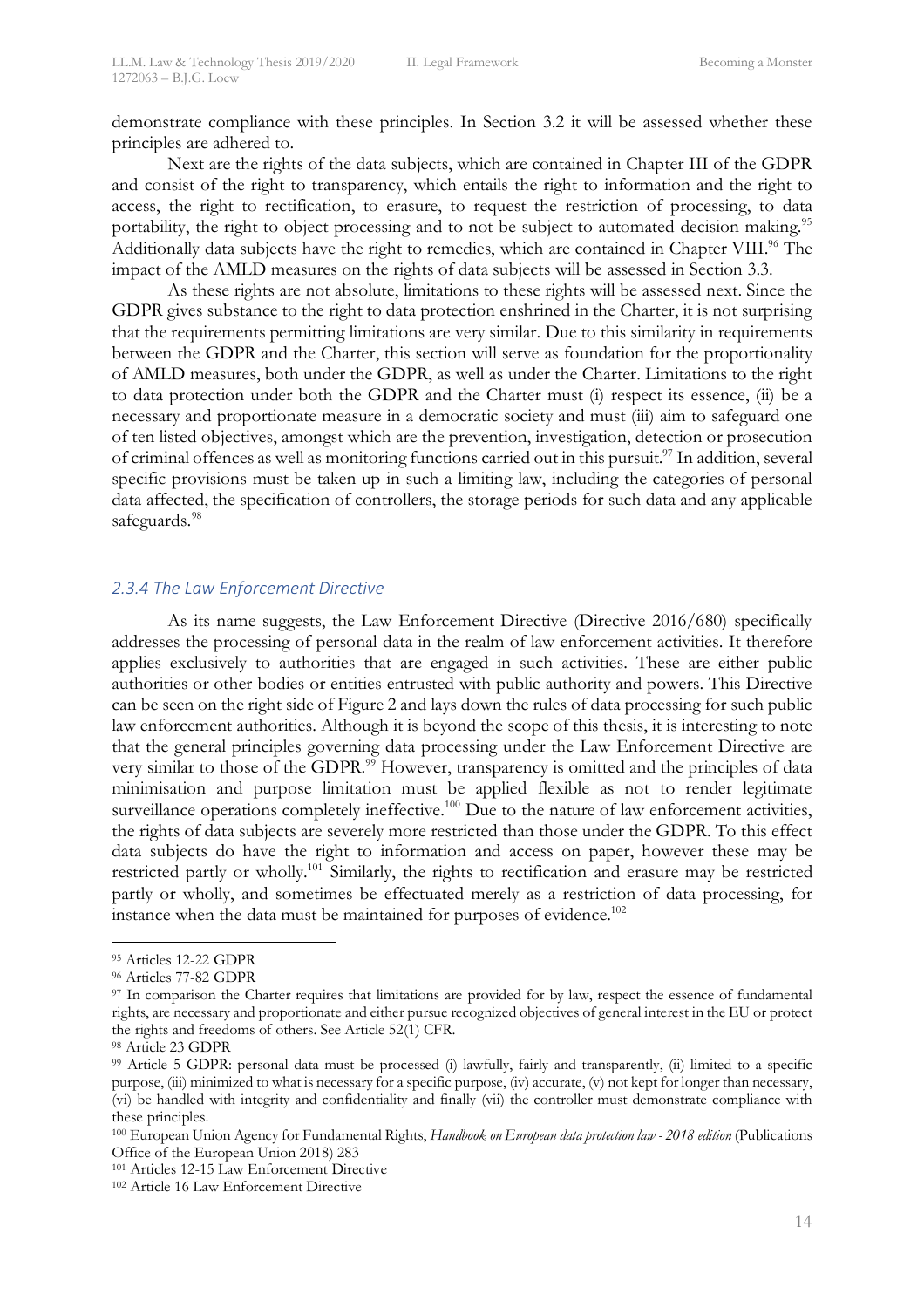demonstrate compliance with these principles. In Section 3.2 it will be assessed whether these principles are adhered to.

Next are the rights of the data subjects, which are contained in Chapter III of the GDPR and consist of the right to transparency, which entails the right to information and the right to access, the right to rectification, to erasure, to request the restriction of processing, to data portability, the right to object processing and to not be subject to automated decision making.[95] Additionally data subjects have the right to remedies, which are contained in Chapter VIII.[96] The impact of the AMLD measures on the rights of data subjects will be assessed in Section 3.3.

As these rights are not absolute, limitations to these rights will be assessed next. Since the GDPR gives substance to the right to data protection enshrined in the Charter, it is not surprising that the requirements permitting limitations are very similar. Due to this similarity in requirements between the GDPR and the Charter, this section will serve as foundation for the proportionality of AMLD measures, both under the GDPR, as well as under the Charter. Limitations to the right to data protection under both the GDPR and the Charter must (i) respect its essence, (ii) be a necessary and proportionate measure in a democratic society and must (iii) aim to safeguard one of ten listed objectives, amongst which are the prevention, investigation, detection or prosecution of criminal offences as well as monitoring functions carried out in this pursuit.[97] In addition, several specific provisions must be taken up in such a limiting law, including the categories of personal data affected, the specification of controllers, the storage periods for such data and any applicable safeguards.[98]

### *2.3.4 The Law Enforcement Directive*

As its name suggests, the Law Enforcement Directive (Directive 2016/680) specifically addresses the processing of personal data in the realm of law enforcement activities. It therefore applies exclusively to authorities that are engaged in such activities. These are either public authorities or other bodies or entities entrusted with public authority and powers. This Directive can be seen on the right side of Figure 2 and lays down the rules of data processing for such public law enforcement authorities. Although it is beyond the scope of this thesis, it is interesting to note that the general principles governing data processing under the Law Enforcement Directive are very similar to those of the GDPR.[99] However, transparency is omitted and the principles of data minimisation and purpose limitation must be applied flexible as not to render legitimate surveillance operations completely ineffective.[100] Due to the nature of law enforcement activities, the rights of data subjects are severely more restricted than those under the GDPR. To this effect data subjects do have the right to information and access on paper, however these may be restricted partly or wholly.[101] Similarly, the rights to rectification and erasure may be restricted partly or wholly, and sometimes be effectuated merely as a restriction of data processing, for instance when the data must be maintained for purposes of evidence.[102]

---

[95] Articles 12-22 GDPR

[96] Articles 77-82 GDPR

[97] In comparison the Charter requires that limitations are provided for by law, respect the essence of fundamental rights, are necessary and proportionate and either pursue recognized objectives of general interest in the EU or protect the rights and freedoms of others. See Article 52(1) CFR.

[98] Article 23 GDPR

[99] Article 5 GDPR: personal data must be processed (i) lawfully, fairly and transparently, (ii) limited to a specific purpose, (iii) minimized to what is necessary for a specific purpose, (iv) accurate, (v) not kept for longer than necessary, (vi) be handled with integrity and confidentiality and finally (vii) the controller must demonstrate compliance with these principles.

[100] European Union Agency for Fundamental Rights, *Handbook on European data protection law - 2018 edition* (Publications Office of the European Union 2018) 283

[101] Articles 12-15 Law Enforcement Directive

[102] Article 16 Law Enforcement Directive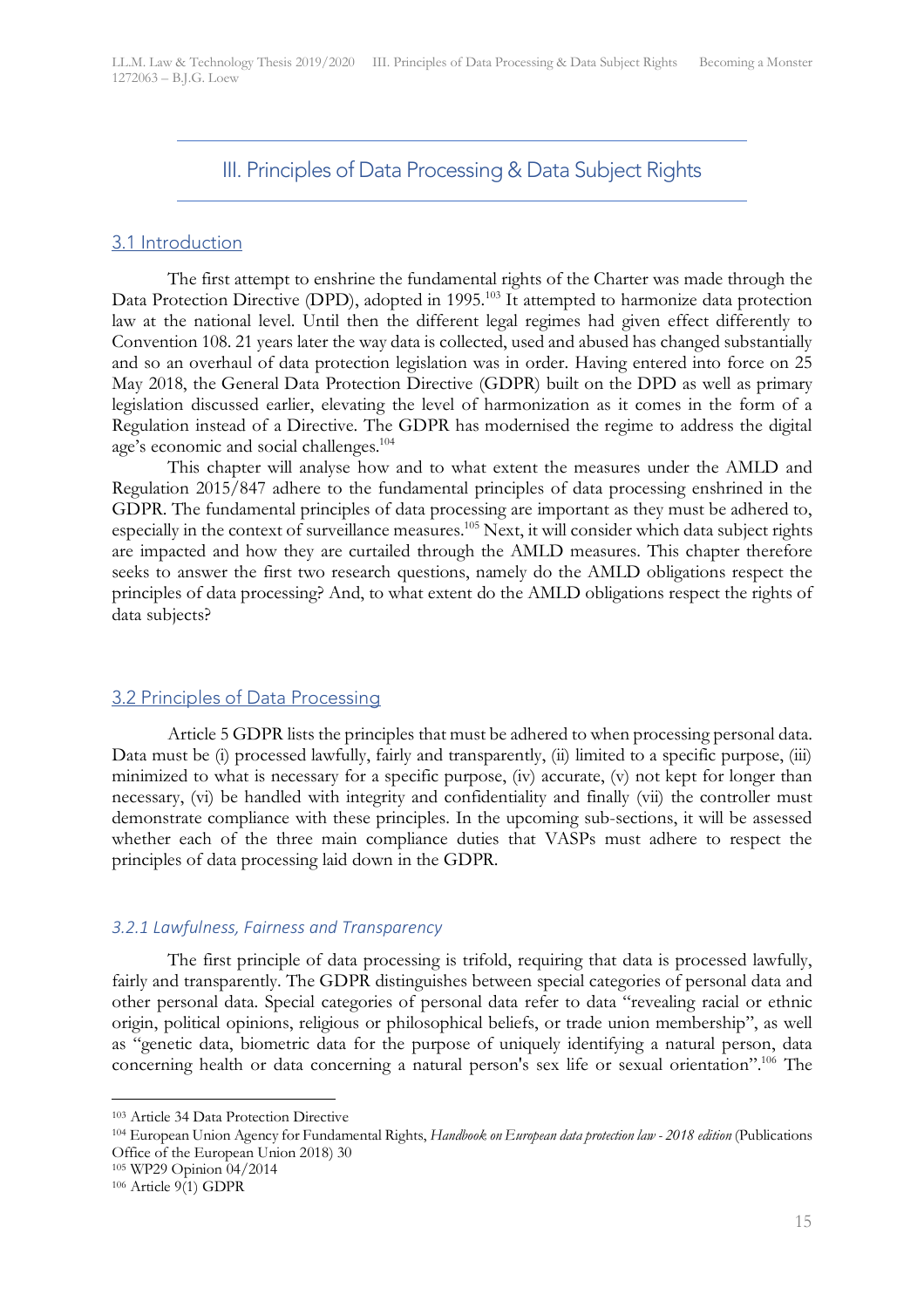# III. Principles of Data Processing & Data Subject Rights

## 3.1 Introduction

The first attempt to enshrine the fundamental rights of the Charter was made through the Data Protection Directive (DPD), adopted in 1995.[103] It attempted to harmonize data protection law at the national level. Until then the different legal regimes had given effect differently to Convention 108. 21 years later the way data is collected, used and abused has changed substantially and so an overhaul of data protection legislation was in order. Having entered into force on 25 May 2018, the General Data Protection Directive (GDPR) built on the DPD as well as primary legislation discussed earlier, elevating the level of harmonization as it comes in the form of a Regulation instead of a Directive. The GDPR has modernised the regime to address the digital age's economic and social challenges.[104]

This chapter will analyse how and to what extent the measures under the AMLD and Regulation 2015/847 adhere to the fundamental principles of data processing enshrined in the GDPR. The fundamental principles of data processing are important as they must be adhered to, especially in the context of surveillance measures.[105] Next, it will consider which data subject rights are impacted and how they are curtailed through the AMLD measures. This chapter therefore seeks to answer the first two research questions, namely do the AMLD obligations respect the principles of data processing? And, to what extent do the AMLD obligations respect the rights of data subjects?

## 3.2 Principles of Data Processing

Article 5 GDPR lists the principles that must be adhered to when processing personal data. Data must be (i) processed lawfully, fairly and transparently, (ii) limited to a specific purpose, (iii) minimized to what is necessary for a specific purpose, (iv) accurate, (v) not kept for longer than necessary, (vi) be handled with integrity and confidentiality and finally (vii) the controller must demonstrate compliance with these principles. In the upcoming sub-sections, it will be assessed whether each of the three main compliance duties that VASPs must adhere to respect the principles of data processing laid down in the GDPR.

### *3.2.1 Lawfulness, Fairness and Transparency*

The first principle of data processing is trifold, requiring that data is processed lawfully, fairly and transparently. The GDPR distinguishes between special categories of personal data and other personal data. Special categories of personal data refer to data "revealing racial or ethnic origin, political opinions, religious or philosophical beliefs, or trade union membership", as well as "genetic data, biometric data for the purpose of uniquely identifying a natural person, data concerning health or data concerning a natural person's sex life or sexual orientation".[106] The

---

[103] Article 34 Data Protection Directive

[104] European Union Agency for Fundamental Rights, *Handbook on European data protection law - 2018 edition* (Publications Office of the European Union 2018) 30

[105] WP29 Opinion 04/2014

[106] Article 9(1) GDPR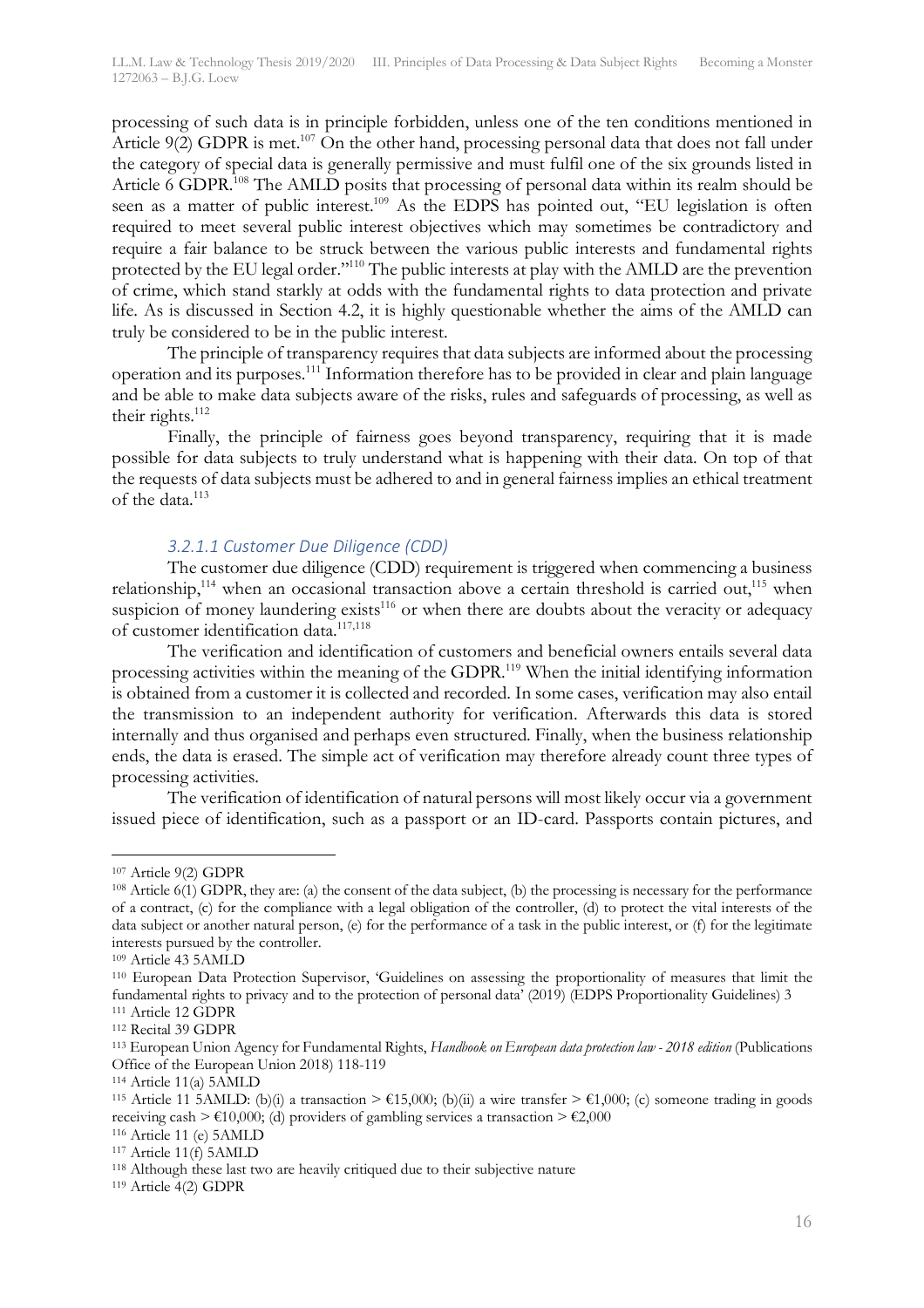processing of such data is in principle forbidden, unless one of the ten conditions mentioned in Article 9(2) GDPR is met.[107] On the other hand, processing personal data that does not fall under the category of special data is generally permissive and must fulfil one of the six grounds listed in Article 6 GDPR.[108] The AMLD posits that processing of personal data within its realm should be seen as a matter of public interest.[109] As the EDPS has pointed out, "EU legislation is often required to meet several public interest objectives which may sometimes be contradictory and require a fair balance to be struck between the various public interests and fundamental rights protected by the EU legal order."[110] The public interests at play with the AMLD are the prevention of crime, which stand starkly at odds with the fundamental rights to data protection and private life. As is discussed in Section 4.2, it is highly questionable whether the aims of the AMLD can truly be considered to be in the public interest.

The principle of transparency requires that data subjects are informed about the processing operation and its purposes.[111] Information therefore has to be provided in clear and plain language and be able to make data subjects aware of the risks, rules and safeguards of processing, as well as their rights.[112]

Finally, the principle of fairness goes beyond transparency, requiring that it is made possible for data subjects to truly understand what is happening with their data. On top of that the requests of data subjects must be adhered to and in general fairness implies an ethical treatment of the data.[113]

#### *3.2.1.1 Customer Due Diligence (CDD)*

The customer due diligence (CDD) requirement is triggered when commencing a business relationship,[114] when an occasional transaction above a certain threshold is carried out,[115] when suspicion of money laundering exists[116] or when there are doubts about the veracity or adequacy of customer identification data.[117,118]

The verification and identification of customers and beneficial owners entails several data processing activities within the meaning of the GDPR.[119] When the initial identifying information is obtained from a customer it is collected and recorded. In some cases, verification may also entail the transmission to an independent authority for verification. Afterwards this data is stored internally and thus organised and perhaps even structured. Finally, when the business relationship ends, the data is erased. The simple act of verification may therefore already count three types of processing activities.

The verification of identification of natural persons will most likely occur via a government issued piece of identification, such as a passport or an ID-card. Passports contain pictures, and

---

[107] Article 9(2) GDPR

[108] Article 6(1) GDPR, they are: (a) the consent of the data subject, (b) the processing is necessary for the performance of a contract, (c) for the compliance with a legal obligation of the controller, (d) to protect the vital interests of the data subject or another natural person, (e) for the performance of a task in the public interest, or (f) for the legitimate interests pursued by the controller.

[109] Article 43 5AMLD

[110] European Data Protection Supervisor, 'Guidelines on assessing the proportionality of measures that limit the fundamental rights to privacy and to the protection of personal data' (2019) (EDPS Proportionality Guidelines) 3

[111] Article 12 GDPR

[112] Recital 39 GDPR

[113] European Union Agency for Fundamental Rights, *Handbook on European data protection law - 2018 edition* (Publications Office of the European Union 2018) 118-119

[114] Article 11(a) 5AMLD

[115] Article 11 5AMLD: (b)(i) a transaction > €15,000; (b)(ii) a wire transfer > €1,000; (c) someone trading in goods receiving cash > €10,000; (d) providers of gambling services a transaction > €2,000

[116] Article 11 (e) 5AMLD

[117] Article 11(f) 5AMLD

[118] Although these last two are heavily critiqued due to their subjective nature

[119] Article 4(2) GDPR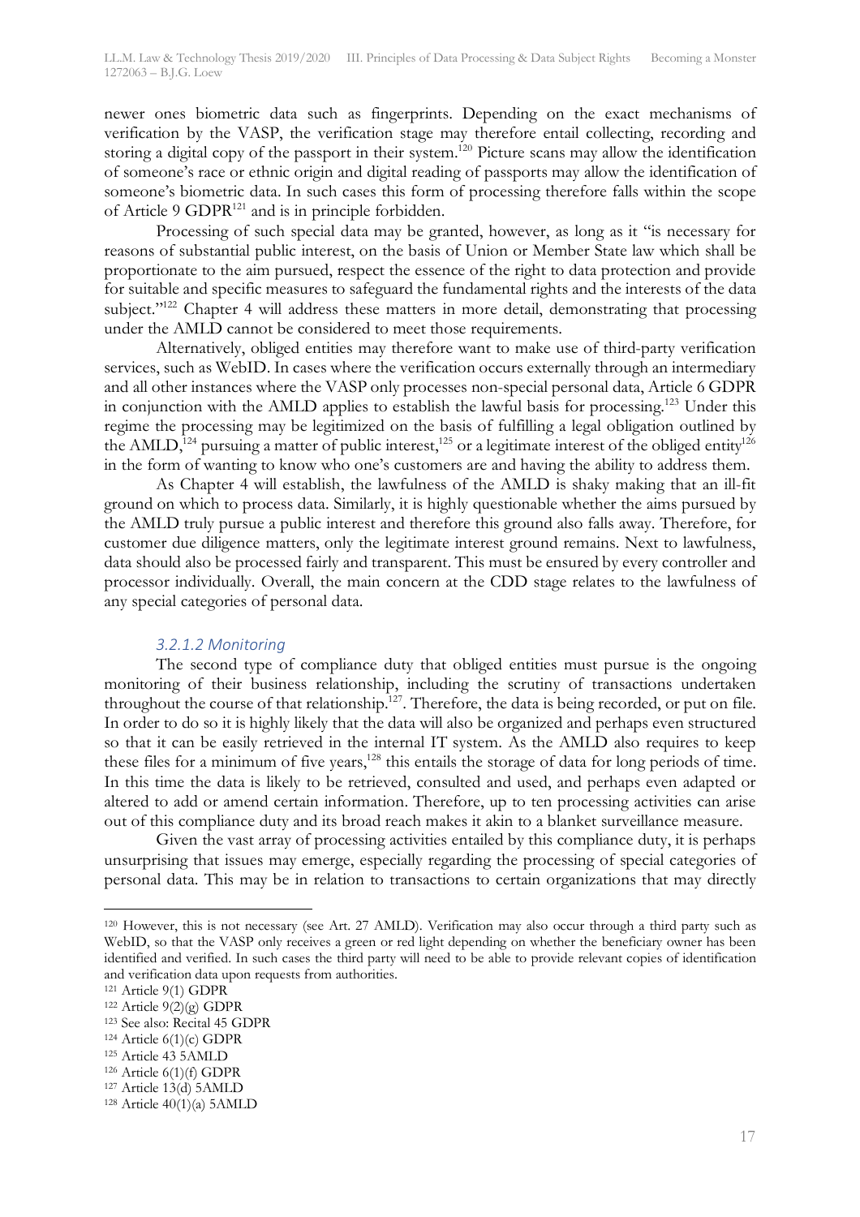newer ones biometric data such as fingerprints. Depending on the exact mechanisms of verification by the VASP, the verification stage may therefore entail collecting, recording and storing a digital copy of the passport in their system.[120] Picture scans may allow the identification of someone's race or ethnic origin and digital reading of passports may allow the identification of someone's biometric data. In such cases this form of processing therefore falls within the scope of Article 9 GDPR[121] and is in principle forbidden.

Processing of such special data may be granted, however, as long as it "is necessary for reasons of substantial public interest, on the basis of Union or Member State law which shall be proportionate to the aim pursued, respect the essence of the right to data protection and provide for suitable and specific measures to safeguard the fundamental rights and the interests of the data subject."[122] Chapter 4 will address these matters in more detail, demonstrating that processing under the AMLD cannot be considered to meet those requirements.

Alternatively, obliged entities may therefore want to make use of third-party verification services, such as WebID. In cases where the verification occurs externally through an intermediary and all other instances where the VASP only processes non-special personal data, Article 6 GDPR in conjunction with the AMLD applies to establish the lawful basis for processing.[123] Under this regime the processing may be legitimized on the basis of fulfilling a legal obligation outlined by the AMLD,[124] pursuing a matter of public interest,[125] or a legitimate interest of the obliged entity[126] in the form of wanting to know who one's customers are and having the ability to address them.

As Chapter 4 will establish, the lawfulness of the AMLD is shaky making that an ill-fit ground on which to process data. Similarly, it is highly questionable whether the aims pursued by the AMLD truly pursue a public interest and therefore this ground also falls away. Therefore, for customer due diligence matters, only the legitimate interest ground remains. Next to lawfulness, data should also be processed fairly and transparent. This must be ensured by every controller and processor individually. Overall, the main concern at the CDD stage relates to the lawfulness of any special categories of personal data.

#### *3.2.1.2 Monitoring*

The second type of compliance duty that obliged entities must pursue is the ongoing monitoring of their business relationship, including the scrutiny of transactions undertaken throughout the course of that relationship.[127]. Therefore, the data is being recorded, or put on file. In order to do so it is highly likely that the data will also be organized and perhaps even structured so that it can be easily retrieved in the internal IT system. As the AMLD also requires to keep these files for a minimum of five years,[128] this entails the storage of data for long periods of time. In this time the data is likely to be retrieved, consulted and used, and perhaps even adapted or altered to add or amend certain information. Therefore, up to ten processing activities can arise out of this compliance duty and its broad reach makes it akin to a blanket surveillance measure.

Given the vast array of processing activities entailed by this compliance duty, it is perhaps unsurprising that issues may emerge, especially regarding the processing of special categories of personal data. This may be in relation to transactions to certain organizations that may directly

---

[120] However, this is not necessary (see Art. 27 AMLD). Verification may also occur through a third party such as WebID, so that the VASP only receives a green or red light depending on whether the beneficiary owner has been identified and verified. In such cases the third party will need to be able to provide relevant copies of identification and verification data upon requests from authorities.

[121] Article 9(1) GDPR

[122] Article 9(2)(g) GDPR

[123] See also: Recital 45 GDPR

[124] Article 6(1)(c) GDPR

[125] Article 43 5AMLD

[126] Article 6(1)(f) GDPR

[127] Article 13(d) 5AMLD

[128] Article 40(1)(a) 5AMLD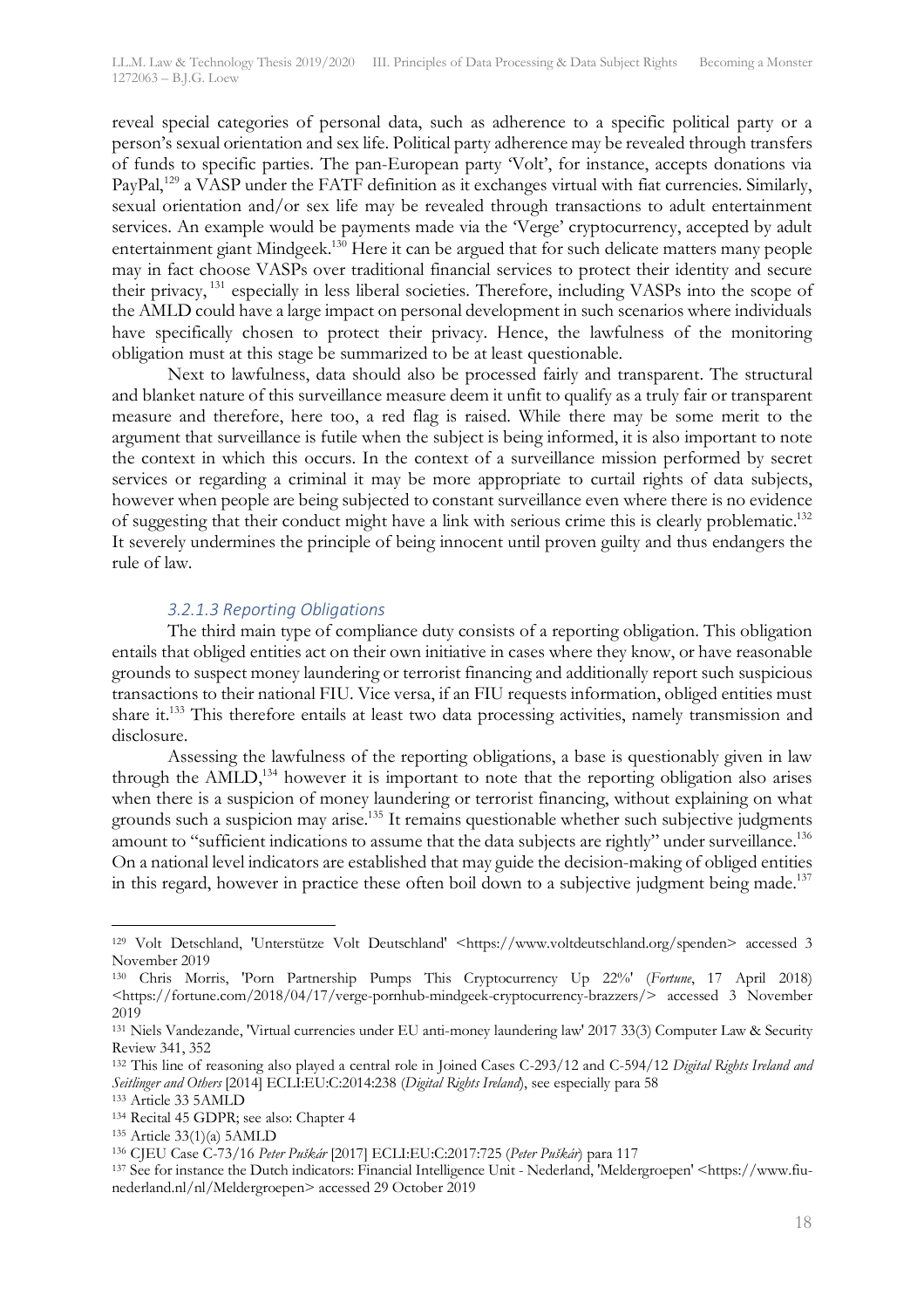reveal special categories of personal data, such as adherence to a specific political party or a person's sexual orientation and sex life. Political party adherence may be revealed through transfers of funds to specific parties. The pan-European party 'Volt', for instance, accepts donations via PayPal,[129] a VASP under the FATF definition as it exchanges virtual with fiat currencies. Similarly, sexual orientation and/or sex life may be revealed through transactions to adult entertainment services. An example would be payments made via the 'Verge' cryptocurrency, accepted by adult entertainment giant Mindgeek.[130] Here it can be argued that for such delicate matters many people may in fact choose VASPs over traditional financial services to protect their identity and secure their privacy,[131] especially in less liberal societies. Therefore, including VASPs into the scope of the AMLD could have a large impact on personal development in such scenarios where individuals have specifically chosen to protect their privacy. Hence, the lawfulness of the monitoring obligation must at this stage be summarized to be at least questionable.

Next to lawfulness, data should also be processed fairly and transparent. The structural and blanket nature of this surveillance measure deem it unfit to qualify as a truly fair or transparent measure and therefore, here too, a red flag is raised. While there may be some merit to the argument that surveillance is futile when the subject is being informed, it is also important to note the context in which this occurs. In the context of a surveillance mission performed by secret services or regarding a criminal it may be more appropriate to curtail rights of data subjects, however when people are being subjected to constant surveillance even where there is no evidence of suggesting that their conduct might have a link with serious crime this is clearly problematic.[132] It severely undermines the principle of being innocent until proven guilty and thus endangers the rule of law.

#### *3.2.1.3 Reporting Obligations*

The third main type of compliance duty consists of a reporting obligation. This obligation entails that obliged entities act on their own initiative in cases where they know, or have reasonable grounds to suspect money laundering or terrorist financing and additionally report such suspicious transactions to their national FIU. Vice versa, if an FIU requests information, obliged entities must share it.[133] This therefore entails at least two data processing activities, namely transmission and disclosure.

Assessing the lawfulness of the reporting obligations, a base is questionably given in law through the AMLD,[134] however it is important to note that the reporting obligation also arises when there is a suspicion of money laundering or terrorist financing, without explaining on what grounds such a suspicion may arise.[135] It remains questionable whether such subjective judgments amount to "sufficient indications to assume that the data subjects are rightly" under surveillance.[136] On a national level indicators are established that may guide the decision-making of obliged entities in this regard, however in practice these often boil down to a subjective judgment being made.[137]

---

[129] Volt Detschland, 'Unterstütze Volt Deutschland' <https://www.voltdeutschland.org/spenden> accessed 3 November 2019

[130] Chris Morris, 'Porn Partnership Pumps This Cryptocurrency Up 22%' (*Fortune*, 17 April 2018) <https://fortune.com/2018/04/17/verge-pornhub-mindgeek-cryptocurrency-brazzers/> accessed 3 November 2019

[131] Niels Vandezande, 'Virtual currencies under EU anti-money laundering law' 2017 33(3) Computer Law & Security Review 341, 352

[132] This line of reasoning also played a central role in Joined Cases C-293/12 and C-594/12 *Digital Rights Ireland and Seitlinger and Others* [2014] ECLI:EU:C:2014:238 (*Digital Rights Ireland*), see especially para 58

[133] Article 33 5AMLD

[134] Recital 45 GDPR; see also: Chapter 4

[135] Article 33(1)(a) 5AMLD

[136] CJEU Case C-73/16 *Peter Puškár* [2017] ECLI:EU:C:2017:725 (*Peter Puškár*) para 117

[137] See for instance the Dutch indicators: Financial Intelligence Unit - Nederland, 'Meldergroepen' <https://www.fiu-nederland.nl/nl/Meldergroepen> accessed 29 October 2019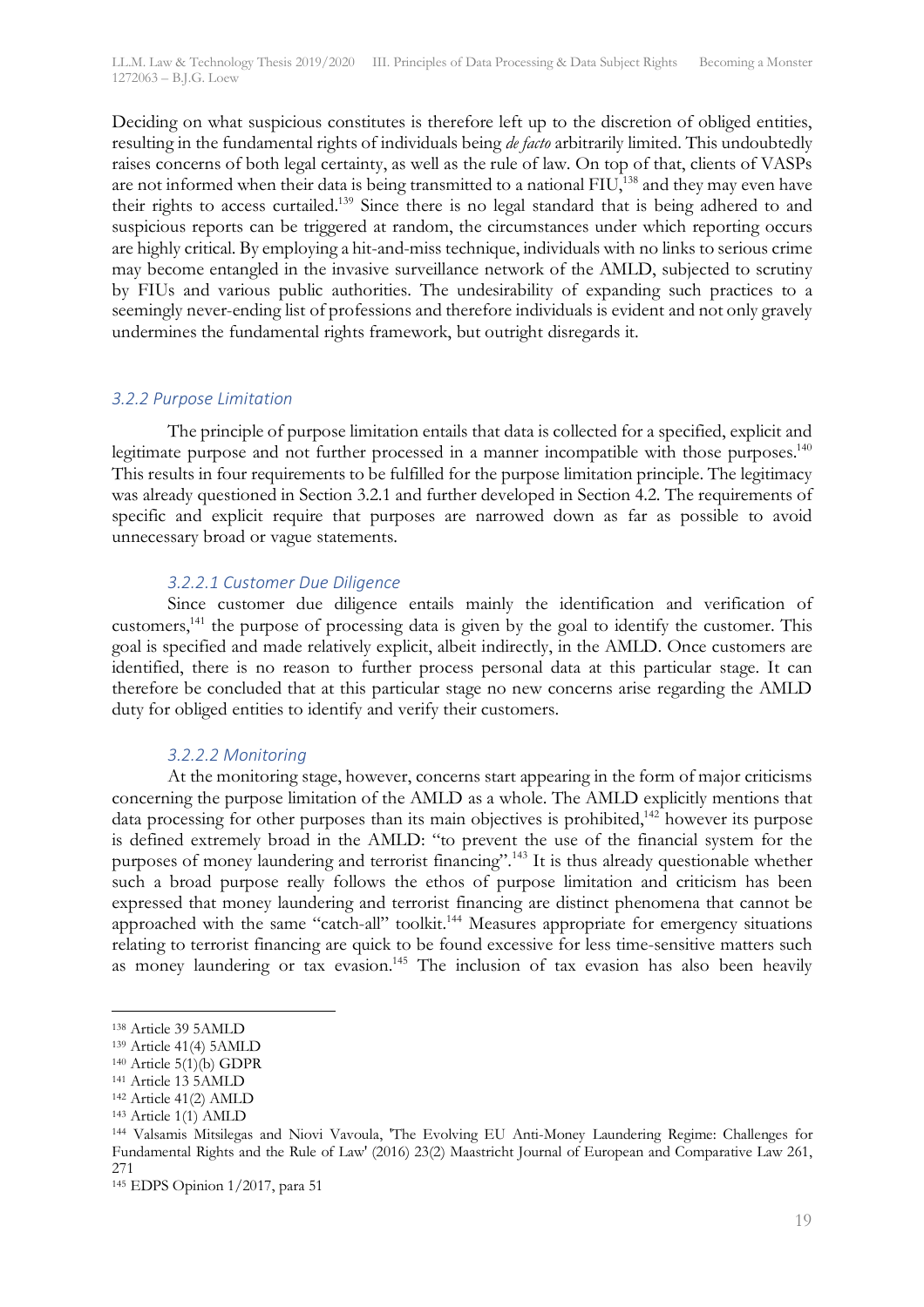Deciding on what suspicious constitutes is therefore left up to the discretion of obliged entities, resulting in the fundamental rights of individuals being *de facto* arbitrarily limited. This undoubtedly raises concerns of both legal certainty, as well as the rule of law. On top of that, clients of VASPs are not informed when their data is being transmitted to a national FIU,[138] and they may even have their rights to access curtailed.[139] Since there is no legal standard that is being adhered to and suspicious reports can be triggered at random, the circumstances under which reporting occurs are highly critical. By employing a hit-and-miss technique, individuals with no links to serious crime may become entangled in the invasive surveillance network of the AMLD, subjected to scrutiny by FIUs and various public authorities. The undesirability of expanding such practices to a seemingly never-ending list of professions and therefore individuals is evident and not only gravely undermines the fundamental rights framework, but outright disregards it.

### *3.2.2 Purpose Limitation*

The principle of purpose limitation entails that data is collected for a specified, explicit and legitimate purpose and not further processed in a manner incompatible with those purposes.[140] This results in four requirements to be fulfilled for the purpose limitation principle. The legitimacy was already questioned in Section 3.2.1 and further developed in Section 4.2. The requirements of specific and explicit require that purposes are narrowed down as far as possible to avoid unnecessary broad or vague statements.

#### *3.2.2.1 Customer Due Diligence*

Since customer due diligence entails mainly the identification and verification of customers,[141] the purpose of processing data is given by the goal to identify the customer. This goal is specified and made relatively explicit, albeit indirectly, in the AMLD. Once customers are identified, there is no reason to further process personal data at this particular stage. It can therefore be concluded that at this particular stage no new concerns arise regarding the AMLD duty for obliged entities to identify and verify their customers.

#### *3.2.2.2 Monitoring*

At the monitoring stage, however, concerns start appearing in the form of major criticisms concerning the purpose limitation of the AMLD as a whole. The AMLD explicitly mentions that data processing for other purposes than its main objectives is prohibited,[142] however its purpose is defined extremely broad in the AMLD: "to prevent the use of the financial system for the purposes of money laundering and terrorist financing".[143] It is thus already questionable whether such a broad purpose really follows the ethos of purpose limitation and criticism has been expressed that money laundering and terrorist financing are distinct phenomena that cannot be approached with the same "catch-all" toolkit.[144] Measures appropriate for emergency situations relating to terrorist financing are quick to be found excessive for less time-sensitive matters such as money laundering or tax evasion.[145] The inclusion of tax evasion has also been heavily

---

[138] Article 39 5AMLD

[139] Article 41(4) 5AMLD

[140] Article 5(1)(b) GDPR

[141] Article 13 5AMLD

[142] Article 41(2) AMLD

[143] Article 1(1) AMLD

[144] Valsamis Mitsilegas and Niovi Vavoula, 'The Evolving EU Anti-Money Laundering Regime: Challenges for Fundamental Rights and the Rule of Law' (2016) 23(2) Maastricht Journal of European and Comparative Law 261, 271

[145] EDPS Opinion 1/2017, para 51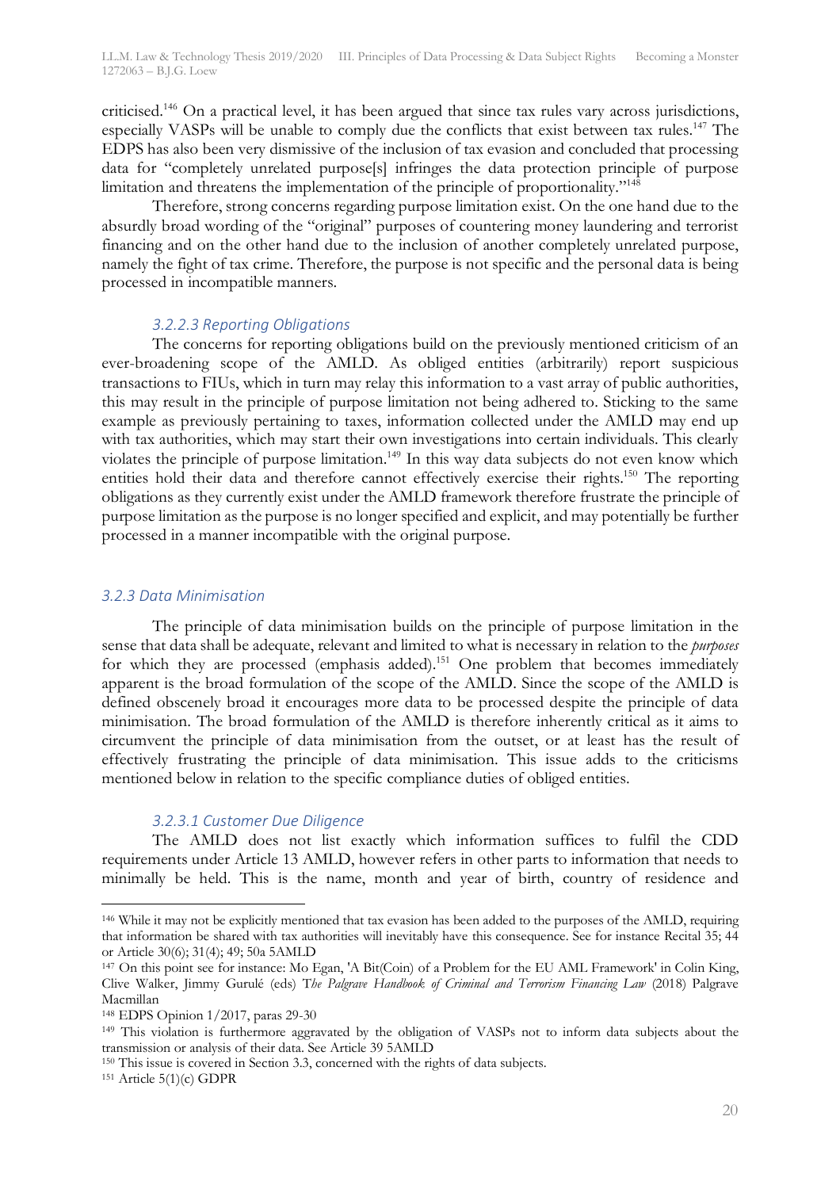criticised.[146] On a practical level, it has been argued that since tax rules vary across jurisdictions, especially VASPs will be unable to comply due the conflicts that exist between tax rules.[147] The EDPS has also been very dismissive of the inclusion of tax evasion and concluded that processing data for "completely unrelated purpose[s] infringes the data protection principle of purpose limitation and threatens the implementation of the principle of proportionality."[148]

Therefore, strong concerns regarding purpose limitation exist. On the one hand due to the absurdly broad wording of the "original" purposes of countering money laundering and terrorist financing and on the other hand due to the inclusion of another completely unrelated purpose, namely the fight of tax crime. Therefore, the purpose is not specific and the personal data is being processed in incompatible manners.

#### *3.2.2.3 Reporting Obligations*

The concerns for reporting obligations build on the previously mentioned criticism of an ever-broadening scope of the AMLD. As obliged entities (arbitrarily) report suspicious transactions to FIUs, which in turn may relay this information to a vast array of public authorities, this may result in the principle of purpose limitation not being adhered to. Sticking to the same example as previously pertaining to taxes, information collected under the AMLD may end up with tax authorities, which may start their own investigations into certain individuals. This clearly violates the principle of purpose limitation.[149] In this way data subjects do not even know which entities hold their data and therefore cannot effectively exercise their rights.[150] The reporting obligations as they currently exist under the AMLD framework therefore frustrate the principle of purpose limitation as the purpose is no longer specified and explicit, and may potentially be further processed in a manner incompatible with the original purpose.

### *3.2.3 Data Minimisation*

The principle of data minimisation builds on the principle of purpose limitation in the sense that data shall be adequate, relevant and limited to what is necessary in relation to the *purposes* for which they are processed (emphasis added).[151] One problem that becomes immediately apparent is the broad formulation of the scope of the AMLD. Since the scope of the AMLD is defined obscenely broad it encourages more data to be processed despite the principle of data minimisation. The broad formulation of the AMLD is therefore inherently critical as it aims to circumvent the principle of data minimisation from the outset, or at least has the result of effectively frustrating the principle of data minimisation. This issue adds to the criticisms mentioned below in relation to the specific compliance duties of obliged entities.

#### *3.2.3.1 Customer Due Diligence*

The AMLD does not list exactly which information suffices to fulfil the CDD requirements under Article 13 AMLD, however refers in other parts to information that needs to minimally be held. This is the name, month and year of birth, country of residence and

---

[146] While it may not be explicitly mentioned that tax evasion has been added to the purposes of the AMLD, requiring that information be shared with tax authorities will inevitably have this consequence. See for instance Recital 35; 44 or Article 30(6); 31(4); 49; 50a 5AMLD

[147] On this point see for instance: Mo Egan, 'A Bit(Coin) of a Problem for the EU AML Framework' in Colin King, Clive Walker, Jimmy Gurulé (eds) *The Palgrave Handbook of Criminal and Terrorism Financing Law* (2018) Palgrave Macmillan

[148] EDPS Opinion 1/2017, paras 29-30

[149] This violation is furthermore aggravated by the obligation of VASPs not to inform data subjects about the transmission or analysis of their data. See Article 39 5AMLD

[150] This issue is covered in Section 3.3, concerned with the rights of data subjects.

[151] Article 5(1)(c) GDPR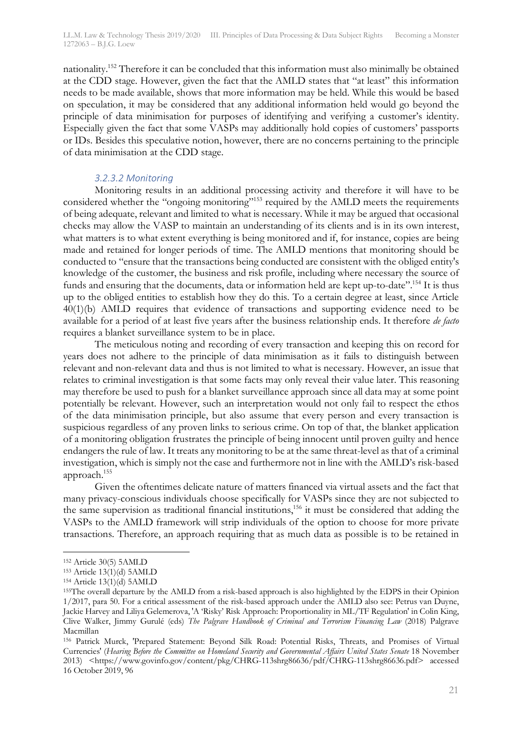nationality.[152] Therefore it can be concluded that this information must also minimally be obtained at the CDD stage. However, given the fact that the AMLD states that "at least" this information needs to be made available, shows that more information may be held. While this would be based on speculation, it may be considered that any additional information held would go beyond the principle of data minimisation for purposes of identifying and verifying a customer's identity. Especially given the fact that some VASPs may additionally hold copies of customers' passports or IDs. Besides this speculative notion, however, there are no concerns pertaining to the principle of data minimisation at the CDD stage.

#### *3.2.3.2 Monitoring*

Monitoring results in an additional processing activity and therefore it will have to be considered whether the "ongoing monitoring"[153] required by the AMLD meets the requirements of being adequate, relevant and limited to what is necessary. While it may be argued that occasional checks may allow the VASP to maintain an understanding of its clients and is in its own interest, what matters is to what extent everything is being monitored and if, for instance, copies are being made and retained for longer periods of time. The AMLD mentions that monitoring should be conducted to "ensure that the transactions being conducted are consistent with the obliged entity's knowledge of the customer, the business and risk profile, including where necessary the source of funds and ensuring that the documents, data or information held are kept up-to-date".[154] It is thus up to the obliged entities to establish how they do this. To a certain degree at least, since Article 40(1)(b) AMLD requires that evidence of transactions and supporting evidence need to be available for a period of at least five years after the business relationship ends. It therefore *de facto* requires a blanket surveillance system to be in place.

The meticulous noting and recording of every transaction and keeping this on record for years does not adhere to the principle of data minimisation as it fails to distinguish between relevant and non-relevant data and thus is not limited to what is necessary. However, an issue that relates to criminal investigation is that some facts may only reveal their value later. This reasoning may therefore be used to push for a blanket surveillance approach since all data may at some point potentially be relevant. However, such an interpretation would not only fail to respect the ethos of the data minimisation principle, but also assume that every person and every transaction is suspicious regardless of any proven links to serious crime. On top of that, the blanket application of a monitoring obligation frustrates the principle of being innocent until proven guilty and hence endangers the rule of law. It treats any monitoring to be at the same threat-level as that of a criminal investigation, which is simply not the case and furthermore not in line with the AMLD's risk-based approach.[155]

Given the oftentimes delicate nature of matters financed via virtual assets and the fact that many privacy-conscious individuals choose specifically for VASPs since they are not subjected to the same supervision as traditional financial institutions,[156] it must be considered that adding the VASPs to the AMLD framework will strip individuals of the option to choose for more private transactions. Therefore, an approach requiring that as much data as possible is to be retained in

---

[152] Article 30(5) 5AMLD

[153] Article 13(1)(d) 5AMLD

[154] Article 13(1)(d) 5AMLD

[155] The overall departure by the AMLD from a risk-based approach is also highlighted by the EDPS in their Opinion 1/2017, para 50. For a critical assessment of the risk-based approach under the AMLD also see: Petrus van Duyne, Jackie Harvey and Liliya Gelemerova, 'A 'Risky' Risk Approach: Proportionality in ML/TF Regulation' in Colin King, Clive Walker, Jimmy Gurulé (eds) *The Palgrave Handbook of Criminal and Terrorism Financing Law* (2018) Palgrave Macmillan

[156] Patrick Murck, 'Prepared Statement: Beyond Silk Road: Potential Risks, Threats, and Promises of Virtual Currencies' (*Hearing Before the Committee on Homeland Security and Governmental Affairs United States Senate* 18 November 2013) <https://www.govinfo.gov/content/pkg/CHRG-113shrg86636/pdf/CHRG-113shrg86636.pdf> accessed 16 October 2019, 96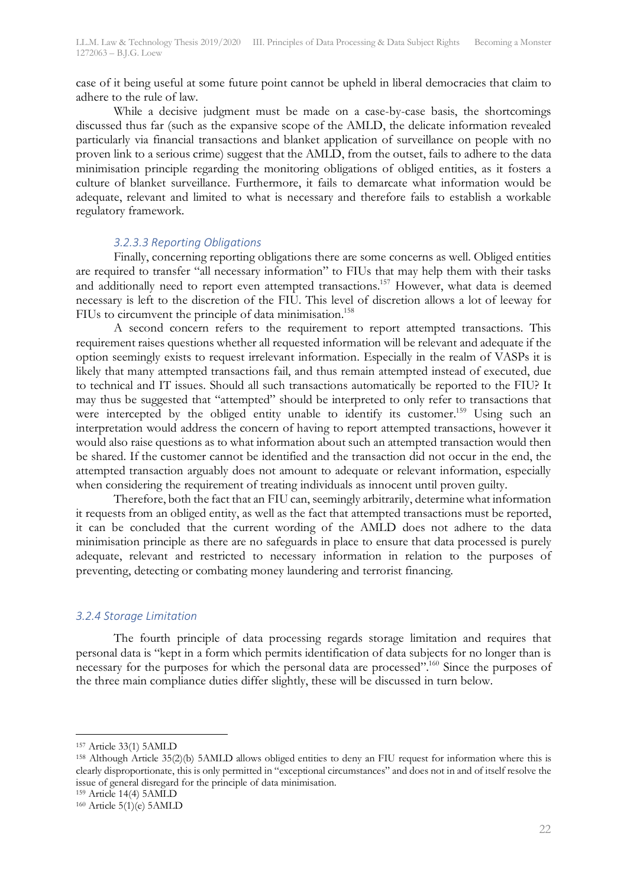case of it being useful at some future point cannot be upheld in liberal democracies that claim to adhere to the rule of law.

While a decisive judgment must be made on a case-by-case basis, the shortcomings discussed thus far (such as the expansive scope of the AMLD, the delicate information revealed particularly via financial transactions and blanket application of surveillance on people with no proven link to a serious crime) suggest that the AMLD, from the outset, fails to adhere to the data minimisation principle regarding the monitoring obligations of obliged entities, as it fosters a culture of blanket surveillance. Furthermore, it fails to demarcate what information would be adequate, relevant and limited to what is necessary and therefore fails to establish a workable regulatory framework.

#### *3.2.3.3 Reporting Obligations*

Finally, concerning reporting obligations there are some concerns as well. Obliged entities are required to transfer "all necessary information" to FIUs that may help them with their tasks and additionally need to report even attempted transactions.[157] However, what data is deemed necessary is left to the discretion of the FIU. This level of discretion allows a lot of leeway for FIUs to circumvent the principle of data minimisation.[158]

A second concern refers to the requirement to report attempted transactions. This requirement raises questions whether all requested information will be relevant and adequate if the option seemingly exists to request irrelevant information. Especially in the realm of VASPs it is likely that many attempted transactions fail, and thus remain attempted instead of executed, due to technical and IT issues. Should all such transactions automatically be reported to the FIU? It may thus be suggested that "attempted" should be interpreted to only refer to transactions that were intercepted by the obliged entity unable to identify its customer.[159] Using such an interpretation would address the concern of having to report attempted transactions, however it would also raise questions as to what information about such an attempted transaction would then be shared. If the customer cannot be identified and the transaction did not occur in the end, the attempted transaction arguably does not amount to adequate or relevant information, especially when considering the requirement of treating individuals as innocent until proven guilty.

Therefore, both the fact that an FIU can, seemingly arbitrarily, determine what information it requests from an obliged entity, as well as the fact that attempted transactions must be reported, it can be concluded that the current wording of the AMLD does not adhere to the data minimisation principle as there are no safeguards in place to ensure that data processed is purely adequate, relevant and restricted to necessary information in relation to the purposes of preventing, detecting or combating money laundering and terrorist financing.

### *3.2.4 Storage Limitation*

The fourth principle of data processing regards storage limitation and requires that personal data is "kept in a form which permits identification of data subjects for no longer than is necessary for the purposes for which the personal data are processed".[160] Since the purposes of the three main compliance duties differ slightly, these will be discussed in turn below.

---

[157] Article 33(1) 5AMLD

[158] Although Article 35(2)(b) 5AMLD allows obliged entities to deny an FIU request for information where this is clearly disproportionate, this is only permitted in "exceptional circumstances" and does not in and of itself resolve the issue of general disregard for the principle of data minimisation.

[159] Article 14(4) 5AMLD

[160] Article 5(1)(e) 5AMLD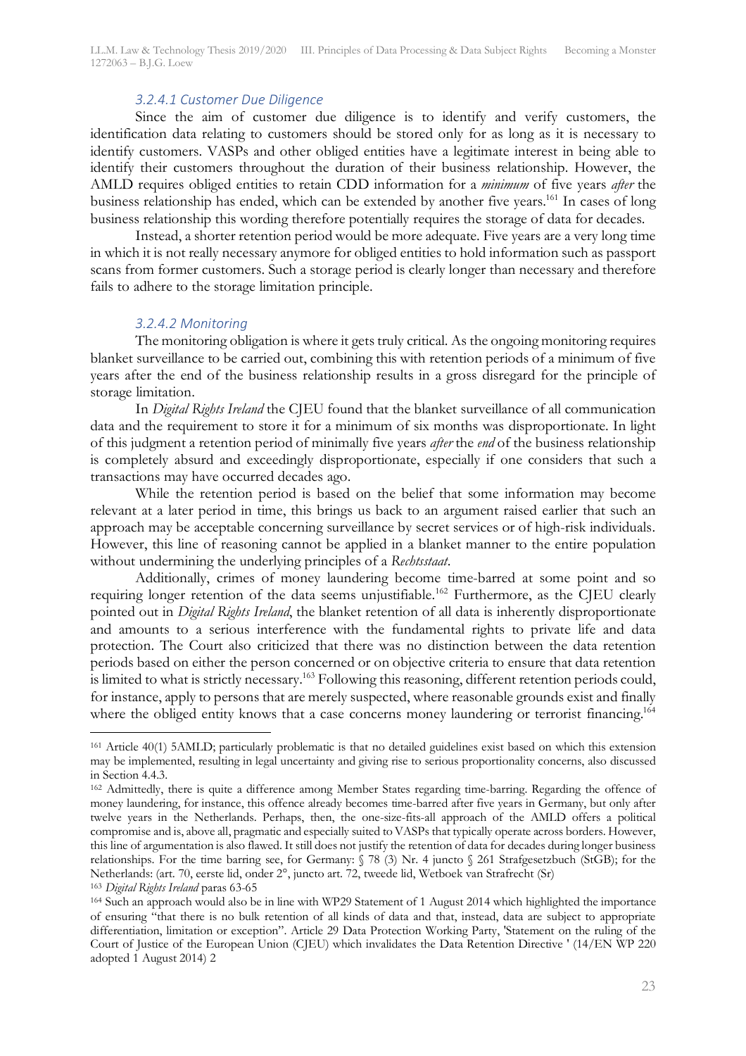#### *3.2.4.1 Customer Due Diligence*

Since the aim of customer due diligence is to identify and verify customers, the identification data relating to customers should be stored only for as long as it is necessary to identify customers. VASPs and other obliged entities have a legitimate interest in being able to identify their customers throughout the duration of their business relationship. However, the AMLD requires obliged entities to retain CDD information for a *minimum* of five years *after* the business relationship has ended, which can be extended by another five years.[161] In cases of long business relationship this wording therefore potentially requires the storage of data for decades.

Instead, a shorter retention period would be more adequate. Five years are a very long time in which it is not really necessary anymore for obliged entities to hold information such as passport scans from former customers. Such a storage period is clearly longer than necessary and therefore fails to adhere to the storage limitation principle.

#### *3.2.4.2 Monitoring*

The monitoring obligation is where it gets truly critical. As the ongoing monitoring requires blanket surveillance to be carried out, combining this with retention periods of a minimum of five years after the end of the business relationship results in a gross disregard for the principle of storage limitation.

In *Digital Rights Ireland* the CJEU found that the blanket surveillance of all communication data and the requirement to store it for a minimum of six months was disproportionate. In light of this judgment a retention period of minimally five years *after* the *end* of the business relationship is completely absurd and exceedingly disproportionate, especially if one considers that such a transactions may have occurred decades ago.

While the retention period is based on the belief that some information may become relevant at a later period in time, this brings us back to an argument raised earlier that such an approach may be acceptable concerning surveillance by secret services or of high-risk individuals. However, this line of reasoning cannot be applied in a blanket manner to the entire population without undermining the underlying principles of a *Rechtsstaat*.

Additionally, crimes of money laundering become time-barred at some point and so requiring longer retention of the data seems unjustifiable.[162] Furthermore, as the CJEU clearly pointed out in *Digital Rights Ireland*, the blanket retention of all data is inherently disproportionate and amounts to a serious interference with the fundamental rights to private life and data protection. The Court also criticized that there was no distinction between the data retention periods based on either the person concerned or on objective criteria to ensure that data retention is limited to what is strictly necessary.[163] Following this reasoning, different retention periods could, for instance, apply to persons that are merely suspected, where reasonable grounds exist and finally where the obliged entity knows that a case concerns money laundering or terrorist financing.[164]

---

[161] Article 40(1) 5AMLD; particularly problematic is that no detailed guidelines exist based on which this extension may be implemented, resulting in legal uncertainty and giving rise to serious proportionality concerns, also discussed in Section 4.4.3.

[162] Admittedly, there is quite a difference among Member States regarding time-barring. Regarding the offence of money laundering, for instance, this offence already becomes time-barred after five years in Germany, but only after twelve years in the Netherlands. Perhaps, then, the one-size-fits-all approach of the AMLD offers a political compromise and is, above all, pragmatic and especially suited to VASPs that typically operate across borders. However, this line of argumentation is also flawed. It still does not justify the retention of data for decades during longer business relationships. For the time barring see, for Germany: § 78 (3) Nr. 4 juncto § 261 Strafgesetzbuch (StGB); for the Netherlands: (art. 70, eerste lid, onder 2°, juncto art. 72, tweede lid, Wetboek van Strafrecht (Sr)

[163] *Digital Rights Ireland* paras 63-65

[164] Such an approach would also be in line with WP29 Statement of 1 August 2014 which highlighted the importance of ensuring "that there is no bulk retention of all kinds of data and that, instead, data are subject to appropriate differentiation, limitation or exception". Article 29 Data Protection Working Party, 'Statement on the ruling of the Court of Justice of the European Union (CJEU) which invalidates the Data Retention Directive ' (14/EN WP 220 adopted 1 August 2014) 2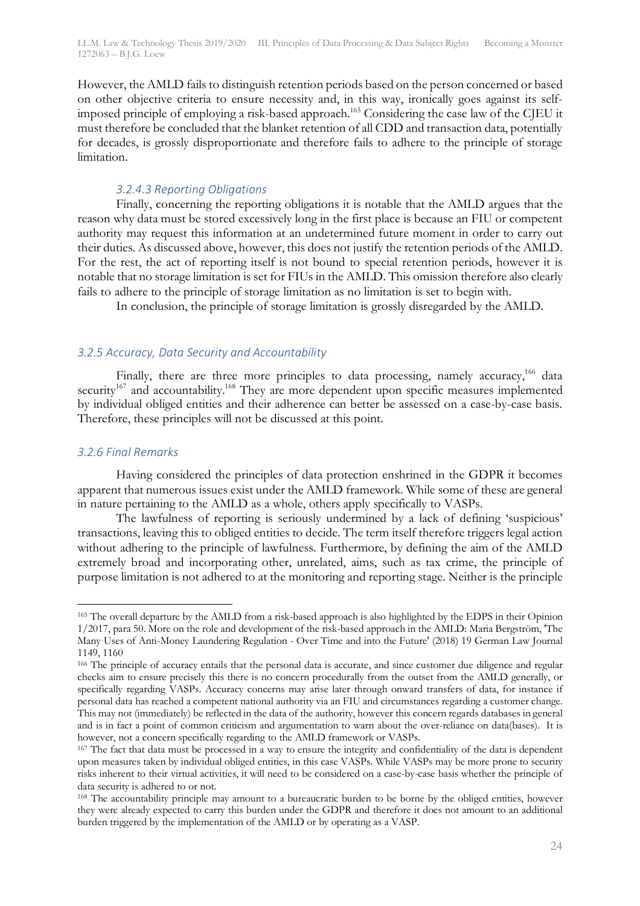However, the AMLD fails to distinguish retention periods based on the person concerned or based on other objective criteria to ensure necessity and, in this way, ironically goes against its self-imposed principle of employing a risk-based approach.[165] Considering the case law of the CJEU it must therefore be concluded that the blanket retention of all CDD and transaction data, potentially for decades, is grossly disproportionate and therefore fails to adhere to the principle of storage limitation.

#### *3.2.4.3 Reporting Obligations*

Finally, concerning the reporting obligations it is notable that the AMLD argues that the reason why data must be stored excessively long in the first place is because an FIU or competent authority may request this information at an undetermined future moment in order to carry out their duties. As discussed above, however, this does not justify the retention periods of the AMLD. For the rest, the act of reporting itself is not bound to special retention periods, however it is notable that no storage limitation is set for FIUs in the AMLD. This omission therefore also clearly fails to adhere to the principle of storage limitation as no limitation is set to begin with.

In conclusion, the principle of storage limitation is grossly disregarded by the AMLD.

### *3.2.5 Accuracy, Data Security and Accountability*

Finally, there are three more principles to data processing, namely accuracy,[166] data security[167] and accountability.[168] They are more dependent upon specific measures implemented by individual obliged entities and their adherence can better be assessed on a case-by-case basis. Therefore, these principles will not be discussed at this point.

### *3.2.6 Final Remarks*

Having considered the principles of data protection enshrined in the GDPR it becomes apparent that numerous issues exist under the AMLD framework. While some of these are general in nature pertaining to the AMLD as a whole, others apply specifically to VASPs.

The lawfulness of reporting is seriously undermined by a lack of defining 'suspicious' transactions, leaving this to obliged entities to decide. The term itself therefore triggers legal action without adhering to the principle of lawfulness. Furthermore, by defining the aim of the AMLD extremely broad and incorporating other, unrelated, aims, such as tax crime, the principle of purpose limitation is not adhered to at the monitoring and reporting stage. Neither is the principle

---

[165] The overall departure by the AMLD from a risk-based approach is also highlighted by the EDPS in their Opinion 1/2017, para 50. More on the role and development of the risk-based approach in the AMLD: Maria Bergström, 'The Many Uses of Anti-Money Laundering Regulation - Over Time and into the Future' (2018) 19 German Law Journal 1149, 1160

[166] The principle of accuracy entails that the personal data is accurate, and since customer due diligence and regular checks aim to ensure precisely this there is no concern procedurally from the outset from the AMLD generally, or specifically regarding VASPs. Accuracy concerns may arise later through onward transfers of data, for instance if personal data has reached a competent national authority via an FIU and circumstances regarding a customer change. This may not (immediately) be reflected in the data of the authority, however this concern regards databases in general and is in fact a point of common criticism and argumentation to warn about the over-reliance on data(bases). It is however, not a concern specifically regarding to the AMLD framework or VASPs.

[167] The fact that data must be processed in a way to ensure the integrity and confidentiality of the data is dependent upon measures taken by individual obliged entities, in this case VASPs. While VASPs may be more prone to security risks inherent to their virtual activities, it will need to be considered on a case-by-case basis whether the principle of data security is adhered to or not.

[168] The accountability principle may amount to a bureaucratic burden to be borne by the obliged entities, however they were already expected to carry this burden under the GDPR and therefore it does not amount to an additional burden triggered by the implementation of the AMLD or by operating as a VASP.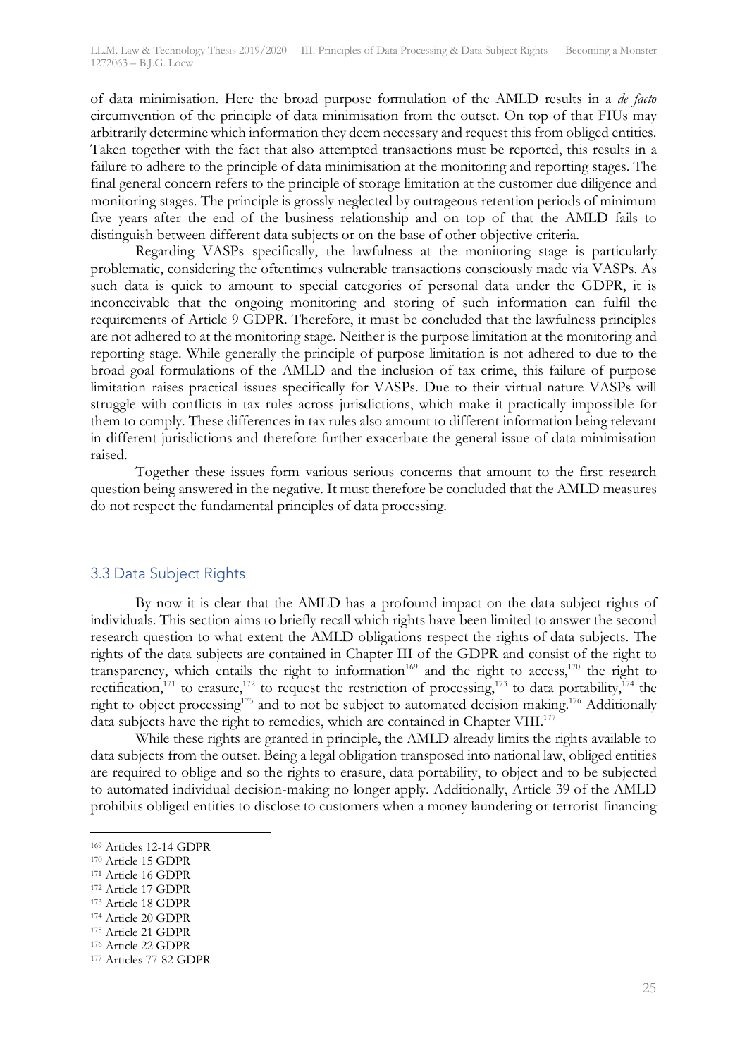of data minimisation. Here the broad purpose formulation of the AMLD results in a *de facto* circumvention of the principle of data minimisation from the outset. On top of that FIUs may arbitrarily determine which information they deem necessary and request this from obliged entities. Taken together with the fact that also attempted transactions must be reported, this results in a failure to adhere to the principle of data minimisation at the monitoring and reporting stages. The final general concern refers to the principle of storage limitation at the customer due diligence and monitoring stages. The principle is grossly neglected by outrageous retention periods of minimum five years after the end of the business relationship and on top of that the AMLD fails to distinguish between different data subjects or on the base of other objective criteria.

Regarding VASPs specifically, the lawfulness at the monitoring stage is particularly problematic, considering the oftentimes vulnerable transactions consciously made via VASPs. As such data is quick to amount to special categories of personal data under the GDPR, it is inconceivable that the ongoing monitoring and storing of such information can fulfil the requirements of Article 9 GDPR. Therefore, it must be concluded that the lawfulness principles are not adhered to at the monitoring stage. Neither is the purpose limitation at the monitoring and reporting stage. While generally the principle of purpose limitation is not adhered to due to the broad goal formulations of the AMLD and the inclusion of tax crime, this failure of purpose limitation raises practical issues specifically for VASPs. Due to their virtual nature VASPs will struggle with conflicts in tax rules across jurisdictions, which make it practically impossible for them to comply. These differences in tax rules also amount to different information being relevant in different jurisdictions and therefore further exacerbate the general issue of data minimisation raised.

Together these issues form various serious concerns that amount to the first research question being answered in the negative. It must therefore be concluded that the AMLD measures do not respect the fundamental principles of data processing.

## 3.3 Data Subject Rights

By now it is clear that the AMLD has a profound impact on the data subject rights of individuals. This section aims to briefly recall which rights have been limited to answer the second research question to what extent the AMLD obligations respect the rights of data subjects. The rights of the data subjects are contained in Chapter III of the GDPR and consist of the right to transparency, which entails the right to information[169] and the right to access,[170] the right to rectification,[171] to erasure,[172] to request the restriction of processing,[173] to data portability,[174] the right to object processing[175] and to not be subject to automated decision making.[176] Additionally data subjects have the right to remedies, which are contained in Chapter VIII.[177]

While these rights are granted in principle, the AMLD already limits the rights available to data subjects from the outset. Being a legal obligation transposed into national law, obliged entities are required to oblige and so the rights to erasure, data portability, to object and to be subjected to automated individual decision-making no longer apply. Additionally, Article 39 of the AMLD prohibits obliged entities to disclose to customers when a money laundering or terrorist financing

---

[169] Articles 12-14 GDPR
[170] Article 15 GDPR
[171] Article 16 GDPR
[172] Article 17 GDPR
[173] Article 18 GDPR
[174] Article 20 GDPR
[175] Article 21 GDPR
[176] Article 22 GDPR
[177] Articles 77-82 GDPR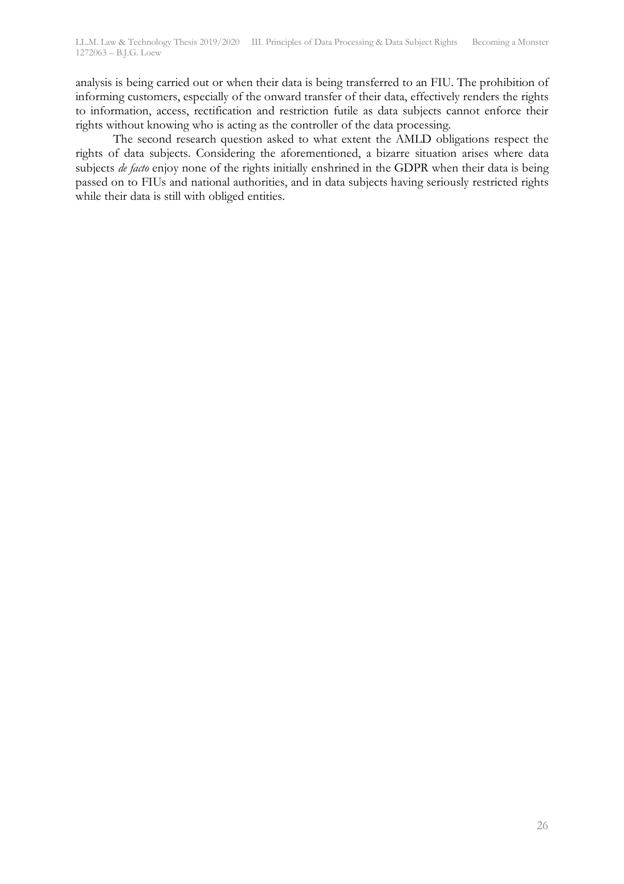analysis is being carried out or when their data is being transferred to an FIU. The prohibition of informing customers, especially of the onward transfer of their data, effectively renders the rights to information, access, rectification and restriction futile as data subjects cannot enforce their rights without knowing who is acting as the controller of the data processing.

The second research question asked to what extent the AMLD obligations respect the rights of data subjects. Considering the aforementioned, a bizarre situation arises where data subjects *de facto* enjoy none of the rights initially enshrined in the GDPR when their data is being passed on to FIUs and national authorities, and in data subjects having seriously restricted rights while their data is still with obliged entities.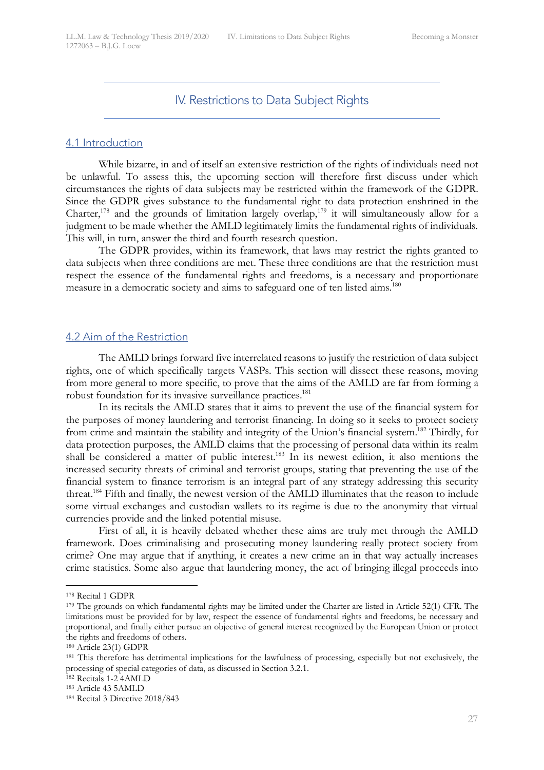# IV. Restrictions to Data Subject Rights

## 4.1 Introduction

While bizarre, in and of itself an extensive restriction of the rights of individuals need not be unlawful. To assess this, the upcoming section will therefore first discuss under which circumstances the rights of data subjects may be restricted within the framework of the GDPR. Since the GDPR gives substance to the fundamental right to data protection enshrined in the Charter,[178] and the grounds of limitation largely overlap,[179] it will simultaneously allow for a judgment to be made whether the AMLD legitimately limits the fundamental rights of individuals. This will, in turn, answer the third and fourth research question.

The GDPR provides, within its framework, that laws may restrict the rights granted to data subjects when three conditions are met. These three conditions are that the restriction must respect the essence of the fundamental rights and freedoms, is a necessary and proportionate measure in a democratic society and aims to safeguard one of ten listed aims.[180]

## 4.2 Aim of the Restriction

The AMLD brings forward five interrelated reasons to justify the restriction of data subject rights, one of which specifically targets VASPs. This section will dissect these reasons, moving from more general to more specific, to prove that the aims of the AMLD are far from forming a robust foundation for its invasive surveillance practices.[181]

In its recitals the AMLD states that it aims to prevent the use of the financial system for the purposes of money laundering and terrorist financing. In doing so it seeks to protect society from crime and maintain the stability and integrity of the Union's financial system.[182] Thirdly, for data protection purposes, the AMLD claims that the processing of personal data within its realm shall be considered a matter of public interest.[183] In its newest edition, it also mentions the increased security threats of criminal and terrorist groups, stating that preventing the use of the financial system to finance terrorism is an integral part of any strategy addressing this security threat.[184] Fifth and finally, the newest version of the AMLD illuminates that the reason to include some virtual exchanges and custodian wallets to its regime is due to the anonymity that virtual currencies provide and the linked potential misuse.

First of all, it is heavily debated whether these aims are truly met through the AMLD framework. Does criminalising and prosecuting money laundering really protect society from crime? One may argue that if anything, it creates a new crime an in that way actually increases crime statistics. Some also argue that laundering money, the act of bringing illegal proceeds into

---

[178] Recital 1 GDPR

[179] The grounds on which fundamental rights may be limited under the Charter are listed in Article 52(1) CFR. The limitations must be provided for by law, respect the essence of fundamental rights and freedoms, be necessary and proportional, and finally either pursue an objective of general interest recognized by the European Union or protect the rights and freedoms of others.

[180] Article 23(1) GDPR

[181] This therefore has detrimental implications for the lawfulness of processing, especially but not exclusively, the processing of special categories of data, as discussed in Section 3.2.1.

[182] Recitals 1-2 4AMLD

[183] Article 43 5AMLD

[184] Recital 3 Directive 2018/843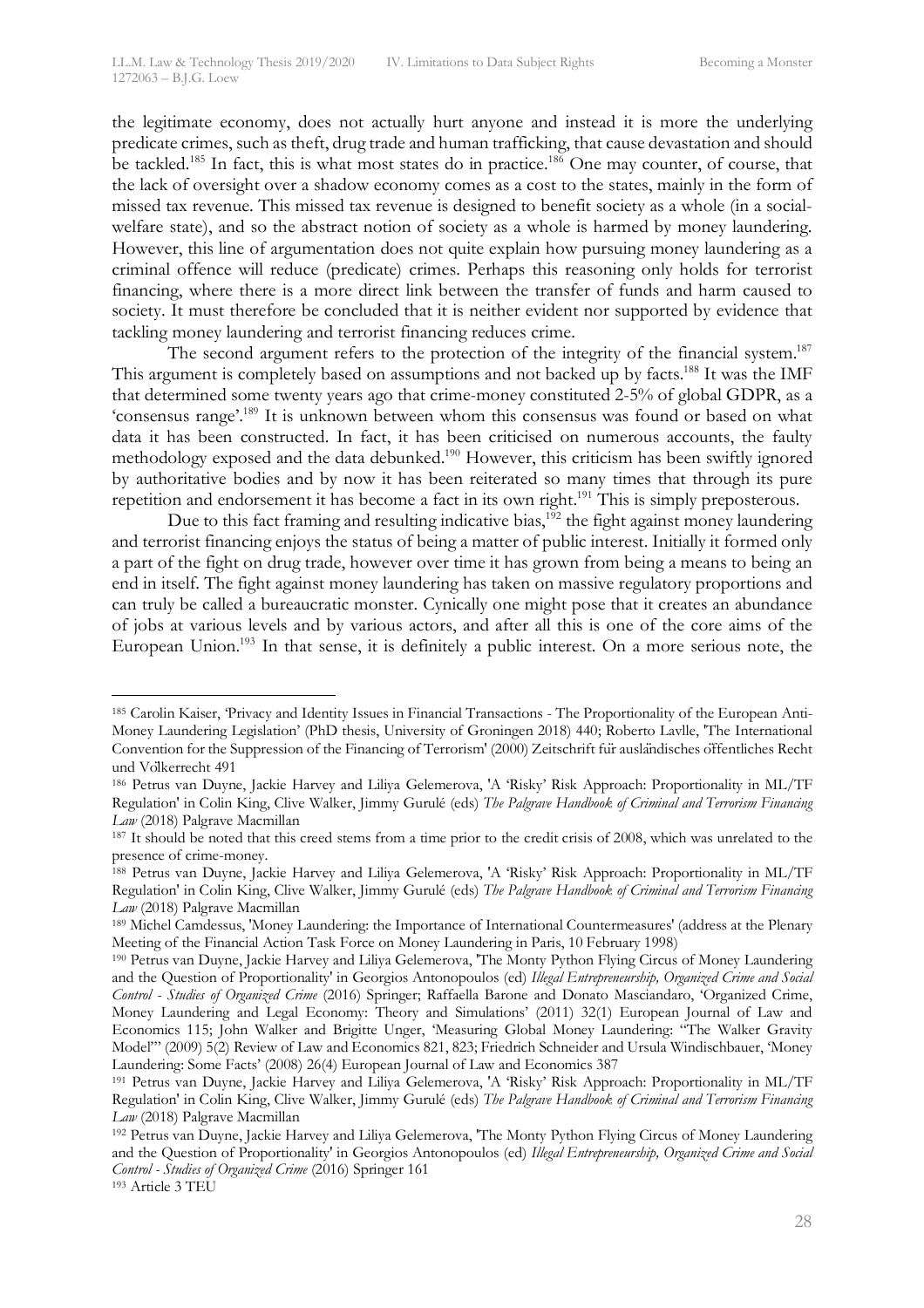the legitimate economy, does not actually hurt anyone and instead it is more the underlying predicate crimes, such as theft, drug trade and human trafficking, that cause devastation and should be tackled.[185] In fact, this is what most states do in practice.[186] One may counter, of course, that the lack of oversight over a shadow economy comes as a cost to the states, mainly in the form of missed tax revenue. This missed tax revenue is designed to benefit society as a whole (in a social-welfare state), and so the abstract notion of society as a whole is harmed by money laundering. However, this line of argumentation does not quite explain how pursuing money laundering as a criminal offence will reduce (predicate) crimes. Perhaps this reasoning only holds for terrorist financing, where there is a more direct link between the transfer of funds and harm caused to society. It must therefore be concluded that it is neither evident nor supported by evidence that tackling money laundering and terrorist financing reduces crime.

The second argument refers to the protection of the integrity of the financial system.[187] This argument is completely based on assumptions and not backed up by facts.[188] It was the IMF that determined some twenty years ago that crime-money constituted 2-5% of global GDPR, as a 'consensus range'.[189] It is unknown between whom this consensus was found or based on what data it has been constructed. In fact, it has been criticised on numerous accounts, the faulty methodology exposed and the data debunked.[190] However, this criticism has been swiftly ignored by authoritative bodies and by now it has been reiterated so many times that through its pure repetition and endorsement it has become a fact in its own right.[191] This is simply preposterous.

Due to this fact framing and resulting indicative bias,[192] the fight against money laundering and terrorist financing enjoys the status of being a matter of public interest. Initially it formed only a part of the fight on drug trade, however over time it has grown from being a means to being an end in itself. The fight against money laundering has taken on massive regulatory proportions and can truly be called a bureaucratic monster. Cynically one might pose that it creates an abundance of jobs at various levels and by various actors, and after all this is one of the core aims of the European Union.[193] In that sense, it is definitely a public interest. On a more serious note, the

---

[185] Carolin Kaiser, 'Privacy and Identity Issues in Financial Transactions - The Proportionality of the European Anti-Money Laundering Legislation' (PhD thesis, University of Groningen 2018) 440; Roberto Lavlle, 'The International Convention for the Suppression of the Financing of Terrorism' (2000) Zeitschrift für ausländisches öffentliches Recht und Völkerrecht 491

[186] Petrus van Duyne, Jackie Harvey and Liliya Gelemerova, 'A 'Risky' Risk Approach: Proportionality in ML/TF Regulation' in Colin King, Clive Walker, Jimmy Gurulé (eds) *The Palgrave Handbook of Criminal and Terrorism Financing Law* (2018) Palgrave Macmillan

[187] It should be noted that this creed stems from a time prior to the credit crisis of 2008, which was unrelated to the presence of crime-money.

[188] Petrus van Duyne, Jackie Harvey and Liliya Gelemerova, 'A 'Risky' Risk Approach: Proportionality in ML/TF Regulation' in Colin King, Clive Walker, Jimmy Gurulé (eds) *The Palgrave Handbook of Criminal and Terrorism Financing Law* (2018) Palgrave Macmillan

[189] Michel Camdessus, 'Money Laundering: the Importance of International Countermeasures' (address at the Plenary Meeting of the Financial Action Task Force on Money Laundering in Paris, 10 February 1998)

[190] Petrus van Duyne, Jackie Harvey and Liliya Gelemerova, 'The Monty Python Flying Circus of Money Laundering and the Question of Proportionality' in Georgios Antonopoulos (ed) *Illegal Entrepreneurship, Organized Crime and Social Control - Studies of Organized Crime* (2016) Springer; Raffaella Barone and Donato Masciandaro, 'Organized Crime, Money Laundering and Legal Economy: Theory and Simulations' (2011) 32(1) European Journal of Law and Economics 115; John Walker and Brigitte Unger, 'Measuring Global Money Laundering: "The Walker Gravity Model"' (2009) 5(2) Review of Law and Economics 821, 823; Friedrich Schneider and Ursula Windischbauer, 'Money Laundering: Some Facts' (2008) 26(4) European Journal of Law and Economics 387

[191] Petrus van Duyne, Jackie Harvey and Liliya Gelemerova, 'A 'Risky' Risk Approach: Proportionality in ML/TF Regulation' in Colin King, Clive Walker, Jimmy Gurulé (eds) *The Palgrave Handbook of Criminal and Terrorism Financing Law* (2018) Palgrave Macmillan

[192] Petrus van Duyne, Jackie Harvey and Liliya Gelemerova, 'The Monty Python Flying Circus of Money Laundering and the Question of Proportionality' in Georgios Antonopoulos (ed) *Illegal Entrepreneurship, Organized Crime and Social Control - Studies of Organized Crime* (2016) Springer 161

[193] Article 3 TEU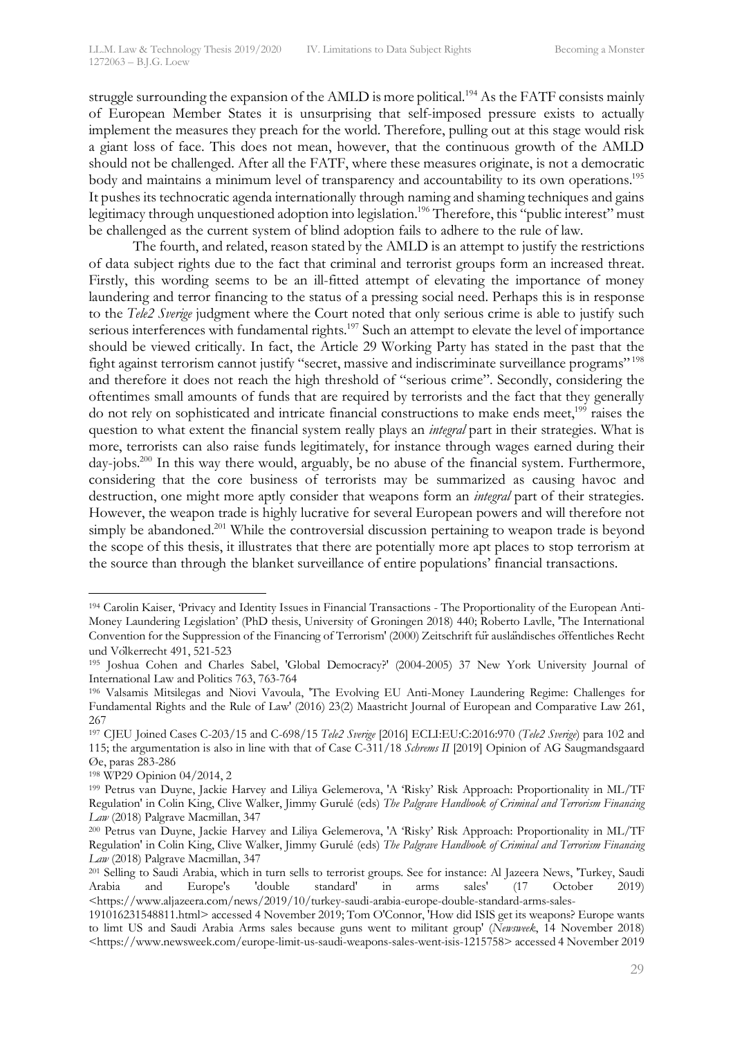struggle surrounding the expansion of the AMLD is more political.[194] As the FATF consists mainly of European Member States it is unsurprising that self-imposed pressure exists to actually implement the measures they preach for the world. Therefore, pulling out at this stage would risk a giant loss of face. This does not mean, however, that the continuous growth of the AMLD should not be challenged. After all the FATF, where these measures originate, is not a democratic body and maintains a minimum level of transparency and accountability to its own operations.[195] It pushes its technocratic agenda internationally through naming and shaming techniques and gains legitimacy through unquestioned adoption into legislation.[196] Therefore, this "public interest" must be challenged as the current system of blind adoption fails to adhere to the rule of law.

The fourth, and related, reason stated by the AMLD is an attempt to justify the restrictions of data subject rights due to the fact that criminal and terrorist groups form an increased threat. Firstly, this wording seems to be an ill-fitted attempt of elevating the importance of money laundering and terror financing to the status of a pressing social need. Perhaps this is in response to the *Tele2 Sverige* judgment where the Court noted that only serious crime is able to justify such serious interferences with fundamental rights.[197] Such an attempt to elevate the level of importance should be viewed critically. In fact, the Article 29 Working Party has stated in the past that the fight against terrorism cannot justify "secret, massive and indiscriminate surveillance programs"[198] and therefore it does not reach the high threshold of "serious crime". Secondly, considering the oftentimes small amounts of funds that are required by terrorists and the fact that they generally do not rely on sophisticated and intricate financial constructions to make ends meet,[199] raises the question to what extent the financial system really plays an *integral* part in their strategies. What is more, terrorists can also raise funds legitimately, for instance through wages earned during their day-jobs.[200] In this way there would, arguably, be no abuse of the financial system. Furthermore, considering that the core business of terrorists may be summarized as causing havoc and destruction, one might more aptly consider that weapons form an *integral* part of their strategies. However, the weapon trade is highly lucrative for several European powers and will therefore not simply be abandoned.[201] While the controversial discussion pertaining to weapon trade is beyond the scope of this thesis, it illustrates that there are potentially more apt places to stop terrorism at the source than through the blanket surveillance of entire populations' financial transactions.

---

[194] Carolin Kaiser, 'Privacy and Identity Issues in Financial Transactions - The Proportionality of the European Anti-Money Laundering Legislation' (PhD thesis, University of Groningen 2018) 440; Roberto Lavlle, 'The International Convention for the Suppression of the Financing of Terrorism' (2000) Zeitschrift für ausländisches öffentliches Recht und Völkerrecht 491, 521-523

[195] Joshua Cohen and Charles Sabel, 'Global Democracy?' (2004-2005) 37 New York University Journal of International Law and Politics 763, 763-764

[196] Valsamis Mitsilegas and Niovi Vavoula, 'The Evolving EU Anti-Money Laundering Regime: Challenges for Fundamental Rights and the Rule of Law' (2016) 23(2) Maastricht Journal of European and Comparative Law 261, 267

[197] CJEU Joined Cases C-203/15 and C-698/15 *Tele2 Sverige* [2016] ECLI:EU:C:2016:970 (*Tele2 Sverige*) para 102 and 115; the argumentation is also in line with that of Case C-311/18 *Schrems II* [2019] Opinion of AG Saugmandsgaard Øe, paras 283-286

[198] WP29 Opinion 04/2014, 2

[199] Petrus van Duyne, Jackie Harvey and Liliya Gelemerova, 'A 'Risky' Risk Approach: Proportionality in ML/TF Regulation' in Colin King, Clive Walker, Jimmy Gurulé (eds) *The Palgrave Handbook of Criminal and Terrorism Financing Law* (2018) Palgrave Macmillan, 347

[200] Petrus van Duyne, Jackie Harvey and Liliya Gelemerova, 'A 'Risky' Risk Approach: Proportionality in ML/TF Regulation' in Colin King, Clive Walker, Jimmy Gurulé (eds) *The Palgrave Handbook of Criminal and Terrorism Financing Law* (2018) Palgrave Macmillan, 347

[201] Selling to Saudi Arabia, which in turn sells to terrorist groups. See for instance: Al Jazeera News, 'Turkey, Saudi Arabia and Europe's 'double standard' in arms sales' (17 October 2019) <https://www.aljazeera.com/news/2019/10/turkey-saudi-arabia-europe-double-standard-arms-sales-191016231548811.html> accessed 4 November 2019; Tom O'Connor, 'How did ISIS get its weapons? Europe wants to limt US and Saudi Arabia Arms sales because guns went to militant group' (*Newsweek*, 14 November 2018) <https://www.newsweek.com/europe-limit-us-saudi-weapons-sales-went-isis-1215758> accessed 4 November 2019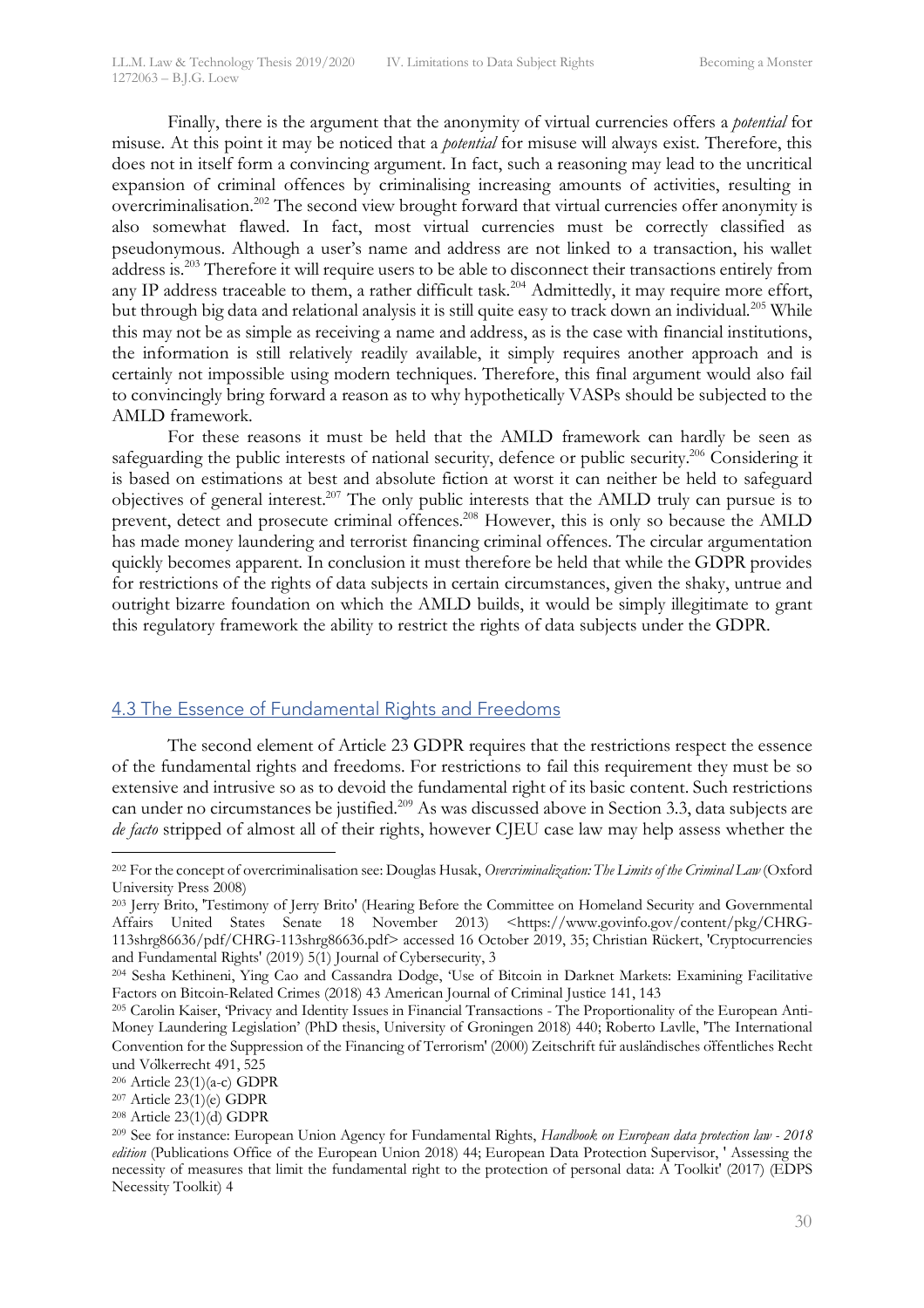Finally, there is the argument that the anonymity of virtual currencies offers a *potential* for misuse. At this point it may be noticed that a *potential* for misuse will always exist. Therefore, this does not in itself form a convincing argument. In fact, such a reasoning may lead to the uncritical expansion of criminal offences by criminalising increasing amounts of activities, resulting in overcriminalisation.[202] The second view brought forward that virtual currencies offer anonymity is also somewhat flawed. In fact, most virtual currencies must be correctly classified as pseudonymous. Although a user's name and address are not linked to a transaction, his wallet address is.[203] Therefore it will require users to be able to disconnect their transactions entirely from any IP address traceable to them, a rather difficult task.[204] Admittedly, it may require more effort, but through big data and relational analysis it is still quite easy to track down an individual.[205] While this may not be as simple as receiving a name and address, as is the case with financial institutions, the information is still relatively readily available, it simply requires another approach and is certainly not impossible using modern techniques. Therefore, this final argument would also fail to convincingly bring forward a reason as to why hypothetically VASPs should be subjected to the AMLD framework.

For these reasons it must be held that the AMLD framework can hardly be seen as safeguarding the public interests of national security, defence or public security.[206] Considering it is based on estimations at best and absolute fiction at worst it can neither be held to safeguard objectives of general interest.[207] The only public interests that the AMLD truly can pursue is to prevent, detect and prosecute criminal offences.[208] However, this is only so because the AMLD has made money laundering and terrorist financing criminal offences. The circular argumentation quickly becomes apparent. In conclusion it must therefore be held that while the GDPR provides for restrictions of the rights of data subjects in certain circumstances, given the shaky, untrue and outright bizarre foundation on which the AMLD builds, it would be simply illegitimate to grant this regulatory framework the ability to restrict the rights of data subjects under the GDPR.

## 4.3 The Essence of Fundamental Rights and Freedoms

The second element of Article 23 GDPR requires that the restrictions respect the essence of the fundamental rights and freedoms. For restrictions to fail this requirement they must be so extensive and intrusive so as to devoid the fundamental right of its basic content. Such restrictions can under no circumstances be justified.[209] As was discussed above in Section 3.3, data subjects are *de facto* stripped of almost all of their rights, however CJEU case law may help assess whether the

---

[202] For the concept of overcriminalisation see: Douglas Husak, *Overcriminalization: The Limits of the Criminal Law* (Oxford University Press 2008)

[203] Jerry Brito, 'Testimony of Jerry Brito' (Hearing Before the Committee on Homeland Security and Governmental Affairs United States Senate 18 November 2013) <https://www.govinfo.gov/content/pkg/CHRG-113shrg86636/pdf/CHRG-113shrg86636.pdf> accessed 16 October 2019, 35; Christian Rückert, 'Cryptocurrencies and Fundamental Rights' (2019) 5(1) Journal of Cybersecurity, 3

[204] Sesha Kethineni, Ying Cao and Cassandra Dodge, 'Use of Bitcoin in Darknet Markets: Examining Facilitative Factors on Bitcoin-Related Crimes (2018) 43 American Journal of Criminal Justice 141, 143

[205] Carolin Kaiser, 'Privacy and Identity Issues in Financial Transactions - The Proportionality of the European Anti-Money Laundering Legislation' (PhD thesis, University of Groningen 2018) 440; Roberto Lavlle, 'The International Convention for the Suppression of the Financing of Terrorism' (2000) Zeitschrift für ausländisches öffentliches Recht und Völkerrecht 491, 525

[206] Article 23(1)(a-c) GDPR

[207] Article 23(1)(e) GDPR

[208] Article 23(1)(d) GDPR

[209] See for instance: European Union Agency for Fundamental Rights, *Handbook on European data protection law - 2018 edition* (Publications Office of the European Union 2018) 44; European Data Protection Supervisor, ' Assessing the necessity of measures that limit the fundamental right to the protection of personal data: A Toolkit' (2017) (EDPS Necessity Toolkit) 4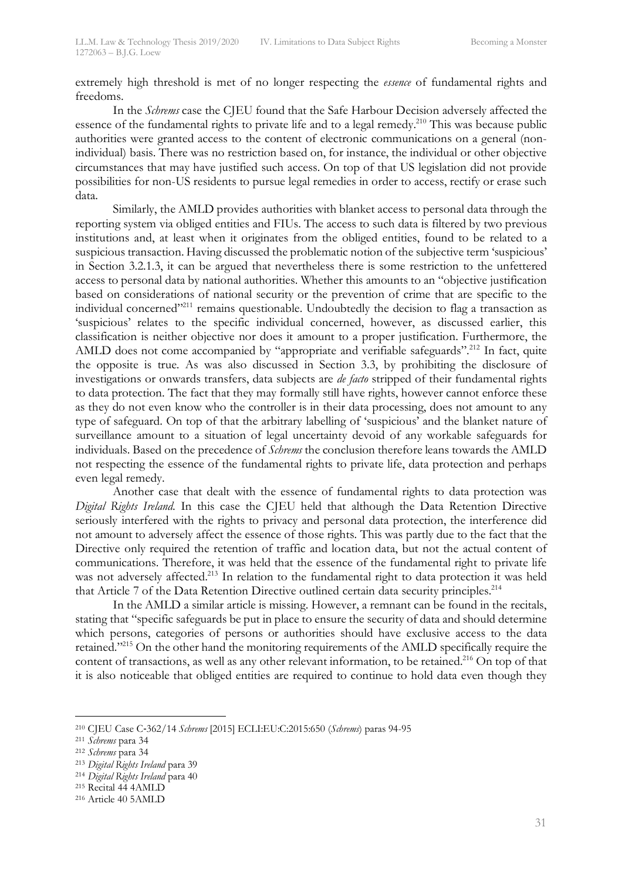extremely high threshold is met of no longer respecting the *essence* of fundamental rights and freedoms.

In the *Schrems* case the CJEU found that the Safe Harbour Decision adversely affected the essence of the fundamental rights to private life and to a legal remedy.[210] This was because public authorities were granted access to the content of electronic communications on a general (non-individual) basis. There was no restriction based on, for instance, the individual or other objective circumstances that may have justified such access. On top of that US legislation did not provide possibilities for non-US residents to pursue legal remedies in order to access, rectify or erase such data.

Similarly, the AMLD provides authorities with blanket access to personal data through the reporting system via obliged entities and FIUs. The access to such data is filtered by two previous institutions and, at least when it originates from the obliged entities, found to be related to a suspicious transaction. Having discussed the problematic notion of the subjective term 'suspicious' in Section 3.2.1.3, it can be argued that nevertheless there is some restriction to the unfettered access to personal data by national authorities. Whether this amounts to an "objective justification based on considerations of national security or the prevention of crime that are specific to the individual concerned"[211] remains questionable. Undoubtedly the decision to flag a transaction as 'suspicious' relates to the specific individual concerned, however, as discussed earlier, this classification is neither objective nor does it amount to a proper justification. Furthermore, the AMLD does not come accompanied by "appropriate and verifiable safeguards".[212] In fact, quite the opposite is true. As was also discussed in Section 3.3, by prohibiting the disclosure of investigations or onwards transfers, data subjects are *de facto* stripped of their fundamental rights to data protection. The fact that they may formally still have rights, however cannot enforce these as they do not even know who the controller is in their data processing, does not amount to any type of safeguard. On top of that the arbitrary labelling of 'suspicious' and the blanket nature of surveillance amount to a situation of legal uncertainty devoid of any workable safeguards for individuals. Based on the precedence of *Schrems* the conclusion therefore leans towards the AMLD not respecting the essence of the fundamental rights to private life, data protection and perhaps even legal remedy.

Another case that dealt with the essence of fundamental rights to data protection was *Digital Rights Ireland*. In this case the CJEU held that although the Data Retention Directive seriously interfered with the rights to privacy and personal data protection, the interference did not amount to adversely affect the essence of those rights. This was partly due to the fact that the Directive only required the retention of traffic and location data, but not the actual content of communications. Therefore, it was held that the essence of the fundamental right to private life was not adversely affected.[213] In relation to the fundamental right to data protection it was held that Article 7 of the Data Retention Directive outlined certain data security principles.[214]

In the AMLD a similar article is missing. However, a remnant can be found in the recitals, stating that "specific safeguards be put in place to ensure the security of data and should determine which persons, categories of persons or authorities should have exclusive access to the data retained."[215] On the other hand the monitoring requirements of the AMLD specifically require the content of transactions, as well as any other relevant information, to be retained.[216] On top of that it is also noticeable that obliged entities are required to continue to hold data even though they

[210] CJEU Case C-362/14 *Schrems* [2015] ECLI:EU:C:2015:650 (*Schrems*) paras 94-95

[211] *Schrems* para 34

[212] *Schrems* para 34

[213] *Digital Rights Ireland* para 39

[214] *Digital Rights Ireland* para 40

[215] Recital 44 4AMLD

[216] Article 40 5AMLD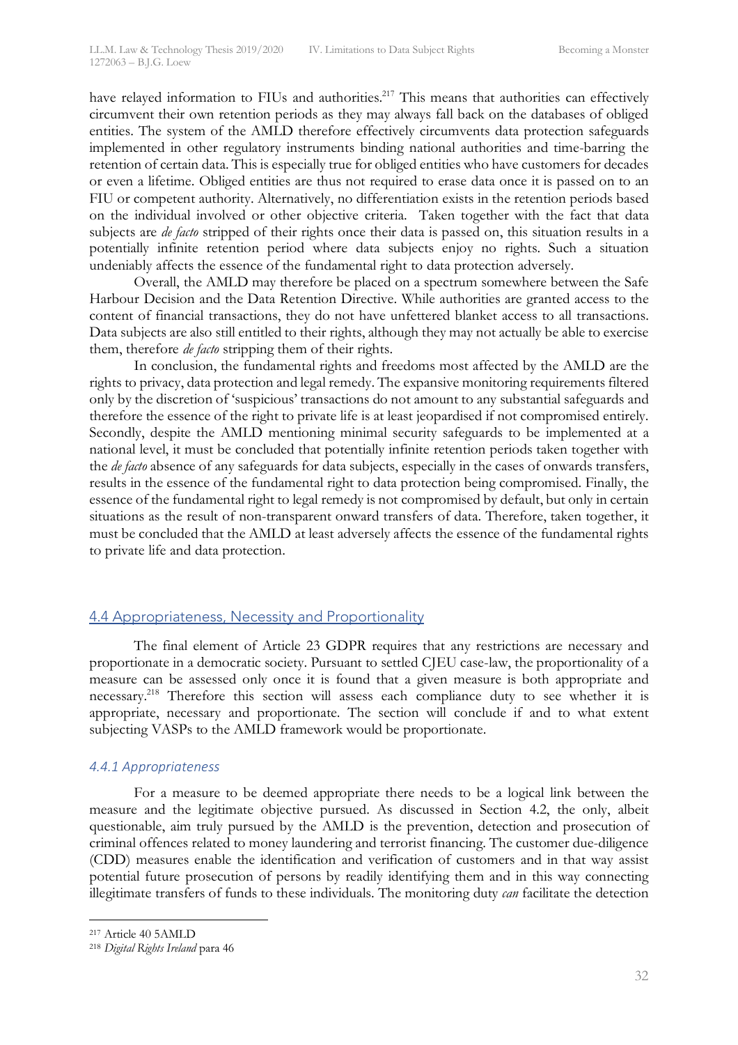have relayed information to FIUs and authorities.[217] This means that authorities can effectively circumvent their own retention periods as they may always fall back on the databases of obliged entities. The system of the AMLD therefore effectively circumvents data protection safeguards implemented in other regulatory instruments binding national authorities and time-barring the retention of certain data. This is especially true for obliged entities who have customers for decades or even a lifetime. Obliged entities are thus not required to erase data once it is passed on to an FIU or competent authority. Alternatively, no differentiation exists in the retention periods based on the individual involved or other objective criteria. Taken together with the fact that data subjects are *de facto* stripped of their rights once their data is passed on, this situation results in a potentially infinite retention period where data subjects enjoy no rights. Such a situation undeniably affects the essence of the fundamental right to data protection adversely.

Overall, the AMLD may therefore be placed on a spectrum somewhere between the Safe Harbour Decision and the Data Retention Directive. While authorities are granted access to the content of financial transactions, they do not have unfettered blanket access to all transactions. Data subjects are also still entitled to their rights, although they may not actually be able to exercise them, therefore *de facto* stripping them of their rights.

In conclusion, the fundamental rights and freedoms most affected by the AMLD are the rights to privacy, data protection and legal remedy. The expansive monitoring requirements filtered only by the discretion of 'suspicious' transactions do not amount to any substantial safeguards and therefore the essence of the right to private life is at least jeopardised if not compromised entirely. Secondly, despite the AMLD mentioning minimal security safeguards to be implemented at a national level, it must be concluded that potentially infinite retention periods taken together with the *de facto* absence of any safeguards for data subjects, especially in the cases of onwards transfers, results in the essence of the fundamental right to data protection being compromised. Finally, the essence of the fundamental right to legal remedy is not compromised by default, but only in certain situations as the result of non-transparent onward transfers of data. Therefore, taken together, it must be concluded that the AMLD at least adversely affects the essence of the fundamental rights to private life and data protection.

## 4.4 Appropriateness, Necessity and Proportionality

The final element of Article 23 GDPR requires that any restrictions are necessary and proportionate in a democratic society. Pursuant to settled CJEU case-law, the proportionality of a measure can be assessed only once it is found that a given measure is both appropriate and necessary.[218] Therefore this section will assess each compliance duty to see whether it is appropriate, necessary and proportionate. The section will conclude if and to what extent subjecting VASPs to the AMLD framework would be proportionate.

### *4.4.1 Appropriateness*

For a measure to be deemed appropriate there needs to be a logical link between the measure and the legitimate objective pursued. As discussed in Section 4.2, the only, albeit questionable, aim truly pursued by the AMLD is the prevention, detection and prosecution of criminal offences related to money laundering and terrorist financing. The customer due-diligence (CDD) measures enable the identification and verification of customers and in that way assist potential future prosecution of persons by readily identifying them and in this way connecting illegitimate transfers of funds to these individuals. The monitoring duty *can* facilitate the detection

[217] Article 40 5AMLD

[218] *Digital Rights Ireland* para 46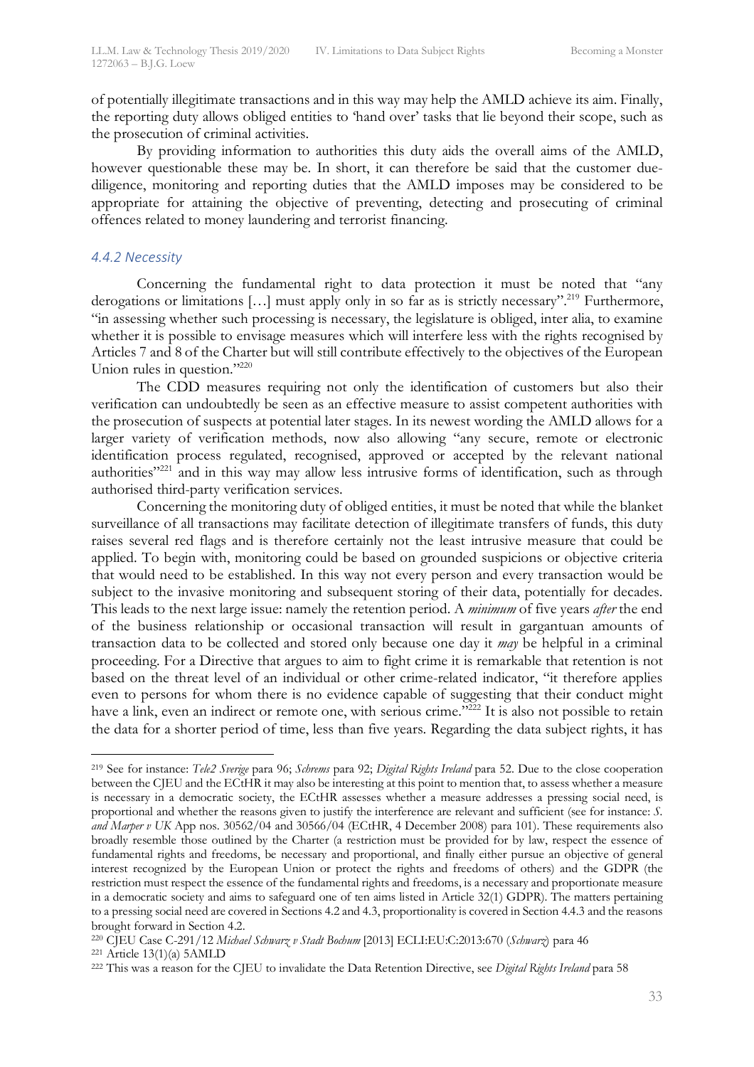of potentially illegitimate transactions and in this way may help the AMLD achieve its aim. Finally, the reporting duty allows obliged entities to 'hand over' tasks that lie beyond their scope, such as the prosecution of criminal activities.

By providing information to authorities this duty aids the overall aims of the AMLD, however questionable these may be. In short, it can therefore be said that the customer due-diligence, monitoring and reporting duties that the AMLD imposes may be considered to be appropriate for attaining the objective of preventing, detecting and prosecuting of criminal offences related to money laundering and terrorist financing.

### *4.4.2 Necessity*

Concerning the fundamental right to data protection it must be noted that "any derogations or limitations […] must apply only in so far as is strictly necessary".[219] Furthermore, "in assessing whether such processing is necessary, the legislature is obliged, inter alia, to examine whether it is possible to envisage measures which will interfere less with the rights recognised by Articles 7 and 8 of the Charter but will still contribute effectively to the objectives of the European Union rules in question."[220]

The CDD measures requiring not only the identification of customers but also their verification can undoubtedly be seen as an effective measure to assist competent authorities with the prosecution of suspects at potential later stages. In its newest wording the AMLD allows for a larger variety of verification methods, now also allowing "any secure, remote or electronic identification process regulated, recognised, approved or accepted by the relevant national authorities"[221] and in this way may allow less intrusive forms of identification, such as through authorised third-party verification services.

Concerning the monitoring duty of obliged entities, it must be noted that while the blanket surveillance of all transactions may facilitate detection of illegitimate transfers of funds, this duty raises several red flags and is therefore certainly not the least intrusive measure that could be applied. To begin with, monitoring could be based on grounded suspicions or objective criteria that would need to be established. In this way not every person and every transaction would be subject to the invasive monitoring and subsequent storing of their data, potentially for decades. This leads to the next large issue: namely the retention period. A *minimum* of five years *after* the end of the business relationship or occasional transaction will result in gargantuan amounts of transaction data to be collected and stored only because one day it *may* be helpful in a criminal proceeding. For a Directive that argues to aim to fight crime it is remarkable that retention is not based on the threat level of an individual or other crime-related indicator, "it therefore applies even to persons for whom there is no evidence capable of suggesting that their conduct might have a link, even an indirect or remote one, with serious crime."[222] It is also not possible to retain the data for a shorter period of time, less than five years. Regarding the data subject rights, it has

---

[219] See for instance: *Tele2 Sverige* para 96; *Schrems* para 92; *Digital Rights Ireland* para 52. Due to the close cooperation between the CJEU and the ECtHR it may also be interesting at this point to mention that, to assess whether a measure is necessary in a democratic society, the ECtHR assesses whether a measure addresses a pressing social need, is proportional and whether the reasons given to justify the interference are relevant and sufficient (see for instance: *S. and Marper v UK* App nos. 30562/04 and 30566/04 (ECtHR, 4 December 2008) para 101). These requirements also broadly resemble those outlined by the Charter (a restriction must be provided for by law, respect the essence of fundamental rights and freedoms, be necessary and proportional, and finally either pursue an objective of general interest recognized by the European Union or protect the rights and freedoms of others) and the GDPR (the restriction must respect the essence of the fundamental rights and freedoms, is a necessary and proportionate measure in a democratic society and aims to safeguard one of ten aims listed in Article 32(1) GDPR). The matters pertaining to a pressing social need are covered in Sections 4.2 and 4.3, proportionality is covered in Section 4.4.3 and the reasons brought forward in Section 4.2.

[220] CJEU Case C-291/12 *Michael Schwarz v Stadt Bochum* [2013] ECLI:EU:C:2013:670 (*Schwarz*) para 46

[221] Article 13(1)(a) 5AMLD

[222] This was a reason for the CJEU to invalidate the Data Retention Directive, see *Digital Rights Ireland* para 58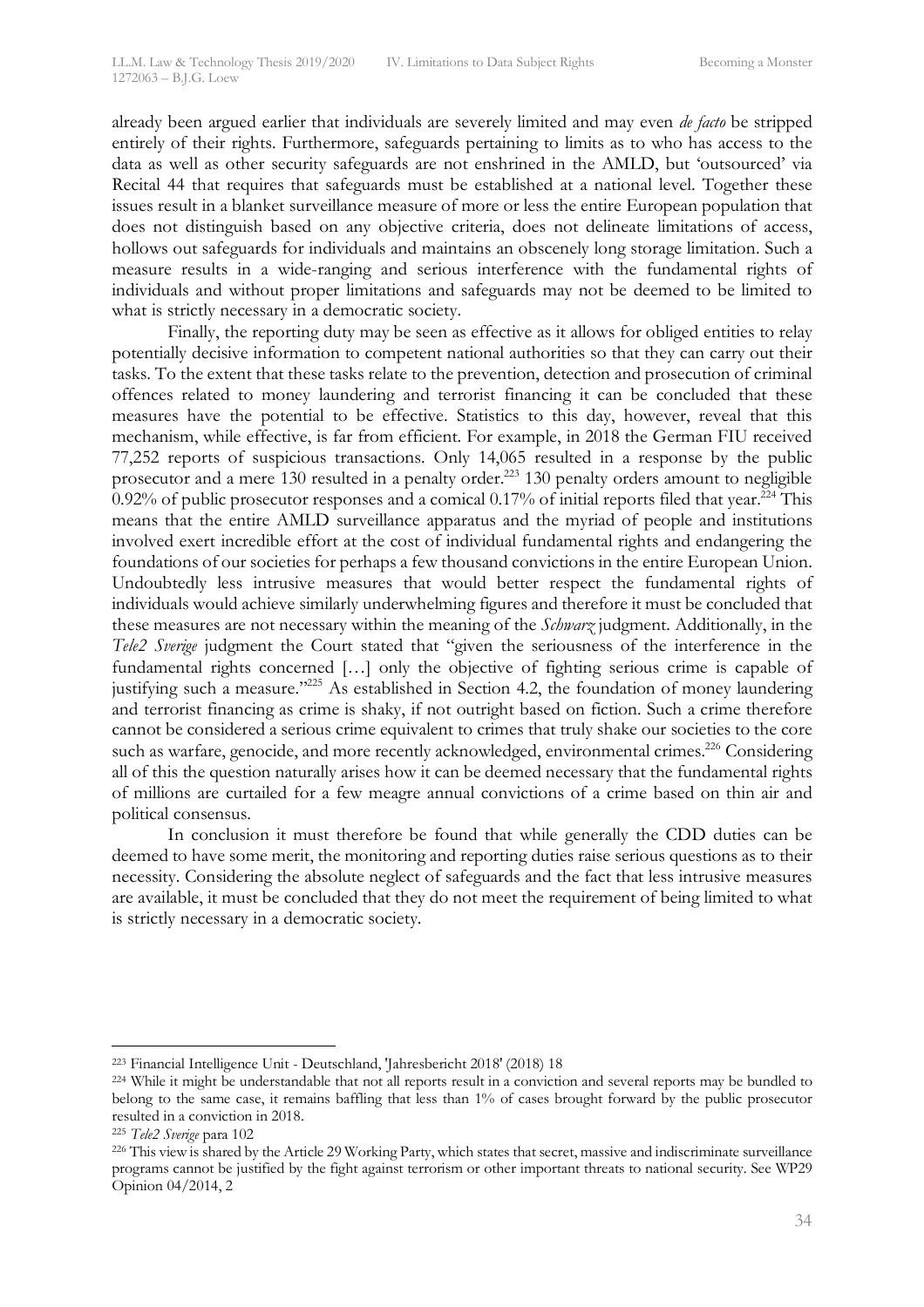already been argued earlier that individuals are severely limited and may even *de facto* be stripped entirely of their rights. Furthermore, safeguards pertaining to limits as to who has access to the data as well as other security safeguards are not enshrined in the AMLD, but 'outsourced' via Recital 44 that requires that safeguards must be established at a national level. Together these issues result in a blanket surveillance measure of more or less the entire European population that does not distinguish based on any objective criteria, does not delineate limitations of access, hollows out safeguards for individuals and maintains an obscenely long storage limitation. Such a measure results in a wide-ranging and serious interference with the fundamental rights of individuals and without proper limitations and safeguards may not be deemed to be limited to what is strictly necessary in a democratic society.

Finally, the reporting duty may be seen as effective as it allows for obliged entities to relay potentially decisive information to competent national authorities so that they can carry out their tasks. To the extent that these tasks relate to the prevention, detection and prosecution of criminal offences related to money laundering and terrorist financing it can be concluded that these measures have the potential to be effective. Statistics to this day, however, reveal that this mechanism, while effective, is far from efficient. For example, in 2018 the German FIU received 77,252 reports of suspicious transactions. Only 14,065 resulted in a response by the public prosecutor and a mere 130 resulted in a penalty order.[223] 130 penalty orders amount to negligible 0.92% of public prosecutor responses and a comical 0.17% of initial reports filed that year.[224] This means that the entire AMLD surveillance apparatus and the myriad of people and institutions involved exert incredible effort at the cost of individual fundamental rights and endangering the foundations of our societies for perhaps a few thousand convictions in the entire European Union. Undoubtedly less intrusive measures that would better respect the fundamental rights of individuals would achieve similarly underwhelming figures and therefore it must be concluded that these measures are not necessary within the meaning of the *Schwarz* judgment. Additionally, in the *Tele2 Sverige* judgment the Court stated that "given the seriousness of the interference in the fundamental rights concerned […] only the objective of fighting serious crime is capable of justifying such a measure."[225] As established in Section 4.2, the foundation of money laundering and terrorist financing as crime is shaky, if not outright based on fiction. Such a crime therefore cannot be considered a serious crime equivalent to crimes that truly shake our societies to the core such as warfare, genocide, and more recently acknowledged, environmental crimes.[226] Considering all of this the question naturally arises how it can be deemed necessary that the fundamental rights of millions are curtailed for a few meagre annual convictions of a crime based on thin air and political consensus.

In conclusion it must therefore be found that while generally the CDD duties can be deemed to have some merit, the monitoring and reporting duties raise serious questions as to their necessity. Considering the absolute neglect of safeguards and the fact that less intrusive measures are available, it must be concluded that they do not meet the requirement of being limited to what is strictly necessary in a democratic society.

---

[223] Financial Intelligence Unit - Deutschland, 'Jahresbericht 2018' (2018) 18

[224] While it might be understandable that not all reports result in a conviction and several reports may be bundled to belong to the same case, it remains baffling that less than 1% of cases brought forward by the public prosecutor resulted in a conviction in 2018.

[225] *Tele2 Sverige* para 102

[226] This view is shared by the Article 29 Working Party, which states that secret, massive and indiscriminate surveillance programs cannot be justified by the fight against terrorism or other important threats to national security. See WP29 Opinion 04/2014, 2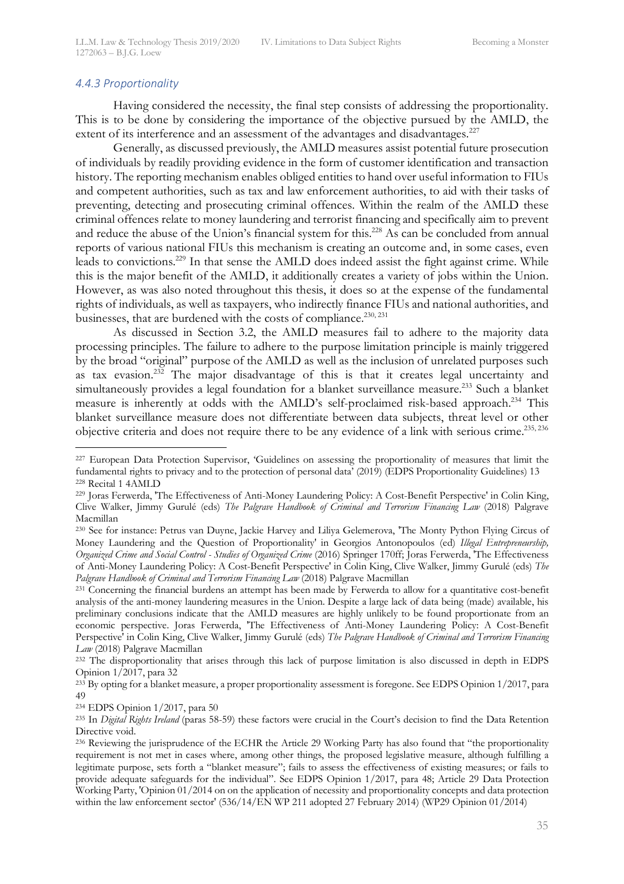### 4.4.3 Proportionality

Having considered the necessity, the final step consists of addressing the proportionality. This is to be done by considering the importance of the objective pursued by the AMLD, the extent of its interference and an assessment of the advantages and disadvantages.[227]

Generally, as discussed previously, the AMLD measures assist potential future prosecution of individuals by readily providing evidence in the form of customer identification and transaction history. The reporting mechanism enables obliged entities to hand over useful information to FIUs and competent authorities, such as tax and law enforcement authorities, to aid with their tasks of preventing, detecting and prosecuting criminal offences. Within the realm of the AMLD these criminal offences relate to money laundering and terrorist financing and specifically aim to prevent and reduce the abuse of the Union's financial system for this.[228] As can be concluded from annual reports of various national FIUs this mechanism is creating an outcome and, in some cases, even leads to convictions.[229] In that sense the AMLD does indeed assist the fight against crime. While this is the major benefit of the AMLD, it additionally creates a variety of jobs within the Union. However, as was also noted throughout this thesis, it does so at the expense of the fundamental rights of individuals, as well as taxpayers, who indirectly finance FIUs and national authorities, and businesses, that are burdened with the costs of compliance.[230, 231]

As discussed in Section 3.2, the AMLD measures fail to adhere to the majority data processing principles. The failure to adhere to the purpose limitation principle is mainly triggered by the broad "original" purpose of the AMLD as well as the inclusion of unrelated purposes such as tax evasion.[232] The major disadvantage of this is that it creates legal uncertainty and simultaneously provides a legal foundation for a blanket surveillance measure.[233] Such a blanket measure is inherently at odds with the AMLD's self-proclaimed risk-based approach.[234] This blanket surveillance measure does not differentiate between data subjects, threat level or other objective criteria and does not require there to be any evidence of a link with serious crime.[235, 236]

---

[227] European Data Protection Supervisor, 'Guidelines on assessing the proportionality of measures that limit the fundamental rights to privacy and to the protection of personal data' (2019) (EDPS Proportionality Guidelines) 13

[228] Recital 1 4AMLD

[229] Joras Ferwerda, 'The Effectiveness of Anti-Money Laundering Policy: A Cost-Benefit Perspective' in Colin King, Clive Walker, Jimmy Gurulé (eds) *The Palgrave Handbook of Criminal and Terrorism Financing Law* (2018) Palgrave Macmillan

[230] See for instance: Petrus van Duyne, Jackie Harvey and Liliya Gelemerova, 'The Monty Python Flying Circus of Money Laundering and the Question of Proportionality' in Georgios Antonopoulos (ed) *Illegal Entrepreneurship, Organized Crime and Social Control - Studies of Organized Crime* (2016) Springer 170ff; Joras Ferwerda, 'The Effectiveness of Anti-Money Laundering Policy: A Cost-Benefit Perspective' in Colin King, Clive Walker, Jimmy Gurulé (eds) *The Palgrave Handbook of Criminal and Terrorism Financing Law* (2018) Palgrave Macmillan

[231] Concerning the financial burdens an attempt has been made by Ferwerda to allow for a quantitative cost-benefit analysis of the anti-money laundering measures in the Union. Despite a large lack of data being (made) available, his preliminary conclusions indicate that the AMLD measures are highly unlikely to be found proportionate from an economic perspective. Joras Ferwerda, 'The Effectiveness of Anti-Money Laundering Policy: A Cost-Benefit Perspective' in Colin King, Clive Walker, Jimmy Gurulé (eds) *The Palgrave Handbook of Criminal and Terrorism Financing Law* (2018) Palgrave Macmillan

[232] The disproportionality that arises through this lack of purpose limitation is also discussed in depth in EDPS Opinion 1/2017, para 32

[233] By opting for a blanket measure, a proper proportionality assessment is foregone. See EDPS Opinion 1/2017, para 49

[234] EDPS Opinion 1/2017, para 50

[235] In *Digital Rights Ireland* (paras 58-59) these factors were crucial in the Court's decision to find the Data Retention Directive void.

[236] Reviewing the jurisprudence of the ECHR the Article 29 Working Party has also found that "the proportionality requirement is not met in cases where, among other things, the proposed legislative measure, although fulfilling a legitimate purpose, sets forth a "blanket measure"; fails to assess the effectiveness of existing measures; or fails to provide adequate safeguards for the individual". See EDPS Opinion 1/2017, para 48; Article 29 Data Protection Working Party, 'Opinion 01/2014 on on the application of necessity and proportionality concepts and data protection within the law enforcement sector' (536/14/EN WP 211 adopted 27 February 2014) (WP29 Opinion 01/2014)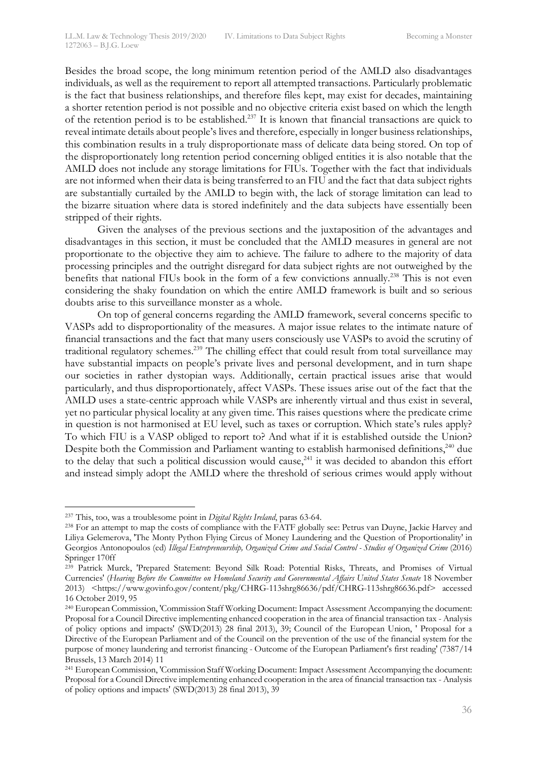Besides the broad scope, the long minimum retention period of the AMLD also disadvantages individuals, as well as the requirement to report all attempted transactions. Particularly problematic is the fact that business relationships, and therefore files kept, may exist for decades, maintaining a shorter retention period is not possible and no objective criteria exist based on which the length of the retention period is to be established.[237] It is known that financial transactions are quick to reveal intimate details about people's lives and therefore, especially in longer business relationships, this combination results in a truly disproportionate mass of delicate data being stored. On top of the disproportionately long retention period concerning obliged entities it is also notable that the AMLD does not include any storage limitations for FIUs. Together with the fact that individuals are not informed when their data is being transferred to an FIU and the fact that data subject rights are substantially curtailed by the AMLD to begin with, the lack of storage limitation can lead to the bizarre situation where data is stored indefinitely and the data subjects have essentially been stripped of their rights.

Given the analyses of the previous sections and the juxtaposition of the advantages and disadvantages in this section, it must be concluded that the AMLD measures in general are not proportionate to the objective they aim to achieve. The failure to adhere to the majority of data processing principles and the outright disregard for data subject rights are not outweighed by the benefits that national FIUs book in the form of a few convictions annually.[238] This is not even considering the shaky foundation on which the entire AMLD framework is built and so serious doubts arise to this surveillance monster as a whole.

On top of general concerns regarding the AMLD framework, several concerns specific to VASPs add to disproportionality of the measures. A major issue relates to the intimate nature of financial transactions and the fact that many users consciously use VASPs to avoid the scrutiny of traditional regulatory schemes.[239] The chilling effect that could result from total surveillance may have substantial impacts on people's private lives and personal development, and in turn shape our societies in rather dystopian ways. Additionally, certain practical issues arise that would particularly, and thus disproportionately, affect VASPs. These issues arise out of the fact that the AMLD uses a state-centric approach while VASPs are inherently virtual and thus exist in several, yet no particular physical locality at any given time. This raises questions where the predicate crime in question is not harmonised at EU level, such as taxes or corruption. Which state's rules apply? To which FIU is a VASP obliged to report to? And what if it is established outside the Union? Despite both the Commission and Parliament wanting to establish harmonised definitions,[240] due to the delay that such a political discussion would cause,[241] it was decided to abandon this effort and instead simply adopt the AMLD where the threshold of serious crimes would apply without

---

[237] This, too, was a troublesome point in *Digital Rights Ireland*, paras 63-64.

[238] For an attempt to map the costs of compliance with the FATF globally see: Petrus van Duyne, Jackie Harvey and Liliya Gelemerova, 'The Monty Python Flying Circus of Money Laundering and the Question of Proportionality' in Georgios Antonopoulos (ed) *Illegal Entrepreneurship, Organized Crime and Social Control - Studies of Organized Crime* (2016) Springer 170ff

[239] Patrick Murck, 'Prepared Statement: Beyond Silk Road: Potential Risks, Threats, and Promises of Virtual Currencies' (*Hearing Before the Committee on Homeland Security and Governmental Affairs United States Senate* 18 November 2013) <https://www.govinfo.gov/content/pkg/CHRG-113shrg86636/pdf/CHRG-113shrg86636.pdf> accessed 16 October 2019, 95

[240] European Commission, 'Commission Staff Working Document: Impact Assessment Accompanying the document: Proposal for a Council Directive implementing enhanced cooperation in the area of financial transaction tax - Analysis of policy options and impacts' (SWD(2013) 28 final 2013), 39; Council of the European Union, ' Proposal for a Directive of the European Parliament and of the Council on the prevention of the use of the financial system for the purpose of money laundering and terrorist financing - Outcome of the European Parliament's first reading' (7387/14 Brussels, 13 March 2014) 11

[241] European Commission, 'Commission Staff Working Document: Impact Assessment Accompanying the document: Proposal for a Council Directive implementing enhanced cooperation in the area of financial transaction tax - Analysis of policy options and impacts' (SWD(2013) 28 final 2013), 39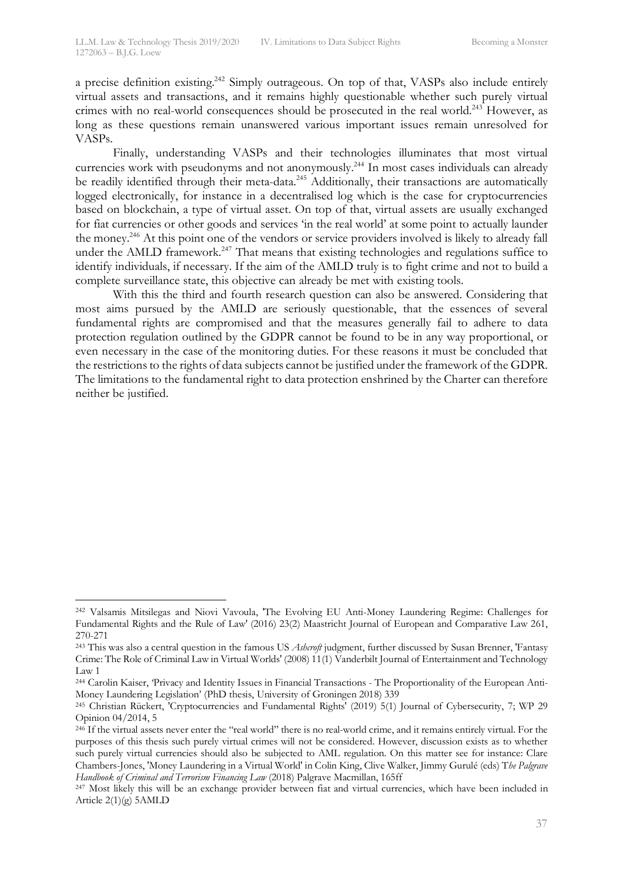a precise definition existing.[242] Simply outrageous. On top of that, VASPs also include entirely virtual assets and transactions, and it remains highly questionable whether such purely virtual crimes with no real-world consequences should be prosecuted in the real world.[243] However, as long as these questions remain unanswered various important issues remain unresolved for VASPs.

Finally, understanding VASPs and their technologies illuminates that most virtual currencies work with pseudonyms and not anonymously.[244] In most cases individuals can already be readily identified through their meta-data.[245] Additionally, their transactions are automatically logged electronically, for instance in a decentralised log which is the case for cryptocurrencies based on blockchain, a type of virtual asset. On top of that, virtual assets are usually exchanged for fiat currencies or other goods and services 'in the real world' at some point to actually launder the money.[246] At this point one of the vendors or service providers involved is likely to already fall under the AMLD framework.[247] That means that existing technologies and regulations suffice to identify individuals, if necessary. If the aim of the AMLD truly is to fight crime and not to build a complete surveillance state, this objective can already be met with existing tools.

With this the third and fourth research question can also be answered. Considering that most aims pursued by the AMLD are seriously questionable, that the essences of several fundamental rights are compromised and that the measures generally fail to adhere to data protection regulation outlined by the GDPR cannot be found to be in any way proportional, or even necessary in the case of the monitoring duties. For these reasons it must be concluded that the restrictions to the rights of data subjects cannot be justified under the framework of the GDPR. The limitations to the fundamental right to data protection enshrined by the Charter can therefore neither be justified.

---

[242] Valsamis Mitsilegas and Niovi Vavoula, 'The Evolving EU Anti-Money Laundering Regime: Challenges for Fundamental Rights and the Rule of Law' (2016) 23(2) Maastricht Journal of European and Comparative Law 261, 270-271

[243] This was also a central question in the famous US *Ashcroft* judgment, further discussed by Susan Brenner, 'Fantasy Crime: The Role of Criminal Law in Virtual Worlds' (2008) 11(1) Vanderbilt Journal of Entertainment and Technology Law 1

[244] Carolin Kaiser, 'Privacy and Identity Issues in Financial Transactions - The Proportionality of the European Anti-Money Laundering Legislation' (PhD thesis, University of Groningen 2018) 339

[245] Christian Rückert, 'Cryptocurrencies and Fundamental Rights' (2019) 5(1) Journal of Cybersecurity, 7; WP 29 Opinion 04/2014, 5

[246] If the virtual assets never enter the "real world" there is no real-world crime, and it remains entirely virtual. For the purposes of this thesis such purely virtual crimes will not be considered. However, discussion exists as to whether such purely virtual currencies should also be subjected to AML regulation. On this matter see for instance: Clare Chambers-Jones, 'Money Laundering in a Virtual World' in Colin King, Clive Walker, Jimmy Gurulé (eds) *The Palgrave Handbook of Criminal and Terrorism Financing Law* (2018) Palgrave Macmillan, 165ff

[247] Most likely this will be an exchange provider between fiat and virtual currencies, which have been included in Article 2(1)(g) 5AMLD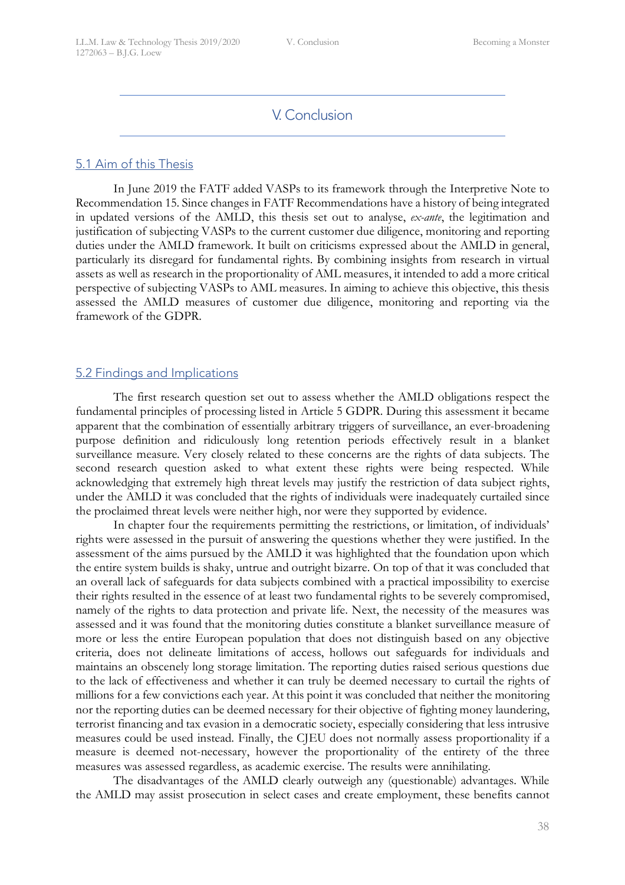# V. Conclusion

## 5.1 Aim of this Thesis

In June 2019 the FATF added VASPs to its framework through the Interpretive Note to Recommendation 15. Since changes in FATF Recommendations have a history of being integrated in updated versions of the AMLD, this thesis set out to analyse, *ex-ante*, the legitimation and justification of subjecting VASPs to the current customer due diligence, monitoring and reporting duties under the AMLD framework. It built on criticisms expressed about the AMLD in general, particularly its disregard for fundamental rights. By combining insights from research in virtual assets as well as research in the proportionality of AML measures, it intended to add a more critical perspective of subjecting VASPs to AML measures. In aiming to achieve this objective, this thesis assessed the AMLD measures of customer due diligence, monitoring and reporting via the framework of the GDPR.

## 5.2 Findings and Implications

The first research question set out to assess whether the AMLD obligations respect the fundamental principles of processing listed in Article 5 GDPR. During this assessment it became apparent that the combination of essentially arbitrary triggers of surveillance, an ever-broadening purpose definition and ridiculously long retention periods effectively result in a blanket surveillance measure. Very closely related to these concerns are the rights of data subjects. The second research question asked to what extent these rights were being respected. While acknowledging that extremely high threat levels may justify the restriction of data subject rights, under the AMLD it was concluded that the rights of individuals were inadequately curtailed since the proclaimed threat levels were neither high, nor were they supported by evidence.

In chapter four the requirements permitting the restrictions, or limitation, of individuals' rights were assessed in the pursuit of answering the questions whether they were justified. In the assessment of the aims pursued by the AMLD it was highlighted that the foundation upon which the entire system builds is shaky, untrue and outright bizarre. On top of that it was concluded that an overall lack of safeguards for data subjects combined with a practical impossibility to exercise their rights resulted in the essence of at least two fundamental rights to be severely compromised, namely of the rights to data protection and private life. Next, the necessity of the measures was assessed and it was found that the monitoring duties constitute a blanket surveillance measure of more or less the entire European population that does not distinguish based on any objective criteria, does not delineate limitations of access, hollows out safeguards for individuals and maintains an obscenely long storage limitation. The reporting duties raised serious questions due to the lack of effectiveness and whether it can truly be deemed necessary to curtail the rights of millions for a few convictions each year. At this point it was concluded that neither the monitoring nor the reporting duties can be deemed necessary for their objective of fighting money laundering, terrorist financing and tax evasion in a democratic society, especially considering that less intrusive measures could be used instead. Finally, the CJEU does not normally assess proportionality if a measure is deemed not-necessary, however the proportionality of the entirety of the three measures was assessed regardless, as academic exercise. The results were annihilating.

The disadvantages of the AMLD clearly outweigh any (questionable) advantages. While the AMLD may assist prosecution in select cases and create employment, these benefits cannot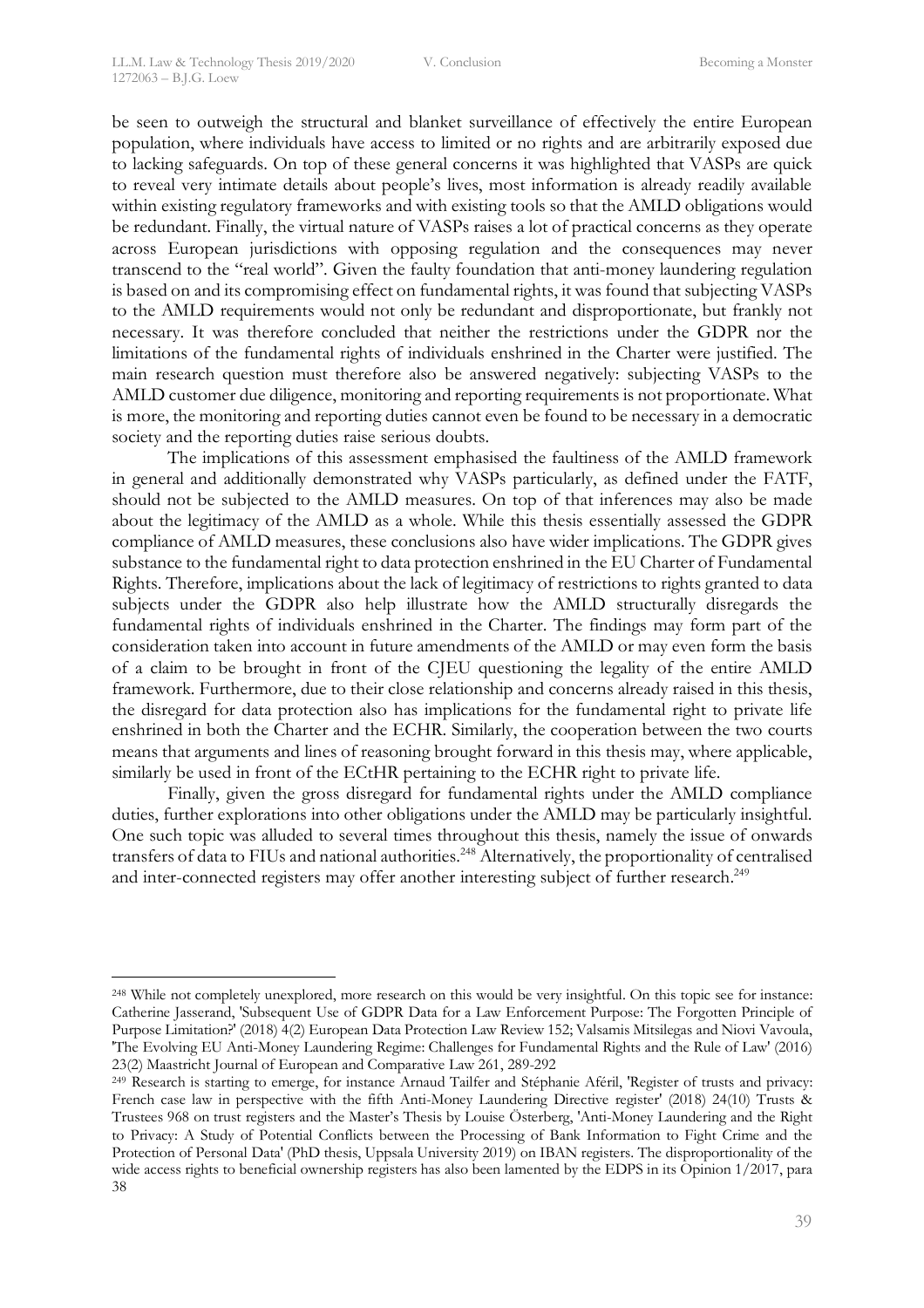be seen to outweigh the structural and blanket surveillance of effectively the entire European population, where individuals have access to limited or no rights and are arbitrarily exposed due to lacking safeguards. On top of these general concerns it was highlighted that VASPs are quick to reveal very intimate details about people's lives, most information is already readily available within existing regulatory frameworks and with existing tools so that the AMLD obligations would be redundant. Finally, the virtual nature of VASPs raises a lot of practical concerns as they operate across European jurisdictions with opposing regulation and the consequences may never transcend to the "real world". Given the faulty foundation that anti-money laundering regulation is based on and its compromising effect on fundamental rights, it was found that subjecting VASPs to the AMLD requirements would not only be redundant and disproportionate, but frankly not necessary. It was therefore concluded that neither the restrictions under the GDPR nor the limitations of the fundamental rights of individuals enshrined in the Charter were justified. The main research question must therefore also be answered negatively: subjecting VASPs to the AMLD customer due diligence, monitoring and reporting requirements is not proportionate. What is more, the monitoring and reporting duties cannot even be found to be necessary in a democratic society and the reporting duties raise serious doubts.

The implications of this assessment emphasised the faultiness of the AMLD framework in general and additionally demonstrated why VASPs particularly, as defined under the FATF, should not be subjected to the AMLD measures. On top of that inferences may also be made about the legitimacy of the AMLD as a whole. While this thesis essentially assessed the GDPR compliance of AMLD measures, these conclusions also have wider implications. The GDPR gives substance to the fundamental right to data protection enshrined in the EU Charter of Fundamental Rights. Therefore, implications about the lack of legitimacy of restrictions to rights granted to data subjects under the GDPR also help illustrate how the AMLD structurally disregards the fundamental rights of individuals enshrined in the Charter. The findings may form part of the consideration taken into account in future amendments of the AMLD or may even form the basis of a claim to be brought in front of the CJEU questioning the legality of the entire AMLD framework. Furthermore, due to their close relationship and concerns already raised in this thesis, the disregard for data protection also has implications for the fundamental right to private life enshrined in both the Charter and the ECHR. Similarly, the cooperation between the two courts means that arguments and lines of reasoning brought forward in this thesis may, where applicable, similarly be used in front of the ECtHR pertaining to the ECHR right to private life.

Finally, given the gross disregard for fundamental rights under the AMLD compliance duties, further explorations into other obligations under the AMLD may be particularly insightful. One such topic was alluded to several times throughout this thesis, namely the issue of onwards transfers of data to FIUs and national authorities.[248] Alternatively, the proportionality of centralised and inter-connected registers may offer another interesting subject of further research.[249]

---

[248] While not completely unexplored, more research on this would be very insightful. On this topic see for instance: Catherine Jasserand, 'Subsequent Use of GDPR Data for a Law Enforcement Purpose: The Forgotten Principle of Purpose Limitation?' (2018) 4(2) European Data Protection Law Review 152; Valsamis Mitsilegas and Niovi Vavoula, 'The Evolving EU Anti-Money Laundering Regime: Challenges for Fundamental Rights and the Rule of Law' (2016) 23(2) Maastricht Journal of European and Comparative Law 261, 289-292

[249] Research is starting to emerge, for instance Arnaud Tailfer and Stéphanie Aféril, 'Register of trusts and privacy: French case law in perspective with the fifth Anti-Money Laundering Directive register' (2018) 24(10) Trusts & Trustees 968 on trust registers and the Master's Thesis by Louise Österberg, 'Anti-Money Laundering and the Right to Privacy: A Study of Potential Conflicts between the Processing of Bank Information to Fight Crime and the Protection of Personal Data' (PhD thesis, Uppsala University 2019) on IBAN registers. The disproportionality of the wide access rights to beneficial ownership registers has also been lamented by the EDPS in its Opinion 1/2017, para 38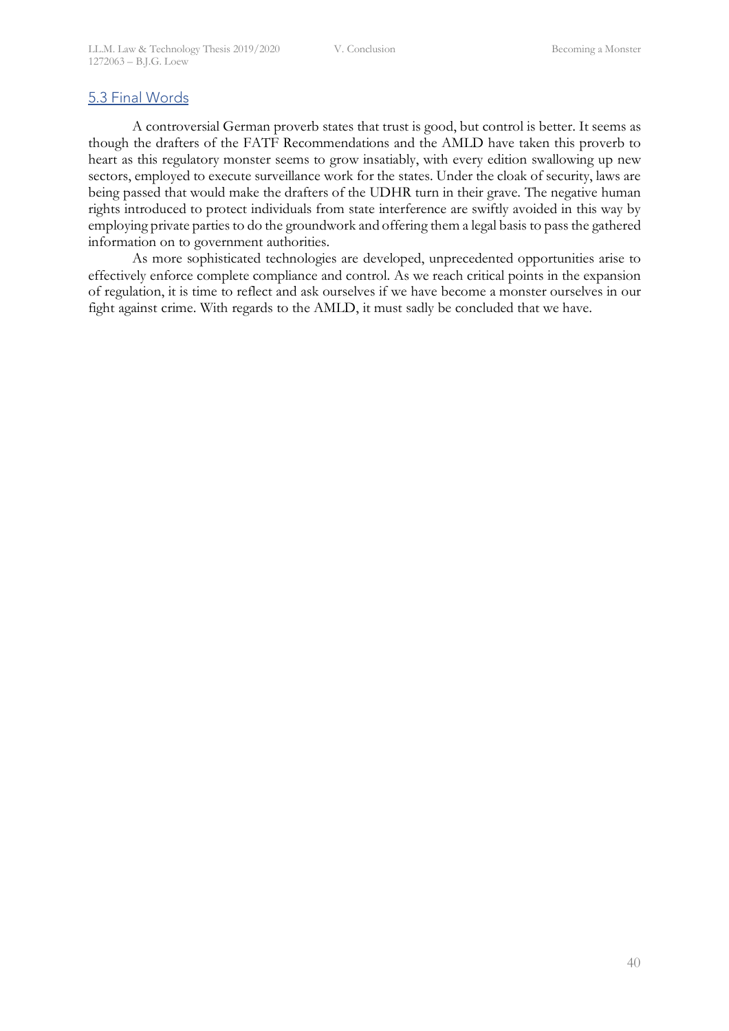### 5.3 Final Words

A controversial German proverb states that trust is good, but control is better. It seems as though the drafters of the FATF Recommendations and the AMLD have taken this proverb to heart as this regulatory monster seems to grow insatiably, with every edition swallowing up new sectors, employed to execute surveillance work for the states. Under the cloak of security, laws are being passed that would make the drafters of the UDHR turn in their grave. The negative human rights introduced to protect individuals from state interference are swiftly avoided in this way by employing private parties to do the groundwork and offering them a legal basis to pass the gathered information on to government authorities.

As more sophisticated technologies are developed, unprecedented opportunities arise to effectively enforce complete compliance and control. As we reach critical points in the expansion of regulation, it is time to reflect and ask ourselves if we have become a monster ourselves in our fight against crime. With regards to the AMLD, it must sadly be concluded that we have.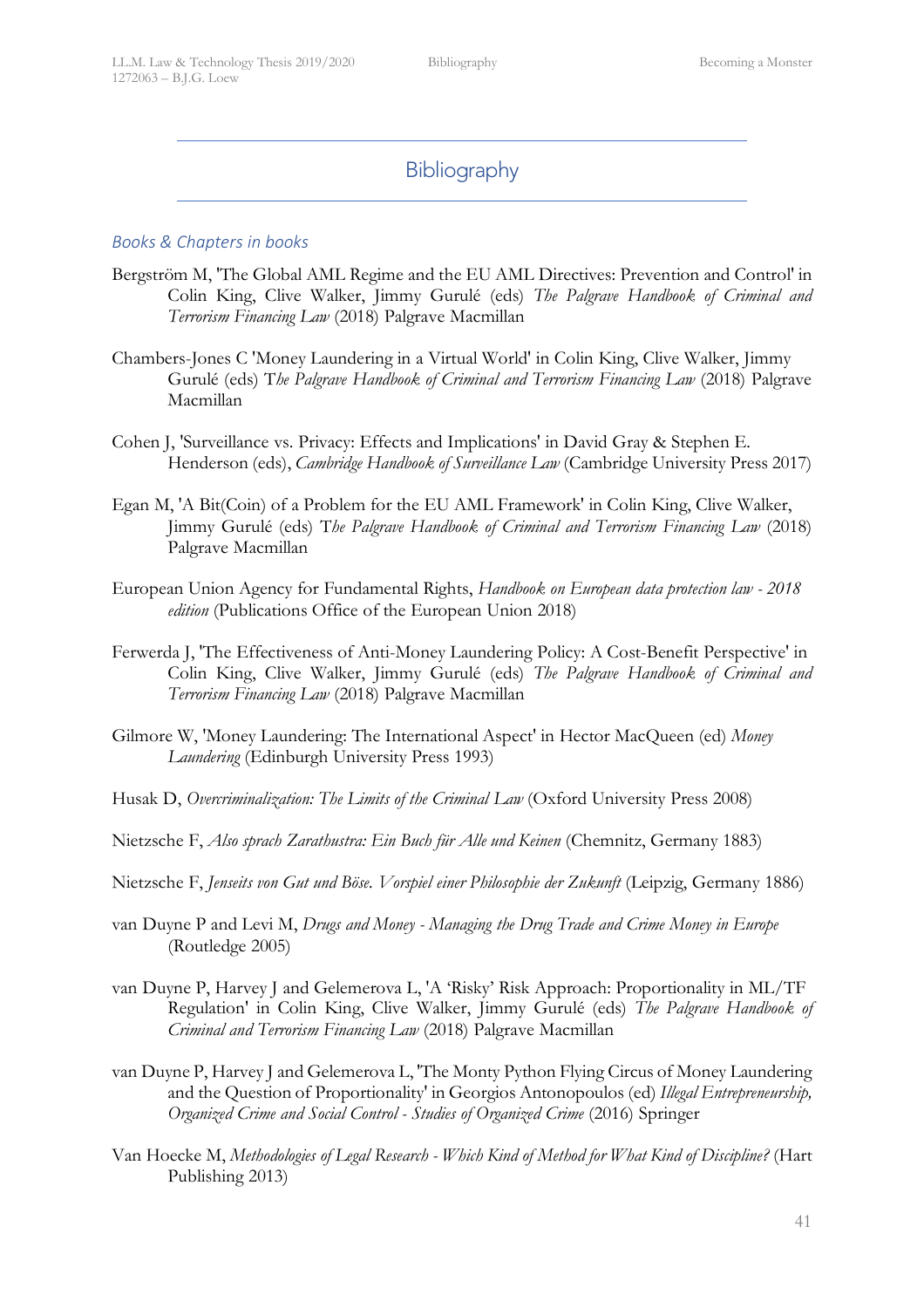# Bibliography

### *Books & Chapters in books*

Bergström M, 'The Global AML Regime and the EU AML Directives: Prevention and Control' in Colin King, Clive Walker, Jimmy Gurulé (eds) *The Palgrave Handbook of Criminal and Terrorism Financing Law* (2018) Palgrave Macmillan

Chambers-Jones C 'Money Laundering in a Virtual World' in Colin King, Clive Walker, Jimmy Gurulé (eds) T*he Palgrave Handbook of Criminal and Terrorism Financing Law* (2018) Palgrave Macmillan

Cohen J, 'Surveillance vs. Privacy: Effects and Implications' in David Gray & Stephen E. Henderson (eds), *Cambridge Handbook of Surveillance Law* (Cambridge University Press 2017)

Egan M, 'A Bit(Coin) of a Problem for the EU AML Framework' in Colin King, Clive Walker, Jimmy Gurulé (eds) T*he Palgrave Handbook of Criminal and Terrorism Financing Law* (2018) Palgrave Macmillan

European Union Agency for Fundamental Rights, *Handbook on European data protection law - 2018 edition* (Publications Office of the European Union 2018)

Ferwerda J, 'The Effectiveness of Anti-Money Laundering Policy: A Cost-Benefit Perspective' in Colin King, Clive Walker, Jimmy Gurulé (eds) *The Palgrave Handbook of Criminal and Terrorism Financing Law* (2018) Palgrave Macmillan

Gilmore W, 'Money Laundering: The International Aspect' in Hector MacQueen (ed) *Money Laundering* (Edinburgh University Press 1993)

Husak D, *Overcriminalization: The Limits of the Criminal Law* (Oxford University Press 2008)

Nietzsche F, *Also sprach Zarathustra: Ein Buch für Alle und Keinen* (Chemnitz, Germany 1883)

Nietzsche F, *Jenseits von Gut und Böse. Vorspiel einer Philosophie der Zukunft* (Leipzig, Germany 1886)

van Duyne P and Levi M, *Drugs and Money - Managing the Drug Trade and Crime Money in Europe* (Routledge 2005)

van Duyne P, Harvey J and Gelemerova L, 'A 'Risky' Risk Approach: Proportionality in ML/TF Regulation' in Colin King, Clive Walker, Jimmy Gurulé (eds) *The Palgrave Handbook of Criminal and Terrorism Financing Law* (2018) Palgrave Macmillan

van Duyne P, Harvey J and Gelemerova L, 'The Monty Python Flying Circus of Money Laundering and the Question of Proportionality' in Georgios Antonopoulos (ed) *Illegal Entrepreneurship, Organized Crime and Social Control - Studies of Organized Crime* (2016) Springer

Van Hoecke M, *Methodologies of Legal Research - Which Kind of Method for What Kind of Discipline?* (Hart Publishing 2013)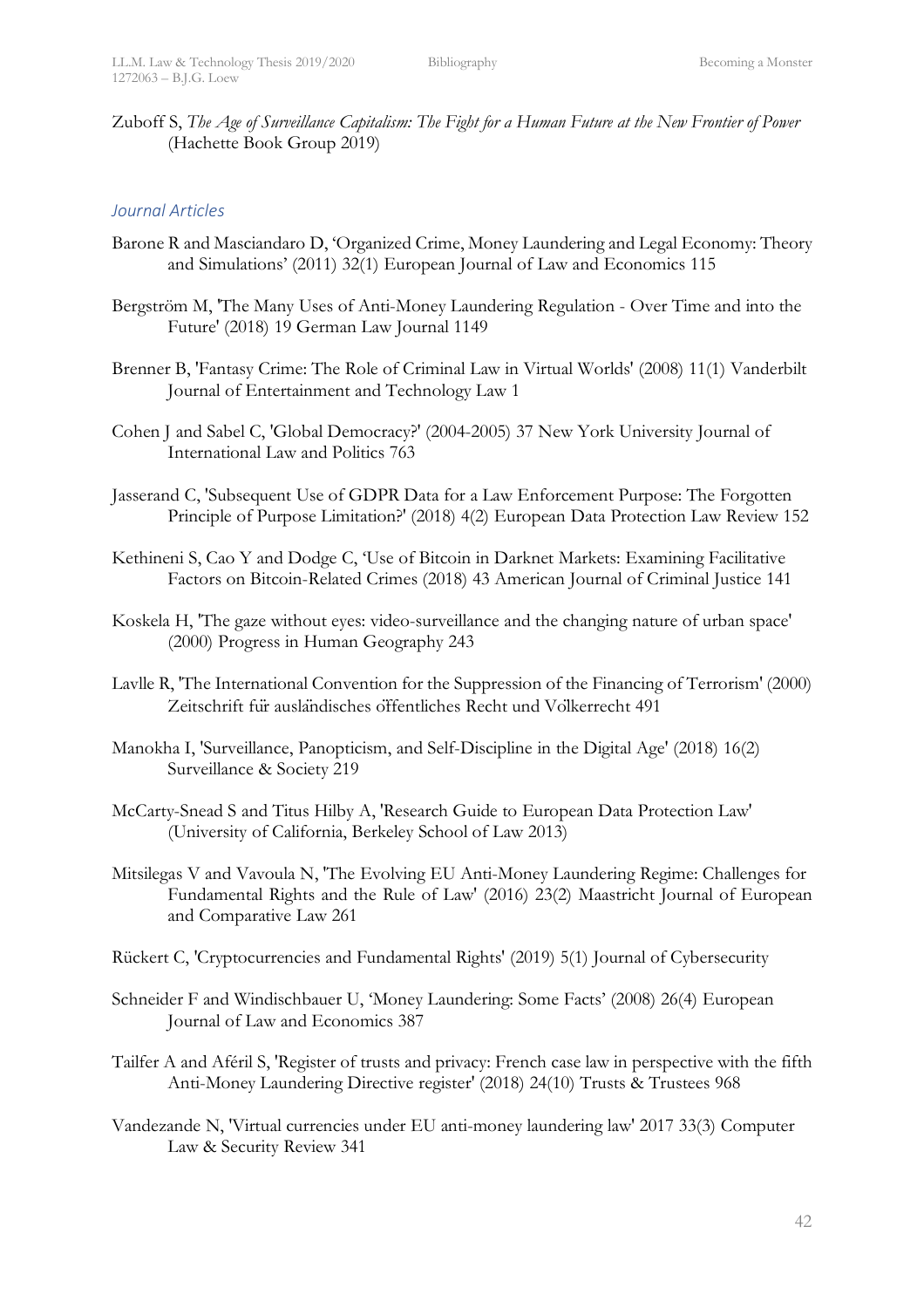Zuboff S, *The Age of Surveillance Capitalism: The Fight for a Human Future at the New Frontier of Power* (Hachette Book Group 2019)

### *Journal Articles*

Barone R and Masciandaro D, 'Organized Crime, Money Laundering and Legal Economy: Theory and Simulations' (2011) 32(1) European Journal of Law and Economics 115

Bergström M, 'The Many Uses of Anti-Money Laundering Regulation - Over Time and into the Future' (2018) 19 German Law Journal 1149

Brenner B, 'Fantasy Crime: The Role of Criminal Law in Virtual Worlds' (2008) 11(1) Vanderbilt Journal of Entertainment and Technology Law 1

Cohen J and Sabel C, 'Global Democracy?' (2004-2005) 37 New York University Journal of International Law and Politics 763

Jasserand C, 'Subsequent Use of GDPR Data for a Law Enforcement Purpose: The Forgotten Principle of Purpose Limitation?' (2018) 4(2) European Data Protection Law Review 152

Kethineni S, Cao Y and Dodge C, 'Use of Bitcoin in Darknet Markets: Examining Facilitative Factors on Bitcoin-Related Crimes (2018) 43 American Journal of Criminal Justice 141

Koskela H, 'The gaze without eyes: video-surveillance and the changing nature of urban space' (2000) Progress in Human Geography 243

Lavlle R, 'The International Convention for the Suppression of the Financing of Terrorism' (2000) Zeitschrift für ausländisches öffentliches Recht und Völkerrecht 491

Manokha I, 'Surveillance, Panopticism, and Self-Discipline in the Digital Age' (2018) 16(2) Surveillance & Society 219

McCarty-Snead S and Titus Hilby A, 'Research Guide to European Data Protection Law' (University of California, Berkeley School of Law 2013)

Mitsilegas V and Vavoula N, 'The Evolving EU Anti-Money Laundering Regime: Challenges for Fundamental Rights and the Rule of Law' (2016) 23(2) Maastricht Journal of European and Comparative Law 261

Rückert C, 'Cryptocurrencies and Fundamental Rights' (2019) 5(1) Journal of Cybersecurity

Schneider F and Windischbauer U, 'Money Laundering: Some Facts' (2008) 26(4) European Journal of Law and Economics 387

Tailfer A and Aféril S, 'Register of trusts and privacy: French case law in perspective with the fifth Anti-Money Laundering Directive register' (2018) 24(10) Trusts & Trustees 968

Vandezande N, 'Virtual currencies under EU anti-money laundering law' 2017 33(3) Computer Law & Security Review 341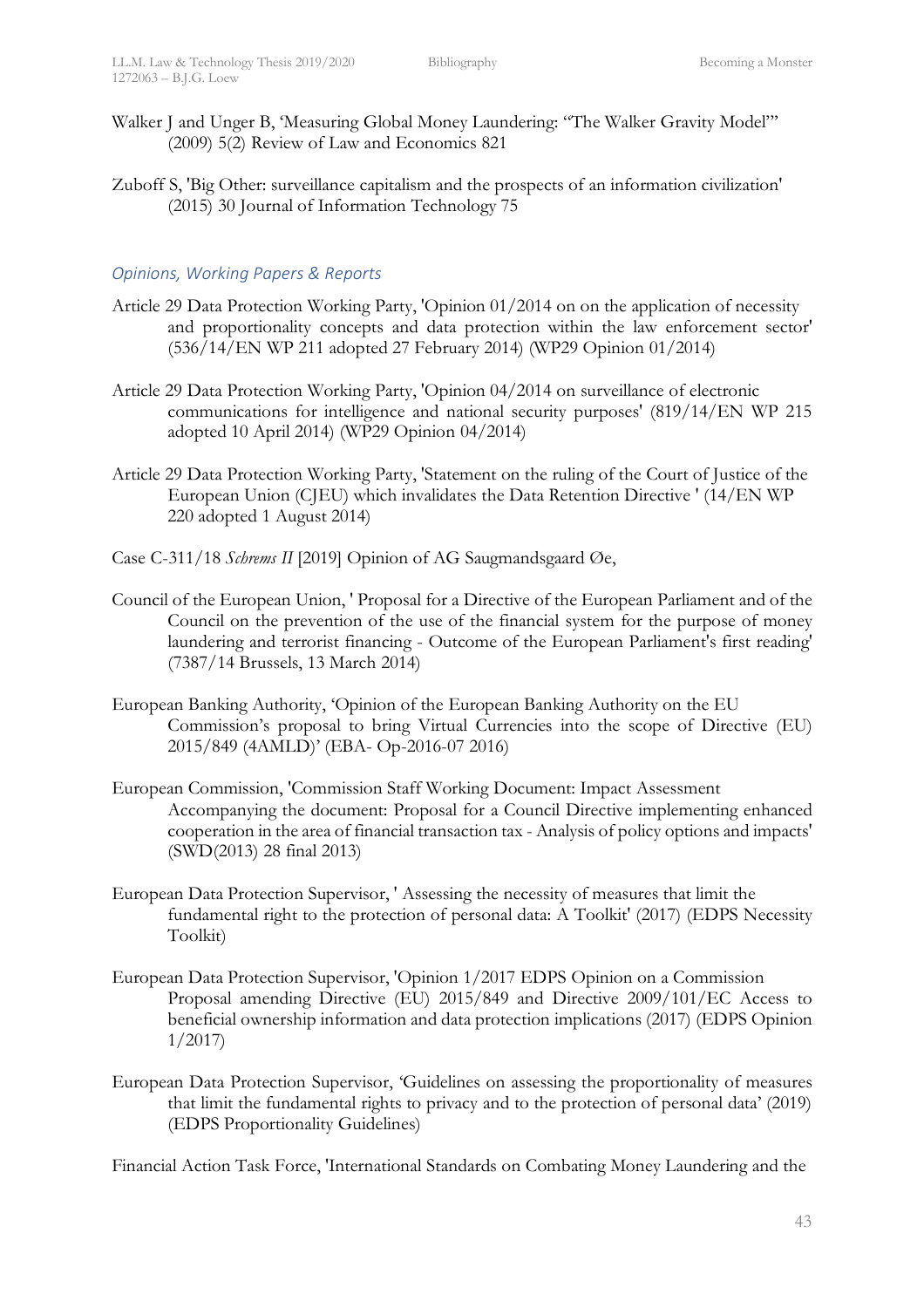Walker J and Unger B, 'Measuring Global Money Laundering: "The Walker Gravity Model"' (2009) 5(2) Review of Law and Economics 821

Zuboff S, 'Big Other: surveillance capitalism and the prospects of an information civilization' (2015) 30 Journal of Information Technology 75

### *Opinions, Working Papers & Reports*

Article 29 Data Protection Working Party, 'Opinion 01/2014 on on the application of necessity and proportionality concepts and data protection within the law enforcement sector' (536/14/EN WP 211 adopted 27 February 2014) (WP29 Opinion 01/2014)

Article 29 Data Protection Working Party, 'Opinion 04/2014 on surveillance of electronic communications for intelligence and national security purposes' (819/14/EN WP 215 adopted 10 April 2014) (WP29 Opinion 04/2014)

Article 29 Data Protection Working Party, 'Statement on the ruling of the Court of Justice of the European Union (CJEU) which invalidates the Data Retention Directive ' (14/EN WP 220 adopted 1 August 2014)

Case C-311/18 *Schrems II* [2019] Opinion of AG Saugmandsgaard Øe,

Council of the European Union, ' Proposal for a Directive of the European Parliament and of the Council on the prevention of the use of the financial system for the purpose of money laundering and terrorist financing - Outcome of the European Parliament's first reading' (7387/14 Brussels, 13 March 2014)

European Banking Authority, 'Opinion of the European Banking Authority on the EU Commission's proposal to bring Virtual Currencies into the scope of Directive (EU) 2015/849 (4AMLD)' (EBA- Op-2016-07 2016)

European Commission, 'Commission Staff Working Document: Impact Assessment Accompanying the document: Proposal for a Council Directive implementing enhanced cooperation in the area of financial transaction tax - Analysis of policy options and impacts' (SWD(2013) 28 final 2013)

European Data Protection Supervisor, ' Assessing the necessity of measures that limit the fundamental right to the protection of personal data: A Toolkit' (2017) (EDPS Necessity Toolkit)

European Data Protection Supervisor, 'Opinion 1/2017 EDPS Opinion on a Commission Proposal amending Directive (EU) 2015/849 and Directive 2009/101/EC Access to beneficial ownership information and data protection implications (2017) (EDPS Opinion 1/2017)

European Data Protection Supervisor, 'Guidelines on assessing the proportionality of measures that limit the fundamental rights to privacy and to the protection of personal data' (2019) (EDPS Proportionality Guidelines)

Financial Action Task Force, 'International Standards on Combating Money Laundering and the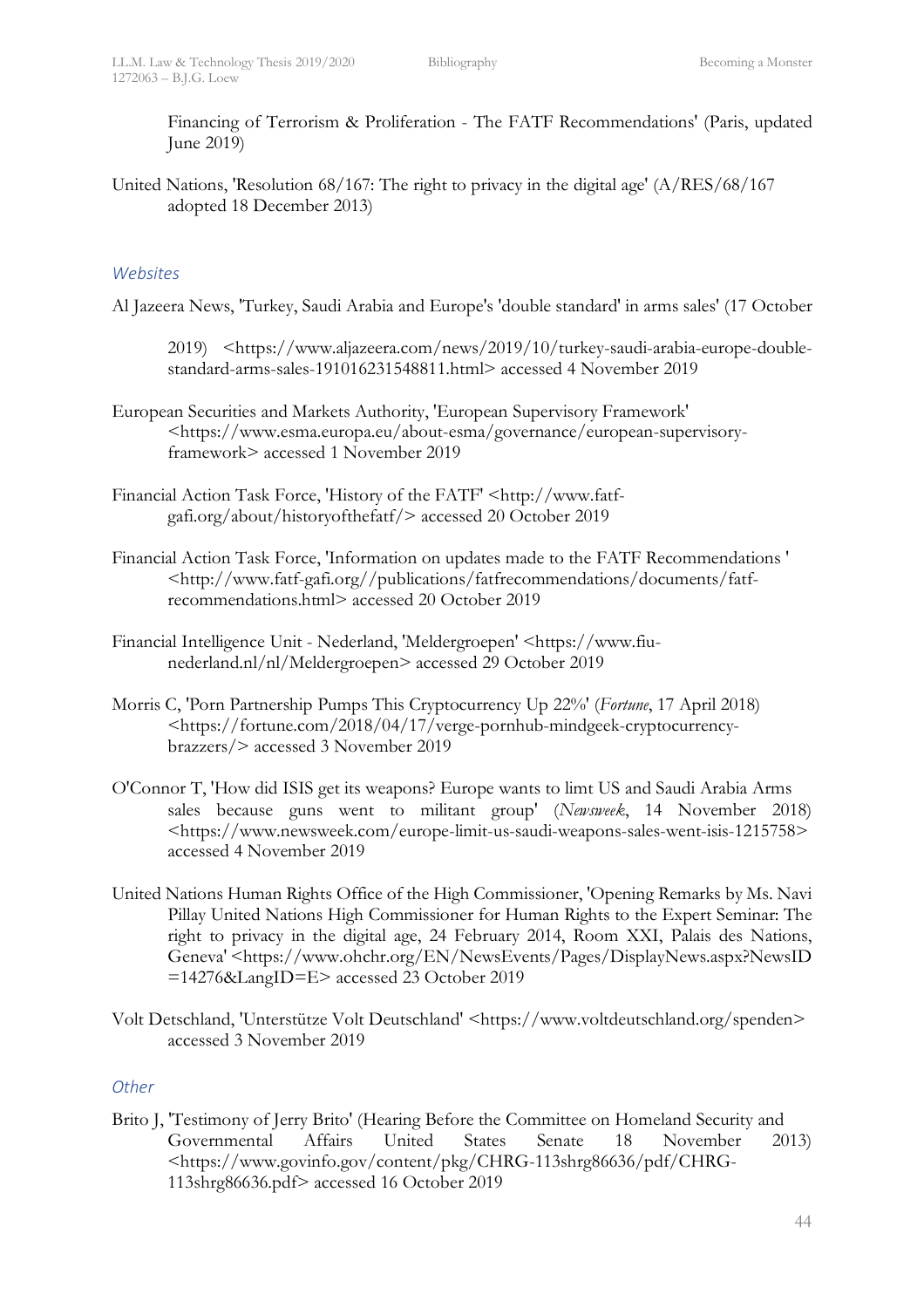Financing of Terrorism & Proliferation - The FATF Recommendations' (Paris, updated June 2019)

United Nations, 'Resolution 68/167: The right to privacy in the digital age' (A/RES/68/167 adopted 18 December 2013)

### *Websites*

Al Jazeera News, 'Turkey, Saudi Arabia and Europe's 'double standard' in arms sales' (17 October 2019) <https://www.aljazeera.com/news/2019/10/turkey-saudi-arabia-europe-double-standard-arms-sales-191016231548811.html> accessed 4 November 2019

European Securities and Markets Authority, 'European Supervisory Framework' <https://www.esma.europa.eu/about-esma/governance/european-supervisory-framework> accessed 1 November 2019

Financial Action Task Force, 'History of the FATF' <http://www.fatf-gafi.org/about/historyofthefatf/> accessed 20 October 2019

Financial Action Task Force, 'Information on updates made to the FATF Recommendations ' <http://www.fatf-gafi.org//publications/fatfrecommendations/documents/fatf-recommendations.html> accessed 20 October 2019

Financial Intelligence Unit - Nederland, 'Meldergroepen' <https://www.fiu-nederland.nl/nl/Meldergroepen> accessed 29 October 2019

Morris C, 'Porn Partnership Pumps This Cryptocurrency Up 22%' (*Fortune*, 17 April 2018) <https://fortune.com/2018/04/17/verge-pornhub-mindgeek-cryptocurrency-brazzers/> accessed 3 November 2019

O'Connor T, 'How did ISIS get its weapons? Europe wants to limt US and Saudi Arabia Arms sales because guns went to militant group' (*Newsweek*, 14 November 2018) <https://www.newsweek.com/europe-limit-us-saudi-weapons-sales-went-isis-1215758> accessed 4 November 2019

United Nations Human Rights Office of the High Commissioner, 'Opening Remarks by Ms. Navi Pillay United Nations High Commissioner for Human Rights to the Expert Seminar: The right to privacy in the digital age, 24 February 2014, Room XXI, Palais des Nations, Geneva' <https://www.ohchr.org/EN/NewsEvents/Pages/DisplayNews.aspx?NewsID=14276&LangID=E> accessed 23 October 2019

Volt Detschland, 'Unterstütze Volt Deutschland' <https://www.voltdeutschland.org/spenden> accessed 3 November 2019

### *Other*

Brito J, 'Testimony of Jerry Brito' (Hearing Before the Committee on Homeland Security and Governmental Affairs United States Senate 18 November 2013) <https://www.govinfo.gov/content/pkg/CHRG-113shrg86636/pdf/CHRG-113shrg86636.pdf> accessed 16 October 2019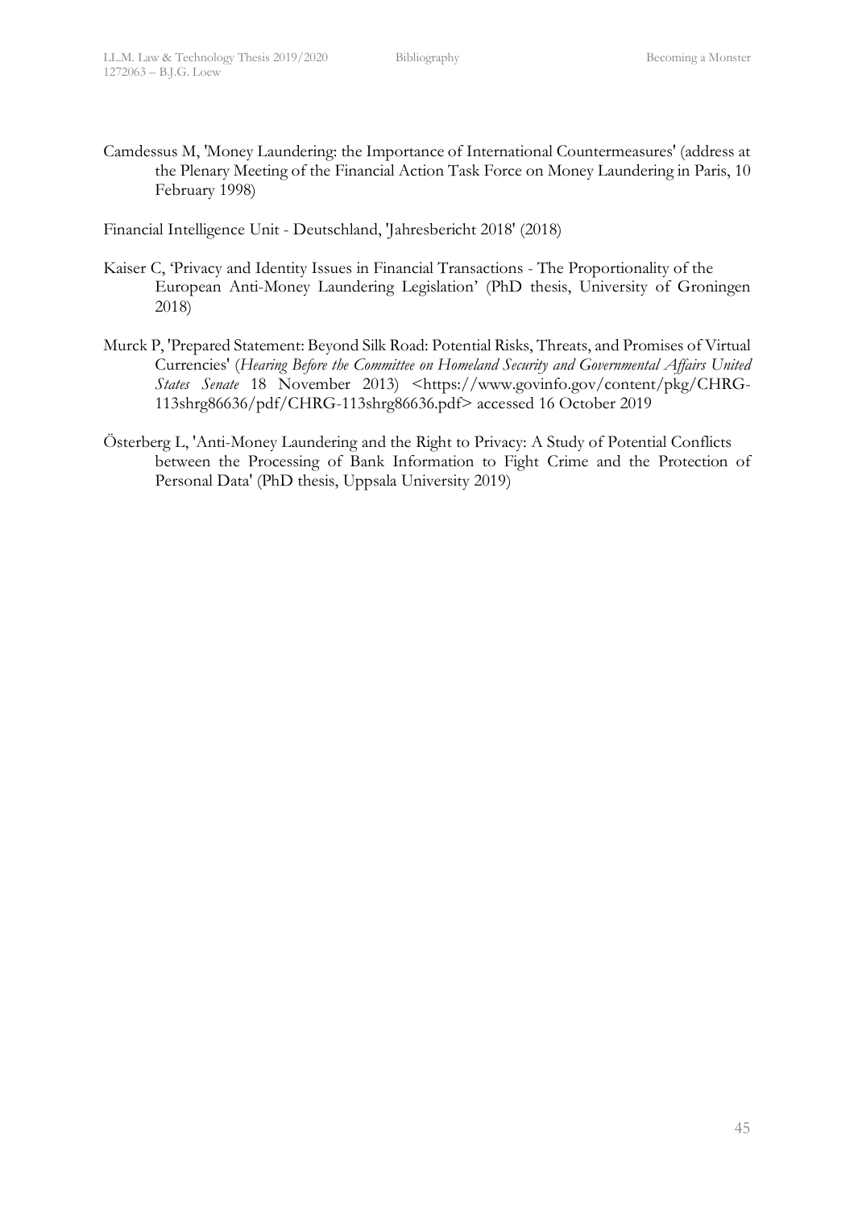Camdessus M, 'Money Laundering: the Importance of International Countermeasures' (address at the Plenary Meeting of the Financial Action Task Force on Money Laundering in Paris, 10 February 1998)

Financial Intelligence Unit - Deutschland, 'Jahresbericht 2018' (2018)

Kaiser C, 'Privacy and Identity Issues in Financial Transactions - The Proportionality of the European Anti-Money Laundering Legislation' (PhD thesis, University of Groningen 2018)

Murck P, 'Prepared Statement: Beyond Silk Road: Potential Risks, Threats, and Promises of Virtual Currencies' (*Hearing Before the Committee on Homeland Security and Governmental Affairs United States Senate* 18 November 2013) <https://www.govinfo.gov/content/pkg/CHRG-113shrg86636/pdf/CHRG-113shrg86636.pdf> accessed 16 October 2019

Österberg L, 'Anti-Money Laundering and the Right to Privacy: A Study of Potential Conflicts between the Processing of Bank Information to Fight Crime and the Protection of Personal Data' (PhD thesis, Uppsala University 2019)